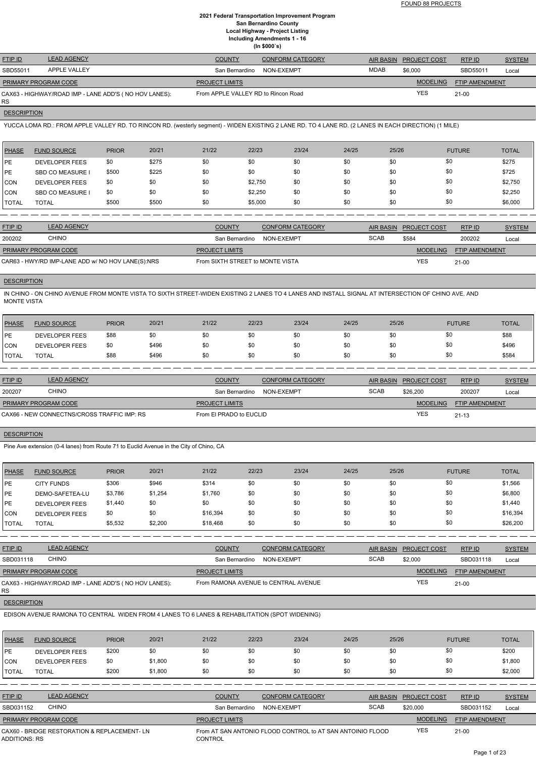FOUND 88 PROJECTS

# 2021 Federal Transportation Improvement Program
## San Bernardino County
## Local Highway - Project Listing
## Including Amendments 1 - 16
## (In $000`s)

| FTIP ID | LEAD AGENCY | COUNTY | CONFORM CATEGORY | AIR BASIN | PROJECT COST | RTP ID | SYSTEM |
|---|---|---|---|---|---|---|---|
| SBD55011 | APPLE VALLEY | San Bernardino | NON-EXEMPT | MDAB | $6,000 | SBD55011 | Local |

| PRIMARY PROGRAM CODE | PROJECT LIMITS | MODELING | FTIP AMENDMENT |
|---|---|---|---|
| CAX63 - HIGHWAY/ROAD IMP - LANE ADD'S ( NO HOV LANES): RS | From APPLE VALLEY RD to Rincon Road | YES | 21-00 |

**DESCRIPTION**

YUCCA LOMA RD.: FROM APPLE VALLEY RD. TO RINCON RD. (westerly segment) - WIDEN EXISTING 2 LANE RD. TO 4 LANE RD. (2 LANES IN EACH DIRECTION) (1 MILE)

| PHASE | FUND SOURCE | PRIOR | 20/21 | 21/22 | 22/23 | 23/24 | 24/25 | 25/26 | FUTURE | TOTAL |
|---|---|---|---|---|---|---|---|---|---|---|
| PE | DEVELOPER FEES | $0 | $275 | $0 | $0 | $0 | $0 | $0 | $0 | $275 |
| PE | SBD CO MEASURE I | $500 | $225 | $0 | $0 | $0 | $0 | $0 | $0 | $725 |
| CON | DEVELOPER FEES | $0 | $0 | $0 | $2,750 | $0 | $0 | $0 | $0 | $2,750 |
| CON | SBD CO MEASURE I | $0 | $0 | $0 | $2,250 | $0 | $0 | $0 | $0 | $2,250 |
| TOTAL | TOTAL | $500 | $500 | $0 | $5,000 | $0 | $0 | $0 | $0 | $6,000 |

| FTIP ID | LEAD AGENCY | COUNTY | CONFORM CATEGORY | AIR BASIN | PROJECT COST | RTP ID | SYSTEM |
|---|---|---|---|---|---|---|---|
| 200202 | CHINO | San Bernardino | NON-EXEMPT | SCAB | $584 | 200202 | Local |

| PRIMARY PROGRAM CODE | PROJECT LIMITS | MODELING | FTIP AMENDMENT |
|---|---|---|---|
| CAR63 - HWY/RD IMP-LANE ADD w/ NO HOV LANE(S):NRS | From SIXTH STREET to MONTE VISTA | YES | 21-00 |

**DESCRIPTION**

IN CHINO - ON CHINO AVENUE FROM MONTE VISTA TO SIXTH STREET-WIDEN EXISTING 2 LANES TO 4 LANES AND INSTALL SIGNAL AT INTERSECTION OF CHINO AVE. AND MONTE VISTA

| PHASE | FUND SOURCE | PRIOR | 20/21 | 21/22 | 22/23 | 23/24 | 24/25 | 25/26 | FUTURE | TOTAL |
|---|---|---|---|---|---|---|---|---|---|---|
| PE | DEVELOPER FEES | $88 | $0 | $0 | $0 | $0 | $0 | $0 | $0 | $88 |
| CON | DEVELOPER FEES | $0 | $496 | $0 | $0 | $0 | $0 | $0 | $0 | $496 |
| TOTAL | TOTAL | $88 | $496 | $0 | $0 | $0 | $0 | $0 | $0 | $584 |

| FTIP ID | LEAD AGENCY | COUNTY | CONFORM CATEGORY | AIR BASIN | PROJECT COST | RTP ID | SYSTEM |
|---|---|---|---|---|---|---|---|
| 200207 | CHINO | San Bernardino | NON-EXEMPT | SCAB | $26,200 | 200207 | Local |

| PRIMARY PROGRAM CODE | PROJECT LIMITS | MODELING | FTIP AMENDMENT |
|---|---|---|---|
| CAX66 - NEW CONNECTNS/CROSS TRAFFIC IMP: RS | From El PRADO to EUCLID | YES | 21-13 |

**DESCRIPTION**

Pine Ave extension (0-4 lanes) from Route 71 to Euclid Avenue in the City of Chino, CA

| PHASE | FUND SOURCE | PRIOR | 20/21 | 21/22 | 22/23 | 23/24 | 24/25 | 25/26 | FUTURE | TOTAL |
|---|---|---|---|---|---|---|---|---|---|---|
| PE | CITY FUNDS | $306 | $946 | $314 | $0 | $0 | $0 | $0 | $0 | $1,566 |
| PE | DEMO-SAFETEA-LU | $3,786 | $1,254 | $1,760 | $0 | $0 | $0 | $0 | $0 | $6,800 |
| PE | DEVELOPER FEES | $1,440 | $0 | $0 | $0 | $0 | $0 | $0 | $0 | $1,440 |
| CON | DEVELOPER FEES | $0 | $0 | $16,394 | $0 | $0 | $0 | $0 | $0 | $16,394 |
| TOTAL | TOTAL | $5,532 | $2,200 | $18,468 | $0 | $0 | $0 | $0 | $0 | $26,200 |

| FTIP ID | LEAD AGENCY | COUNTY | CONFORM CATEGORY | AIR BASIN | PROJECT COST | RTP ID | SYSTEM |
|---|---|---|---|---|---|---|---|
| SBD031118 | CHINO | San Bernardino | NON-EXEMPT | SCAB | $2,000 | SBD031118 | Local |

| PRIMARY PROGRAM CODE | PROJECT LIMITS | MODELING | FTIP AMENDMENT |
|---|---|---|---|
| CAX63 - HIGHWAY/ROAD IMP - LANE ADD'S ( NO HOV LANES): RS | From RAMONA AVENUE to CENTRAL AVENUE | YES | 21-00 |

**DESCRIPTION**

EDISON AVENUE RAMONA TO CENTRAL WIDEN FROM 4 LANES TO 6 LANES & REHABILITATION (SPOT WIDENING)

| PHASE | FUND SOURCE | PRIOR | 20/21 | 21/22 | 22/23 | 23/24 | 24/25 | 25/26 | FUTURE | TOTAL |
|---|---|---|---|---|---|---|---|---|---|---|
| PE | DEVELOPER FEES | $200 | $0 | $0 | $0 | $0 | $0 | $0 | $0 | $200 |
| CON | DEVELOPER FEES | $0 | $1,800 | $0 | $0 | $0 | $0 | $0 | $0 | $1,800 |
| TOTAL | TOTAL | $200 | $1,800 | $0 | $0 | $0 | $0 | $0 | $0 | $2,000 |

| FTIP ID | LEAD AGENCY | COUNTY | CONFORM CATEGORY | AIR BASIN | PROJECT COST | RTP ID | SYSTEM |
|---|---|---|---|---|---|---|---|
| SBD031152 | CHINO | San Bernardino | NON-EXEMPT | SCAB | $20,000 | SBD031152 | Local |

| PRIMARY PROGRAM CODE | PROJECT LIMITS | MODELING | FTIP AMENDMENT |
|---|---|---|---|
| CAX60 - BRIDGE RESTORATION & REPLACEMENT- LN ADDITIONS: RS | From AT SAN ANTONIO FLOOD CONTROL to AT SAN ANTOINIO FLOOD CONTROL | YES | 21-00 |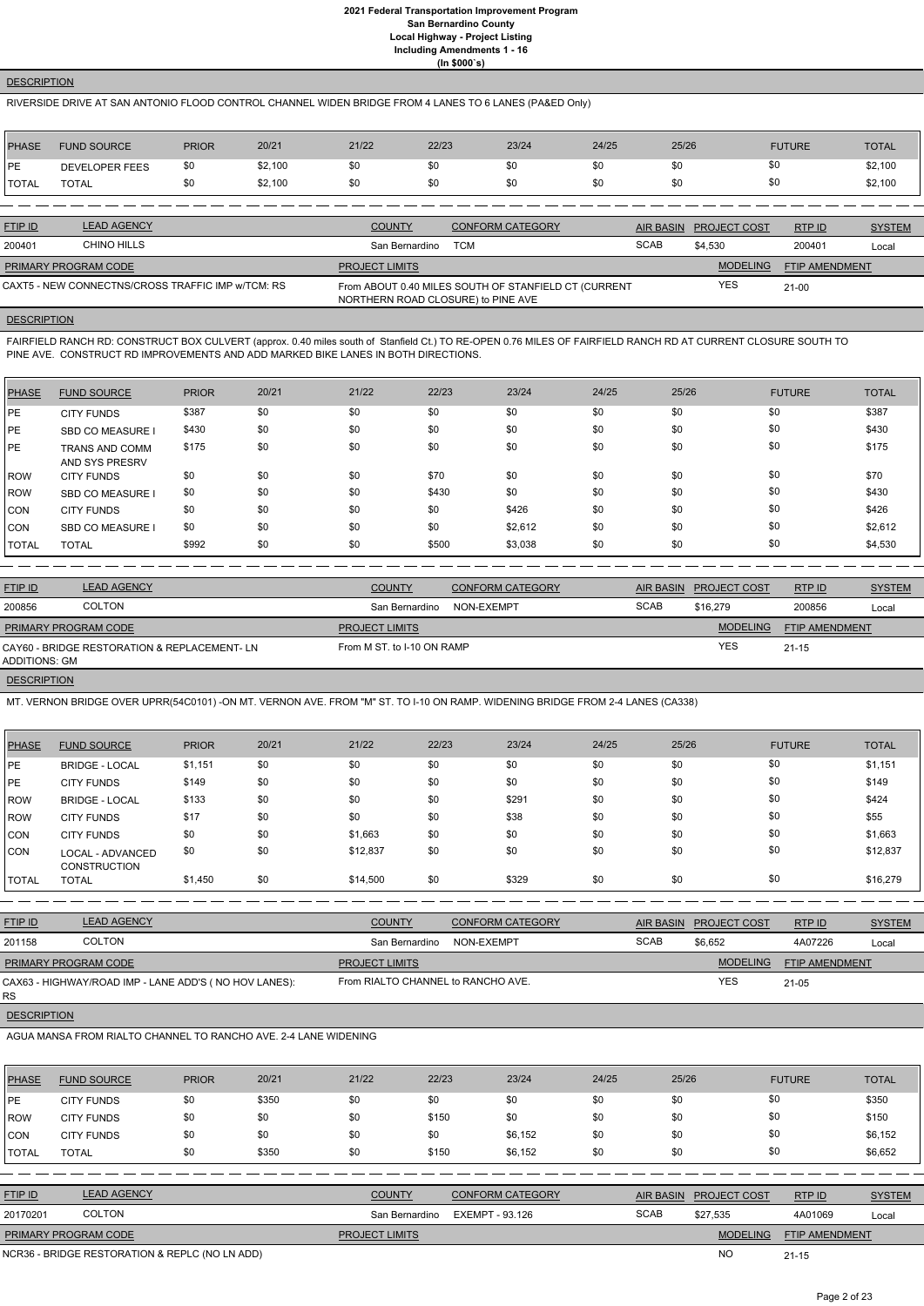**DESCRIPTION**

RIVERSIDE DRIVE AT SAN ANTONIO FLOOD CONTROL CHANNEL WIDEN BRIDGE FROM 4 LANES TO 6 LANES (PA&ED Only)

| PHASE | FUND SOURCE | PRIOR | 20/21 | 21/22 | 22/23 | 23/24 | 24/25 | 25/26 | FUTURE | TOTAL |
|---|---|---|---|---|---|---|---|---|---|---|
| PE | DEVELOPER FEES | $0 | $2,100 | $0 | $0 | $0 | $0 | $0 | $0 | $2,100 |
| TOTAL | TOTAL | $0 | $2,100 | $0 | $0 | $0 | $0 | $0 | $0 | $2,100 |

| FTIP ID | LEAD AGENCY | COUNTY | CONFORM CATEGORY | AIR BASIN | PROJECT COST | RTP ID | SYSTEM |
|---|---|---|---|---|---|---|---|
| 200401 | CHINO HILLS | San Bernardino | TCM | SCAB | $4,530 | 200401 | Local |

| PRIMARY PROGRAM CODE | PROJECT LIMITS | MODELING | FTIP AMENDMENT |
|---|---|---|---|
| CAXT5 - NEW CONNECTNS/CROSS TRAFFIC IMP w/TCM: RS | From ABOUT 0.40 MILES SOUTH OF STANFIELD CT (CURRENT NORTHERN ROAD CLOSURE) to PINE AVE | YES | 21-00 |

**DESCRIPTION**

FAIRFIELD RANCH RD: CONSTRUCT BOX CULVERT (approx. 0.40 miles south of Stanfield Ct.) TO RE-OPEN 0.76 MILES OF FAIRFIELD RANCH RD AT CURRENT CLOSURE SOUTH TO PINE AVE. CONSTRUCT RD IMPROVEMENTS AND ADD MARKED BIKE LANES IN BOTH DIRECTIONS.

| PHASE | FUND SOURCE | PRIOR | 20/21 | 21/22 | 22/23 | 23/24 | 24/25 | 25/26 | FUTURE | TOTAL |
|---|---|---|---|---|---|---|---|---|---|---|
| PE | CITY FUNDS | $387 | $0 | $0 | $0 | $0 | $0 | $0 | $0 | $387 |
| PE | SBD CO MEASURE I | $430 | $0 | $0 | $0 | $0 | $0 | $0 | $0 | $430 |
| PE | TRANS AND COMM AND SYS PRESRV | $175 | $0 | $0 | $0 | $0 | $0 | $0 | $0 | $175 |
| ROW | CITY FUNDS | $0 | $0 | $0 | $70 | $0 | $0 | $0 | $0 | $70 |
| ROW | SBD CO MEASURE I | $0 | $0 | $0 | $430 | $0 | $0 | $0 | $0 | $430 |
| CON | CITY FUNDS | $0 | $0 | $0 | $0 | $426 | $0 | $0 | $0 | $426 |
| CON | SBD CO MEASURE I | $0 | $0 | $0 | $0 | $2,612 | $0 | $0 | $0 | $2,612 |
| TOTAL | TOTAL | $992 | $0 | $0 | $500 | $3,038 | $0 | $0 | $0 | $4,530 |

| FTIP ID | LEAD AGENCY | COUNTY | CONFORM CATEGORY | AIR BASIN | PROJECT COST | RTP ID | SYSTEM |
|---|---|---|---|---|---|---|---|
| 200856 | COLTON | San Bernardino | NON-EXEMPT | SCAB | $16,279 | 200856 | Local |

| PRIMARY PROGRAM CODE | PROJECT LIMITS | MODELING | FTIP AMENDMENT |
|---|---|---|---|
| CAY60 - BRIDGE RESTORATION & REPLACEMENT- LN ADDITIONS: GM | From M ST. to I-10 ON RAMP | YES | 21-15 |

**DESCRIPTION**

MT. VERNON BRIDGE OVER UPRR(54C0101) -ON MT. VERNON AVE. FROM "M" ST. TO I-10 ON RAMP. WIDENING BRIDGE FROM 2-4 LANES (CA338)

| PHASE | FUND SOURCE | PRIOR | 20/21 | 21/22 | 22/23 | 23/24 | 24/25 | 25/26 | FUTURE | TOTAL |
|---|---|---|---|---|---|---|---|---|---|---|
| PE | BRIDGE - LOCAL | $1,151 | $0 | $0 | $0 | $0 | $0 | $0 | $0 | $1,151 |
| PE | CITY FUNDS | $149 | $0 | $0 | $0 | $0 | $0 | $0 | $0 | $149 |
| ROW | BRIDGE - LOCAL | $133 | $0 | $0 | $0 | $291 | $0 | $0 | $0 | $424 |
| ROW | CITY FUNDS | $17 | $0 | $0 | $0 | $38 | $0 | $0 | $0 | $55 |
| CON | CITY FUNDS | $0 | $0 | $1,663 | $0 | $0 | $0 | $0 | $0 | $1,663 |
| CON | LOCAL - ADVANCED CONSTRUCTION | $0 | $0 | $12,837 | $0 | $0 | $0 | $0 | $0 | $12,837 |
| TOTAL | TOTAL | $1,450 | $0 | $14,500 | $0 | $329 | $0 | $0 | $0 | $16,279 |

| FTIP ID | LEAD AGENCY | COUNTY | CONFORM CATEGORY | AIR BASIN | PROJECT COST | RTP ID | SYSTEM |
|---|---|---|---|---|---|---|---|
| 201158 | COLTON | San Bernardino | NON-EXEMPT | SCAB | $6,652 | 4A07226 | Local |

| PRIMARY PROGRAM CODE | PROJECT LIMITS | MODELING | FTIP AMENDMENT |
|---|---|---|---|
| CAX63 - HIGHWAY/ROAD IMP - LANE ADD'S ( NO HOV LANES): RS | From RIALTO CHANNEL to RANCHO AVE. | YES | 21-05 |

**DESCRIPTION**

AGUA MANSA FROM RIALTO CHANNEL TO RANCHO AVE. 2-4 LANE WIDENING

| PHASE | FUND SOURCE | PRIOR | 20/21 | 21/22 | 22/23 | 23/24 | 24/25 | 25/26 | FUTURE | TOTAL |
|---|---|---|---|---|---|---|---|---|---|---|
| PE | CITY FUNDS | $0 | $350 | $0 | $0 | $0 | $0 | $0 | $0 | $350 |
| ROW | CITY FUNDS | $0 | $0 | $0 | $150 | $0 | $0 | $0 | $0 | $150 |
| CON | CITY FUNDS | $0 | $0 | $0 | $0 | $6,152 | $0 | $0 | $0 | $6,152 |
| TOTAL | TOTAL | $0 | $350 | $0 | $150 | $6,152 | $0 | $0 | $0 | $6,652 |

| FTIP ID | LEAD AGENCY | COUNTY | CONFORM CATEGORY | AIR BASIN | PROJECT COST | RTP ID | SYSTEM |
|---|---|---|---|---|---|---|---|
| 20170201 | COLTON | San Bernardino | EXEMPT - 93.126 | SCAB | $27,535 | 4A01069 | Local |

| PRIMARY PROGRAM CODE | PROJECT LIMITS | MODELING | FTIP AMENDMENT |
|---|---|---|---|
| NCR36 - BRIDGE RESTORATION & REPLC (NO LN ADD) | | NO | 21-15 |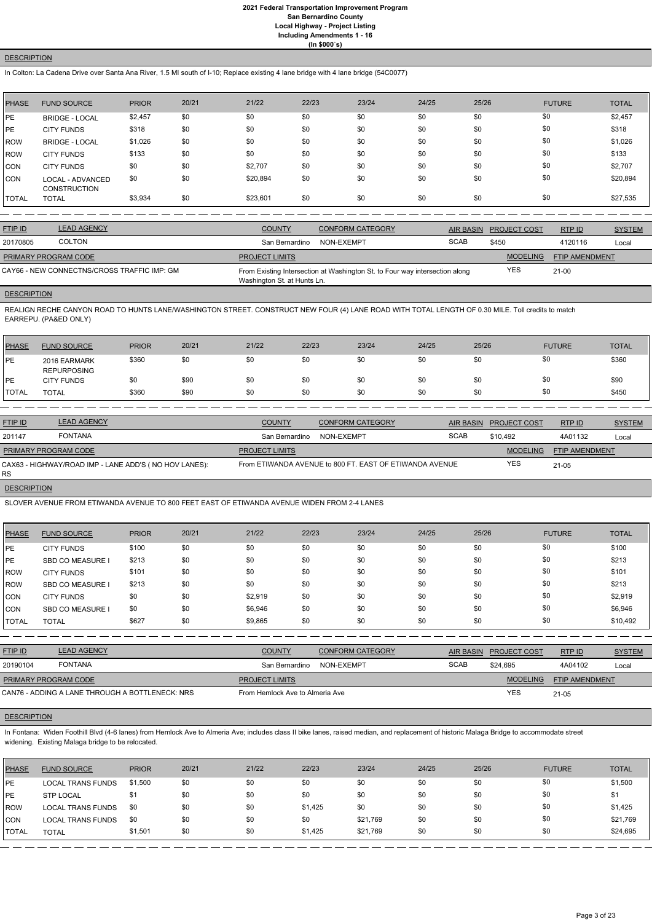# 2021 Federal Transportation Improvement Program
## San Bernardino County
### Local Highway - Project Listing
### Including Amendments 1 - 16
### (In $000`s)

**DESCRIPTION**

In Colton: La Cadena Drive over Santa Ana River, 1.5 MI south of I-10; Replace existing 4 lane bridge with 4 lane bridge (54C0077)

| PHASE | FUND SOURCE | PRIOR | 20/21 | 21/22 | 22/23 | 23/24 | 24/25 | 25/26 | FUTURE | TOTAL |
|---|---|---|---|---|---|---|---|---|---|---|
| PE | BRIDGE - LOCAL | $2,457 | $0 | $0 | $0 | $0 | $0 | $0 | $0 | $2,457 |
| PE | CITY FUNDS | $318 | $0 | $0 | $0 | $0 | $0 | $0 | $0 | $318 |
| ROW | BRIDGE - LOCAL | $1,026 | $0 | $0 | $0 | $0 | $0 | $0 | $0 | $1,026 |
| ROW | CITY FUNDS | $133 | $0 | $0 | $0 | $0 | $0 | $0 | $0 | $133 |
| CON | CITY FUNDS | $0 | $0 | $2,707 | $0 | $0 | $0 | $0 | $0 | $2,707 |
| CON | LOCAL - ADVANCED CONSTRUCTION | $0 | $0 | $20,894 | $0 | $0 | $0 | $0 | $0 | $20,894 |
| TOTAL | TOTAL | $3,934 | $0 | $23,601 | $0 | $0 | $0 | $0 | $0 | $27,535 |

| FTIP ID | LEAD AGENCY | COUNTY | CONFORM CATEGORY | AIR BASIN | PROJECT COST | RTP ID | SYSTEM |
|---|---|---|---|---|---|---|---|
| 20170805 | COLTON | San Bernardino | NON-EXEMPT | SCAB | $450 | 4120116 | Local |

| PRIMARY PROGRAM CODE | PROJECT LIMITS | MODELING | FTIP AMENDMENT |
|---|---|---|---|
| CAY66 - NEW CONNECTNS/CROSS TRAFFIC IMP: GM | From Existing Intersection at Washington St. to Four way intersection along Washington St. at Hunts Ln. | YES | 21-00 |

**DESCRIPTION**

REALIGN RECHE CANYON ROAD TO HUNTS LANE/WASHINGTON STREET. CONSTRUCT NEW FOUR (4) LANE ROAD WITH TOTAL LENGTH OF 0.30 MILE. Toll credits to match EARREPU. (PA&ED ONLY)

| PHASE | FUND SOURCE | PRIOR | 20/21 | 21/22 | 22/23 | 23/24 | 24/25 | 25/26 | FUTURE | TOTAL |
|---|---|---|---|---|---|---|---|---|---|---|
| PE | 2016 EARMARK REPURPOSING | $360 | $0 | $0 | $0 | $0 | $0 | $0 | $0 | $360 |
| PE | CITY FUNDS | $0 | $90 | $0 | $0 | $0 | $0 | $0 | $0 | $90 |
| TOTAL | TOTAL | $360 | $90 | $0 | $0 | $0 | $0 | $0 | $0 | $450 |

| FTIP ID | LEAD AGENCY | COUNTY | CONFORM CATEGORY | AIR BASIN | PROJECT COST | RTP ID | SYSTEM |
|---|---|---|---|---|---|---|---|
| 201147 | FONTANA | San Bernardino | NON-EXEMPT | SCAB | $10,492 | 4A01132 | Local |

| PRIMARY PROGRAM CODE | PROJECT LIMITS | MODELING | FTIP AMENDMENT |
|---|---|---|---|
| CAX63 - HIGHWAY/ROAD IMP - LANE ADD'S ( NO HOV LANES): RS | From ETIWANDA AVENUE to 800 FT. EAST OF ETIWANDA AVENUE | YES | 21-05 |

**DESCRIPTION**

SLOVER AVENUE FROM ETIWANDA AVENUE TO 800 FEET EAST OF ETIWANDA AVENUE WIDEN FROM 2-4 LANES

| PHASE | FUND SOURCE | PRIOR | 20/21 | 21/22 | 22/23 | 23/24 | 24/25 | 25/26 | FUTURE | TOTAL |
|---|---|---|---|---|---|---|---|---|---|---|
| PE | CITY FUNDS | $100 | $0 | $0 | $0 | $0 | $0 | $0 | $0 | $100 |
| PE | SBD CO MEASURE I | $213 | $0 | $0 | $0 | $0 | $0 | $0 | $0 | $213 |
| ROW | CITY FUNDS | $101 | $0 | $0 | $0 | $0 | $0 | $0 | $0 | $101 |
| ROW | SBD CO MEASURE I | $213 | $0 | $0 | $0 | $0 | $0 | $0 | $0 | $213 |
| CON | CITY FUNDS | $0 | $0 | $2,919 | $0 | $0 | $0 | $0 | $0 | $2,919 |
| CON | SBD CO MEASURE I | $0 | $0 | $6,946 | $0 | $0 | $0 | $0 | $0 | $6,946 |
| TOTAL | TOTAL | $627 | $0 | $9,865 | $0 | $0 | $0 | $0 | $0 | $10,492 |

| FTIP ID | LEAD AGENCY | COUNTY | CONFORM CATEGORY | AIR BASIN | PROJECT COST | RTP ID | SYSTEM |
|---|---|---|---|---|---|---|---|
| 20190104 | FONTANA | San Bernardino | NON-EXEMPT | SCAB | $24,695 | 4A04102 | Local |

| PRIMARY PROGRAM CODE | PROJECT LIMITS | MODELING | FTIP AMENDMENT |
|---|---|---|---|
| CAN76 - ADDING A LANE THROUGH A BOTTLENECK: NRS | From Hemlock Ave to Almeria Ave | YES | 21-05 |

**DESCRIPTION**

In Fontana: Widen Foothill Blvd (4-6 lanes) from Hemlock Ave to Almeria Ave; includes class II bike lanes, raised median, and replacement of historic Malaga Bridge to accommodate street widening. Existing Malaga bridge to be relocated.

| PHASE | FUND SOURCE | PRIOR | 20/21 | 21/22 | 22/23 | 23/24 | 24/25 | 25/26 | FUTURE | TOTAL |
|---|---|---|---|---|---|---|---|---|---|---|
| PE | LOCAL TRANS FUNDS | $1,500 | $0 | $0 | $0 | $0 | $0 | $0 | $0 | $1,500 |
| PE | STP LOCAL | $1 | $0 | $0 | $0 | $0 | $0 | $0 | $0 | $1 |
| ROW | LOCAL TRANS FUNDS | $0 | $0 | $0 | $1,425 | $0 | $0 | $0 | $0 | $1,425 |
| CON | LOCAL TRANS FUNDS | $0 | $0 | $0 | $0 | $21,769 | $0 | $0 | $0 | $21,769 |
| TOTAL | TOTAL | $1,501 | $0 | $0 | $1,425 | $21,769 | $0 | $0 | $0 | $24,695 |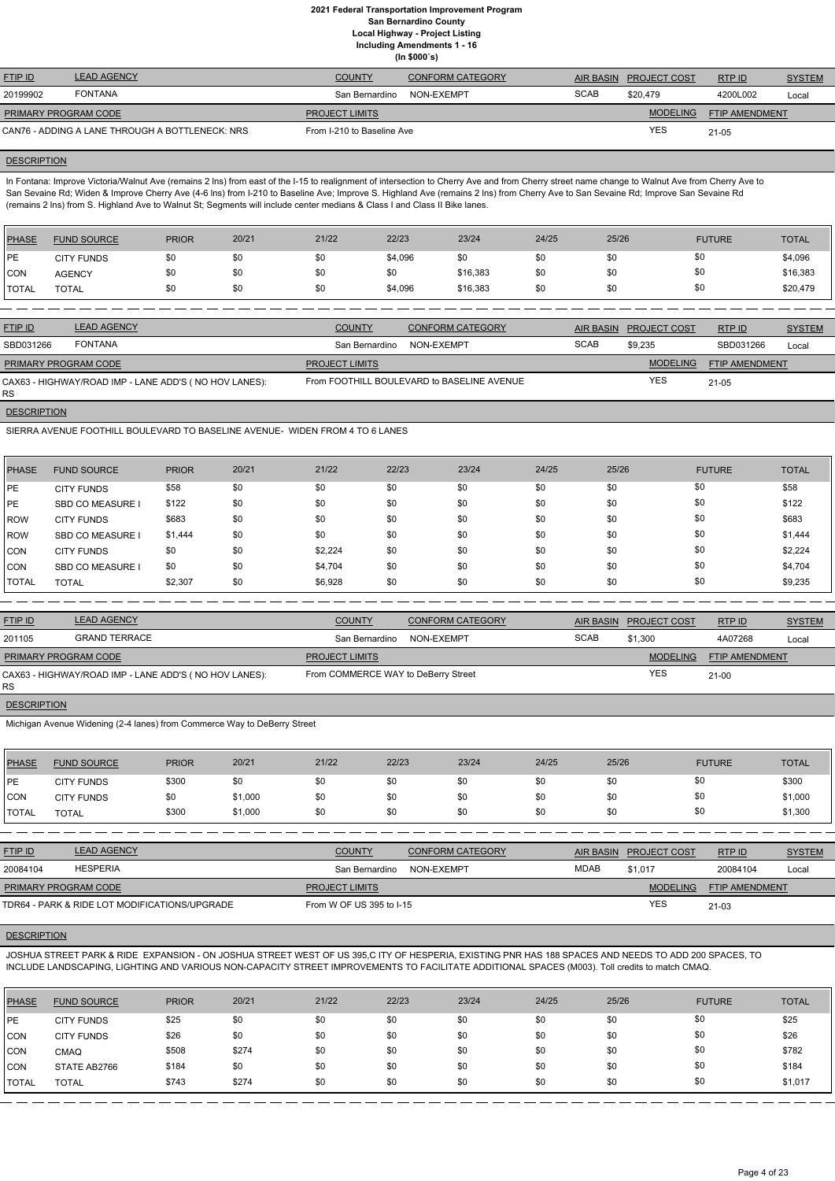# 2021 Federal Transportation Improvement Program
## San Bernardino County
### Local Highway - Project Listing
### Including Amendments 1 - 16
### (In $000`s)

| FTIP ID | LEAD AGENCY | COUNTY | CONFORM CATEGORY | AIR BASIN | PROJECT COST | RTP ID | SYSTEM |
|---|---|---|---|---|---|---|---|
| 20199902 | FONTANA | San Bernardino | NON-EXEMPT | SCAB | $20,479 | 4200L002 | Local |

| PRIMARY PROGRAM CODE | PROJECT LIMITS | MODELING | FTIP AMENDMENT |
|---|---|---|---|
| CAN76 - ADDING A LANE THROUGH A BOTTLENECK: NRS | From I-210 to Baseline Ave | YES | 21-05 |

**DESCRIPTION**

In Fontana: Improve Victoria/Walnut Ave (remains 2 lns) from east of the I-15 to realignment of intersection to Cherry Ave and from Cherry street name change to Walnut Ave from Cherry Ave to San Sevaine Rd; Widen & Improve Cherry Ave (4-6 lns) from I-210 to Baseline Ave; Improve S. Highland Ave (remains 2 lns) from Cherry Ave to San Sevaine Rd; Improve San Sevaine Rd (remains 2 lns) from S. Highland Ave to Walnut St; Segments will include center medians & Class I and Class II Bike lanes.

| PHASE | FUND SOURCE | PRIOR | 20/21 | 21/22 | 22/23 | 23/24 | 24/25 | 25/26 | FUTURE | TOTAL |
|---|---|---|---|---|---|---|---|---|---|---|
| PE | CITY FUNDS | $0 | $0 | $0 | $4,096 | $0 | $0 | $0 | $0 | $4,096 |
| CON | AGENCY | $0 | $0 | $0 | $0 | $16,383 | $0 | $0 | $0 | $16,383 |
| TOTAL | TOTAL | $0 | $0 | $0 | $4,096 | $16,383 | $0 | $0 | $0 | $20,479 |

| FTIP ID | LEAD AGENCY | COUNTY | CONFORM CATEGORY | AIR BASIN | PROJECT COST | RTP ID | SYSTEM |
|---|---|---|---|---|---|---|---|
| SBD031266 | FONTANA | San Bernardino | NON-EXEMPT | SCAB | $9,235 | SBD031266 | Local |

| PRIMARY PROGRAM CODE | PROJECT LIMITS | MODELING | FTIP AMENDMENT |
|---|---|---|---|
| CAX63 - HIGHWAY/ROAD IMP - LANE ADD'S ( NO HOV LANES): RS | From FOOTHILL BOULEVARD to BASELINE AVENUE | YES | 21-05 |

**DESCRIPTION**

SIERRA AVENUE FOOTHILL BOULEVARD TO BASELINE AVENUE- WIDEN FROM 4 TO 6 LANES

| PHASE | FUND SOURCE | PRIOR | 20/21 | 21/22 | 22/23 | 23/24 | 24/25 | 25/26 | FUTURE | TOTAL |
|---|---|---|---|---|---|---|---|---|---|---|
| PE | CITY FUNDS | $58 | $0 | $0 | $0 | $0 | $0 | $0 | $0 | $58 |
| PE | SBD CO MEASURE I | $122 | $0 | $0 | $0 | $0 | $0 | $0 | $0 | $122 |
| ROW | CITY FUNDS | $683 | $0 | $0 | $0 | $0 | $0 | $0 | $0 | $683 |
| ROW | SBD CO MEASURE I | $1,444 | $0 | $0 | $0 | $0 | $0 | $0 | $0 | $1,444 |
| CON | CITY FUNDS | $0 | $0 | $2,224 | $0 | $0 | $0 | $0 | $0 | $2,224 |
| CON | SBD CO MEASURE I | $0 | $0 | $4,704 | $0 | $0 | $0 | $0 | $0 | $4,704 |
| TOTAL | TOTAL | $2,307 | $0 | $6,928 | $0 | $0 | $0 | $0 | $0 | $9,235 |

| FTIP ID | LEAD AGENCY | COUNTY | CONFORM CATEGORY | AIR BASIN | PROJECT COST | RTP ID | SYSTEM |
|---|---|---|---|---|---|---|---|
| 201105 | GRAND TERRACE | San Bernardino | NON-EXEMPT | SCAB | $1,300 | 4A07268 | Local |

| PRIMARY PROGRAM CODE | PROJECT LIMITS | MODELING | FTIP AMENDMENT |
|---|---|---|---|
| CAX63 - HIGHWAY/ROAD IMP - LANE ADD'S ( NO HOV LANES): RS | From COMMERCE WAY to DeBerry Street | YES | 21-00 |

**DESCRIPTION**

Michigan Avenue Widening (2-4 lanes) from Commerce Way to DeBerry Street

| PHASE | FUND SOURCE | PRIOR | 20/21 | 21/22 | 22/23 | 23/24 | 24/25 | 25/26 | FUTURE | TOTAL |
|---|---|---|---|---|---|---|---|---|---|---|
| PE | CITY FUNDS | $300 | $0 | $0 | $0 | $0 | $0 | $0 | $0 | $300 |
| CON | CITY FUNDS | $0 | $1,000 | $0 | $0 | $0 | $0 | $0 | $0 | $1,000 |
| TOTAL | TOTAL | $300 | $1,000 | $0 | $0 | $0 | $0 | $0 | $0 | $1,300 |

| FTIP ID | LEAD AGENCY | COUNTY | CONFORM CATEGORY | AIR BASIN | PROJECT COST | RTP ID | SYSTEM |
|---|---|---|---|---|---|---|---|
| 20084104 | HESPERIA | San Bernardino | NON-EXEMPT | MDAB | $1,017 | 20084104 | Local |

| PRIMARY PROGRAM CODE | PROJECT LIMITS | MODELING | FTIP AMENDMENT |
|---|---|---|---|
| TDR64 - PARK & RIDE LOT MODIFICATIONS/UPGRADE | From W OF US 395 to I-15 | YES | 21-03 |

**DESCRIPTION**

JOSHUA STREET PARK & RIDE EXPANSION - ON JOSHUA STREET WEST OF US 395,C ITY OF HESPERIA, EXISTING PNR HAS 188 SPACES AND NEEDS TO ADD 200 SPACES, TO INCLUDE LANDSCAPING, LIGHTING AND VARIOUS NON-CAPACITY STREET IMPROVEMENTS TO FACILITATE ADDITIONAL SPACES (M003). Toll credits to match CMAQ.

| PHASE | FUND SOURCE | PRIOR | 20/21 | 21/22 | 22/23 | 23/24 | 24/25 | 25/26 | FUTURE | TOTAL |
|---|---|---|---|---|---|---|---|---|---|---|
| PE | CITY FUNDS | $25 | $0 | $0 | $0 | $0 | $0 | $0 | $0 | $25 |
| CON | CITY FUNDS | $26 | $0 | $0 | $0 | $0 | $0 | $0 | $0 | $26 |
| CON | CMAQ | $508 | $274 | $0 | $0 | $0 | $0 | $0 | $0 | $782 |
| CON | STATE AB2766 | $184 | $0 | $0 | $0 | $0 | $0 | $0 | $0 | $184 |
| TOTAL | TOTAL | $743 | $274 | $0 | $0 | $0 | $0 | $0 | $0 | $1,017 |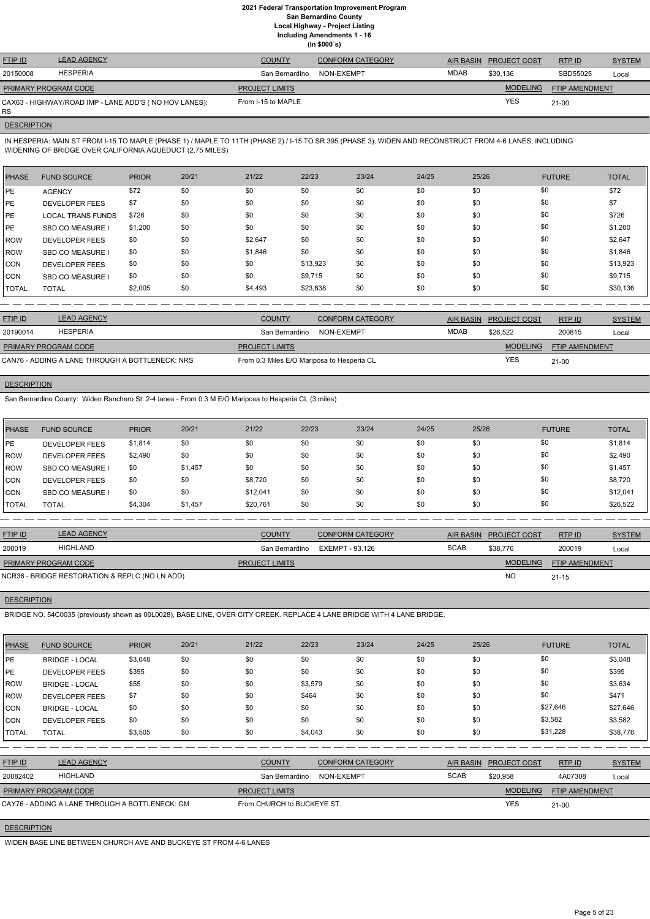# 2021 Federal Transportation Improvement Program
## San Bernardino County
### Local Highway - Project Listing
### Including Amendments 1 - 16
### (In $000`s)

| FTIP ID | LEAD AGENCY | COUNTY | CONFORM CATEGORY | AIR BASIN | PROJECT COST | RTP ID | SYSTEM |
|---|---|---|---|---|---|---|---|
| 20150008 | HESPERIA | San Bernardino | NON-EXEMPT | MDAB | $30,136 | SBD55025 | Local |

| PRIMARY PROGRAM CODE | PROJECT LIMITS | MODELING | FTIP AMENDMENT |
|---|---|---|---|
| CAX63 - HIGHWAY/ROAD IMP - LANE ADD'S ( NO HOV LANES): RS | From I-15 to MAPLE | YES | 21-00 |

**DESCRIPTION**

IN HESPERIA: MAIN ST FROM I-15 TO MAPLE (PHASE 1) / MAPLE TO 11TH (PHASE 2) / I-15 TO SR 395 (PHASE 3); WIDEN AND RECONSTRUCT FROM 4-6 LANES, INCLUDING WIDENING OF BRIDGE OVER CALIFORNIA AQUEDUCT (2.75 MILES)

| PHASE | FUND SOURCE | PRIOR | 20/21 | 21/22 | 22/23 | 23/24 | 24/25 | 25/26 | FUTURE | TOTAL |
|---|---|---|---|---|---|---|---|---|---|---|
| PE | AGENCY | $72 | $0 | $0 | $0 | $0 | $0 | $0 | $0 | $72 |
| PE | DEVELOPER FEES | $7 | $0 | $0 | $0 | $0 | $0 | $0 | $0 | $7 |
| PE | LOCAL TRANS FUNDS | $726 | $0 | $0 | $0 | $0 | $0 | $0 | $0 | $726 |
| PE | SBD CO MEASURE I | $1,200 | $0 | $0 | $0 | $0 | $0 | $0 | $0 | $1,200 |
| ROW | DEVELOPER FEES | $0 | $0 | $2,647 | $0 | $0 | $0 | $0 | $0 | $2,647 |
| ROW | SBD CO MEASURE I | $0 | $0 | $1,846 | $0 | $0 | $0 | $0 | $0 | $1,846 |
| CON | DEVELOPER FEES | $0 | $0 | $0 | $13,923 | $0 | $0 | $0 | $0 | $13,923 |
| CON | SBD CO MEASURE I | $0 | $0 | $0 | $9,715 | $0 | $0 | $0 | $0 | $9,715 |
| TOTAL | TOTAL | $2,005 | $0 | $4,493 | $23,638 | $0 | $0 | $0 | $0 | $30,136 |

| FTIP ID | LEAD AGENCY | COUNTY | CONFORM CATEGORY | AIR BASIN | PROJECT COST | RTP ID | SYSTEM |
|---|---|---|---|---|---|---|---|
| 20190014 | HESPERIA | San Bernardino | NON-EXEMPT | MDAB | $26,522 | 200815 | Local |

| PRIMARY PROGRAM CODE | PROJECT LIMITS | MODELING | FTIP AMENDMENT |
|---|---|---|---|
| CAN76 - ADDING A LANE THROUGH A BOTTLENECK: NRS | From 0.3 Miles E/O Mariposa to Hesperia CL | YES | 21-00 |

**DESCRIPTION**

San Bernardino County: Widen Ranchero St. 2-4 lanes - From 0.3 M E/O Mariposa to Hesperia CL (3 miles)

| PHASE | FUND SOURCE | PRIOR | 20/21 | 21/22 | 22/23 | 23/24 | 24/25 | 25/26 | FUTURE | TOTAL |
|---|---|---|---|---|---|---|---|---|---|---|
| PE | DEVELOPER FEES | $1,814 | $0 | $0 | $0 | $0 | $0 | $0 | $0 | $1,814 |
| ROW | DEVELOPER FEES | $2,490 | $0 | $0 | $0 | $0 | $0 | $0 | $0 | $2,490 |
| ROW | SBD CO MEASURE I | $0 | $1,457 | $0 | $0 | $0 | $0 | $0 | $0 | $1,457 |
| CON | DEVELOPER FEES | $0 | $0 | $8,720 | $0 | $0 | $0 | $0 | $0 | $8,720 |
| CON | SBD CO MEASURE I | $0 | $0 | $12,041 | $0 | $0 | $0 | $0 | $0 | $12,041 |
| TOTAL | TOTAL | $4,304 | $1,457 | $20,761 | $0 | $0 | $0 | $0 | $0 | $26,522 |

| FTIP ID | LEAD AGENCY | COUNTY | CONFORM CATEGORY | AIR BASIN | PROJECT COST | RTP ID | SYSTEM |
|---|---|---|---|---|---|---|---|
| 200019 | HIGHLAND | San Bernardino | EXEMPT - 93.126 | SCAB | $38,776 | 200019 | Local |

| PRIMARY PROGRAM CODE | PROJECT LIMITS | MODELING | FTIP AMENDMENT |
|---|---|---|---|
| NCR36 - BRIDGE RESTORATION & REPLC (NO LN ADD) | | NO | 21-15 |

**DESCRIPTION**

BRIDGE NO. 54C0035 (previously shown as 00L0028), BASE LINE, OVER CITY CREEK. REPLACE 4 LANE BRIDGE WITH 4 LANE BRIDGE.

| PHASE | FUND SOURCE | PRIOR | 20/21 | 21/22 | 22/23 | 23/24 | 24/25 | 25/26 | FUTURE | TOTAL |
|---|---|---|---|---|---|---|---|---|---|---|
| PE | BRIDGE - LOCAL | $3,048 | $0 | $0 | $0 | $0 | $0 | $0 | $0 | $3,048 |
| PE | DEVELOPER FEES | $395 | $0 | $0 | $0 | $0 | $0 | $0 | $0 | $395 |
| ROW | BRIDGE - LOCAL | $55 | $0 | $0 | $3,579 | $0 | $0 | $0 | $0 | $3,634 |
| ROW | DEVELOPER FEES | $7 | $0 | $0 | $464 | $0 | $0 | $0 | $0 | $471 |
| CON | BRIDGE - LOCAL | $0 | $0 | $0 | $0 | $0 | $0 | $0 | $27,646 | $27,646 |
| CON | DEVELOPER FEES | $0 | $0 | $0 | $0 | $0 | $0 | $0 | $3,582 | $3,582 |
| TOTAL | TOTAL | $3,505 | $0 | $0 | $4,043 | $0 | $0 | $0 | $31,228 | $38,776 |

| FTIP ID | LEAD AGENCY | COUNTY | CONFORM CATEGORY | AIR BASIN | PROJECT COST | RTP ID | SYSTEM |
|---|---|---|---|---|---|---|---|
| 20082402 | HIGHLAND | San Bernardino | NON-EXEMPT | SCAB | $20,958 | 4A07308 | Local |

| PRIMARY PROGRAM CODE | PROJECT LIMITS | MODELING | FTIP AMENDMENT |
|---|---|---|---|
| CAY76 - ADDING A LANE THROUGH A BOTTLENECK: GM | From CHURCH to BUCKEYE ST. | YES | 21-00 |

**DESCRIPTION**

WIDEN BASE LINE BETWEEN CHURCH AVE AND BUCKEYE ST FROM 4-6 LANES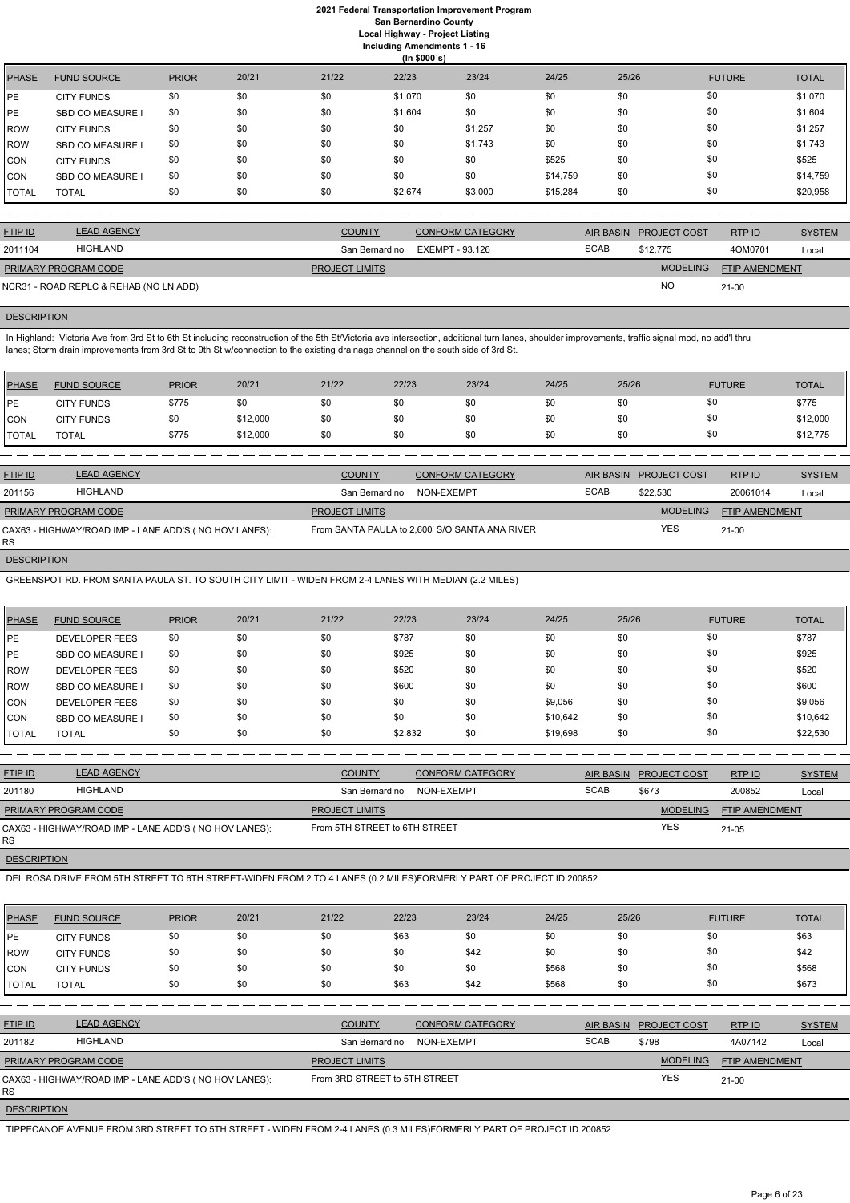**2021 Federal Transportation Improvement Program**
**San Bernardino County**
**Local Highway - Project Listing**
**Including Amendments 1 - 16**
**(In $000`s)**

| PHASE | FUND SOURCE | PRIOR | 20/21 | 21/22 | 22/23 | 23/24 | 24/25 | 25/26 | FUTURE | TOTAL |
|---|---|---|---|---|---|---|---|---|---|---|
| PE | CITY FUNDS | $0 | $0 | $0 | $1,070 | $0 | $0 | $0 | $0 | $1,070 |
| PE | SBD CO MEASURE I | $0 | $0 | $0 | $1,604 | $0 | $0 | $0 | $0 | $1,604 |
| ROW | CITY FUNDS | $0 | $0 | $0 | $0 | $1,257 | $0 | $0 | $0 | $1,257 |
| ROW | SBD CO MEASURE I | $0 | $0 | $0 | $0 | $1,743 | $0 | $0 | $0 | $1,743 |
| CON | CITY FUNDS | $0 | $0 | $0 | $0 | $0 | $525 | $0 | $0 | $525 |
| CON | SBD CO MEASURE I | $0 | $0 | $0 | $0 | $0 | $14,759 | $0 | $0 | $14,759 |
| TOTAL | TOTAL | $0 | $0 | $0 | $2,674 | $3,000 | $15,284 | $0 | $0 | $20,958 |

| FTIP ID | LEAD AGENCY | COUNTY | CONFORM CATEGORY | AIR BASIN | PROJECT COST | RTP ID | SYSTEM |
|---|---|---|---|---|---|---|---|
| 2011104 | HIGHLAND | San Bernardino | EXEMPT - 93.126 | SCAB | $12,775 | 4OM0701 | Local |

| PRIMARY PROGRAM CODE | PROJECT LIMITS | MODELING | FTIP AMENDMENT |
|---|---|---|---|
| NCR31 - ROAD REPLC & REHAB (NO LN ADD) | | NO | 21-00 |

**DESCRIPTION**

In Highland: Victoria Ave from 3rd St to 6th St including reconstruction of the 5th St/Victoria ave intersection, additional turn lanes, shoulder improvements, traffic signal mod, no add'l thru lanes; Storm drain improvements from 3rd St to 9th St w/connection to the existing drainage channel on the south side of 3rd St.

| PHASE | FUND SOURCE | PRIOR | 20/21 | 21/22 | 22/23 | 23/24 | 24/25 | 25/26 | FUTURE | TOTAL |
|---|---|---|---|---|---|---|---|---|---|---|
| PE | CITY FUNDS | $775 | $0 | $0 | $0 | $0 | $0 | $0 | $0 | $775 |
| CON | CITY FUNDS | $0 | $12,000 | $0 | $0 | $0 | $0 | $0 | $0 | $12,000 |
| TOTAL | TOTAL | $775 | $12,000 | $0 | $0 | $0 | $0 | $0 | $0 | $12,775 |

| FTIP ID | LEAD AGENCY | COUNTY | CONFORM CATEGORY | AIR BASIN | PROJECT COST | RTP ID | SYSTEM |
|---|---|---|---|---|---|---|---|
| 201156 | HIGHLAND | San Bernardino | NON-EXEMPT | SCAB | $22,530 | 20061014 | Local |

| PRIMARY PROGRAM CODE | PROJECT LIMITS | MODELING | FTIP AMENDMENT |
|---|---|---|---|
| CAX63 - HIGHWAY/ROAD IMP - LANE ADD'S ( NO HOV LANES): RS | From SANTA PAULA to 2,600' S/O SANTA ANA RIVER | YES | 21-00 |

**DESCRIPTION**

GREENSPOT RD. FROM SANTA PAULA ST. TO SOUTH CITY LIMIT - WIDEN FROM 2-4 LANES WITH MEDIAN (2.2 MILES)

| PHASE | FUND SOURCE | PRIOR | 20/21 | 21/22 | 22/23 | 23/24 | 24/25 | 25/26 | FUTURE | TOTAL |
|---|---|---|---|---|---|---|---|---|---|---|
| PE | DEVELOPER FEES | $0 | $0 | $0 | $787 | $0 | $0 | $0 | $0 | $787 |
| PE | SBD CO MEASURE I | $0 | $0 | $0 | $925 | $0 | $0 | $0 | $0 | $925 |
| ROW | DEVELOPER FEES | $0 | $0 | $0 | $520 | $0 | $0 | $0 | $0 | $520 |
| ROW | SBD CO MEASURE I | $0 | $0 | $0 | $600 | $0 | $0 | $0 | $0 | $600 |
| CON | DEVELOPER FEES | $0 | $0 | $0 | $0 | $0 | $9,056 | $0 | $0 | $9,056 |
| CON | SBD CO MEASURE I | $0 | $0 | $0 | $0 | $0 | $10,642 | $0 | $0 | $10,642 |
| TOTAL | TOTAL | $0 | $0 | $0 | $2,832 | $0 | $19,698 | $0 | $0 | $22,530 |

| FTIP ID | LEAD AGENCY | COUNTY | CONFORM CATEGORY | AIR BASIN | PROJECT COST | RTP ID | SYSTEM |
|---|---|---|---|---|---|---|---|
| 201180 | HIGHLAND | San Bernardino | NON-EXEMPT | SCAB | $673 | 200852 | Local |

| PRIMARY PROGRAM CODE | PROJECT LIMITS | MODELING | FTIP AMENDMENT |
|---|---|---|---|
| CAX63 - HIGHWAY/ROAD IMP - LANE ADD'S ( NO HOV LANES): RS | From 5TH STREET to 6TH STREET | YES | 21-05 |

**DESCRIPTION**

DEL ROSA DRIVE FROM 5TH STREET TO 6TH STREET-WIDEN FROM 2 TO 4 LANES (0.2 MILES)FORMERLY PART OF PROJECT ID 200852

| PHASE | FUND SOURCE | PRIOR | 20/21 | 21/22 | 22/23 | 23/24 | 24/25 | 25/26 | FUTURE | TOTAL |
|---|---|---|---|---|---|---|---|---|---|---|
| PE | CITY FUNDS | $0 | $0 | $0 | $63 | $0 | $0 | $0 | $0 | $63 |
| ROW | CITY FUNDS | $0 | $0 | $0 | $0 | $42 | $0 | $0 | $0 | $42 |
| CON | CITY FUNDS | $0 | $0 | $0 | $0 | $0 | $568 | $0 | $0 | $568 |
| TOTAL | TOTAL | $0 | $0 | $0 | $63 | $42 | $568 | $0 | $0 | $673 |

| FTIP ID | LEAD AGENCY | COUNTY | CONFORM CATEGORY | AIR BASIN | PROJECT COST | RTP ID | SYSTEM |
|---|---|---|---|---|---|---|---|
| 201182 | HIGHLAND | San Bernardino | NON-EXEMPT | SCAB | $798 | 4A07142 | Local |

| PRIMARY PROGRAM CODE | PROJECT LIMITS | MODELING | FTIP AMENDMENT |
|---|---|---|---|
| CAX63 - HIGHWAY/ROAD IMP - LANE ADD'S ( NO HOV LANES): RS | From 3RD STREET to 5TH STREET | YES | 21-00 |

**DESCRIPTION**

TIPPECANOE AVENUE FROM 3RD STREET TO 5TH STREET - WIDEN FROM 2-4 LANES (0.3 MILES)FORMERLY PART OF PROJECT ID 200852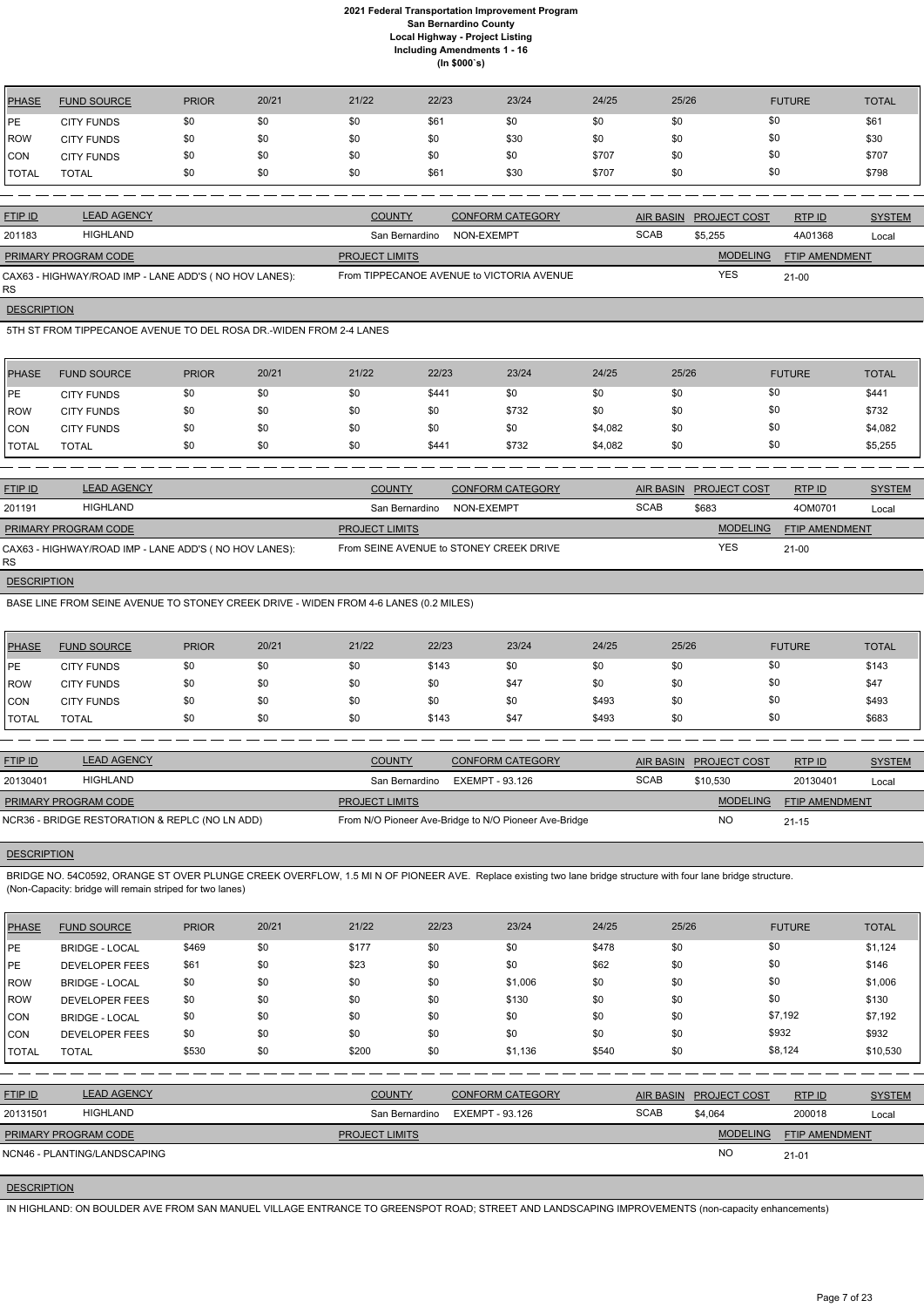| PHASE | FUND SOURCE | PRIOR | 20/21 | 21/22 | 22/23 | 23/24 | 24/25 | 25/26 | FUTURE | TOTAL |
|---|---|---|---|---|---|---|---|---|---|---|
| PE | CITY FUNDS | $0 | $0 | $0 | $61 | $0 | $0 | $0 | $0 | $61 |
| ROW | CITY FUNDS | $0 | $0 | $0 | $0 | $30 | $0 | $0 | $0 | $30 |
| CON | CITY FUNDS | $0 | $0 | $0 | $0 | $0 | $707 | $0 | $0 | $707 |
| TOTAL | TOTAL | $0 | $0 | $0 | $61 | $30 | $707 | $0 | $0 | $798 |

| FTIP ID | LEAD AGENCY | COUNTY | CONFORM CATEGORY | AIR BASIN | PROJECT COST | RTP ID | SYSTEM |
|---|---|---|---|---|---|---|---|
| 201183 | HIGHLAND | San Bernardino | NON-EXEMPT | SCAB | $5,255 | 4A01368 | Local |

| PRIMARY PROGRAM CODE | PROJECT LIMITS | MODELING | FTIP AMENDMENT |
|---|---|---|---|
| CAX63 - HIGHWAY/ROAD IMP - LANE ADD'S ( NO HOV LANES): RS | From TIPPECANOE AVENUE to VICTORIA AVENUE | YES | 21-00 |

**DESCRIPTION**

5TH ST FROM TIPPECANOE AVENUE TO DEL ROSA DR.-WIDEN FROM 2-4 LANES

| PHASE | FUND SOURCE | PRIOR | 20/21 | 21/22 | 22/23 | 23/24 | 24/25 | 25/26 | FUTURE | TOTAL |
|---|---|---|---|---|---|---|---|---|---|---|
| PE | CITY FUNDS | $0 | $0 | $0 | $441 | $0 | $0 | $0 | $0 | $441 |
| ROW | CITY FUNDS | $0 | $0 | $0 | $0 | $732 | $0 | $0 | $0 | $732 |
| CON | CITY FUNDS | $0 | $0 | $0 | $0 | $0 | $4,082 | $0 | $0 | $4,082 |
| TOTAL | TOTAL | $0 | $0 | $0 | $441 | $732 | $4,082 | $0 | $0 | $5,255 |

| FTIP ID | LEAD AGENCY | COUNTY | CONFORM CATEGORY | AIR BASIN | PROJECT COST | RTP ID | SYSTEM |
|---|---|---|---|---|---|---|---|
| 201191 | HIGHLAND | San Bernardino | NON-EXEMPT | SCAB | $683 | 4OM0701 | Local |

| PRIMARY PROGRAM CODE | PROJECT LIMITS | MODELING | FTIP AMENDMENT |
|---|---|---|---|
| CAX63 - HIGHWAY/ROAD IMP - LANE ADD'S ( NO HOV LANES): RS | From SEINE AVENUE to STONEY CREEK DRIVE | YES | 21-00 |

**DESCRIPTION**

BASE LINE FROM SEINE AVENUE TO STONEY CREEK DRIVE - WIDEN FROM 4-6 LANES (0.2 MILES)

| PHASE | FUND SOURCE | PRIOR | 20/21 | 21/22 | 22/23 | 23/24 | 24/25 | 25/26 | FUTURE | TOTAL |
|---|---|---|---|---|---|---|---|---|---|---|
| PE | CITY FUNDS | $0 | $0 | $0 | $143 | $0 | $0 | $0 | $0 | $143 |
| ROW | CITY FUNDS | $0 | $0 | $0 | $0 | $47 | $0 | $0 | $0 | $47 |
| CON | CITY FUNDS | $0 | $0 | $0 | $0 | $0 | $493 | $0 | $0 | $493 |
| TOTAL | TOTAL | $0 | $0 | $0 | $143 | $47 | $493 | $0 | $0 | $683 |

| FTIP ID | LEAD AGENCY | COUNTY | CONFORM CATEGORY | AIR BASIN | PROJECT COST | RTP ID | SYSTEM |
|---|---|---|---|---|---|---|---|
| 20130401 | HIGHLAND | San Bernardino | EXEMPT - 93.126 | SCAB | $10,530 | 20130401 | Local |

| PRIMARY PROGRAM CODE | PROJECT LIMITS | MODELING | FTIP AMENDMENT |
|---|---|---|---|
| NCR36 - BRIDGE RESTORATION & REPLC (NO LN ADD) | From N/O Pioneer Ave-Bridge to N/O Pioneer Ave-Bridge | NO | 21-15 |

**DESCRIPTION**

BRIDGE NO. 54C0592, ORANGE ST OVER PLUNGE CREEK OVERFLOW, 1.5 MI N OF PIONEER AVE. Replace existing two lane bridge structure with four lane bridge structure. (Non-Capacity: bridge will remain striped for two lanes)

| PHASE | FUND SOURCE | PRIOR | 20/21 | 21/22 | 22/23 | 23/24 | 24/25 | 25/26 | FUTURE | TOTAL |
|---|---|---|---|---|---|---|---|---|---|---|
| PE | BRIDGE - LOCAL | $469 | $0 | $177 | $0 | $0 | $478 | $0 | $0 | $1,124 |
| PE | DEVELOPER FEES | $61 | $0 | $23 | $0 | $0 | $62 | $0 | $0 | $146 |
| ROW | BRIDGE - LOCAL | $0 | $0 | $0 | $0 | $1,006 | $0 | $0 | $0 | $1,006 |
| ROW | DEVELOPER FEES | $0 | $0 | $0 | $0 | $130 | $0 | $0 | $0 | $130 |
| CON | BRIDGE - LOCAL | $0 | $0 | $0 | $0 | $0 | $0 | $0 | $7,192 | $7,192 |
| CON | DEVELOPER FEES | $0 | $0 | $0 | $0 | $0 | $0 | $0 | $932 | $932 |
| TOTAL | TOTAL | $530 | $0 | $200 | $0 | $1,136 | $540 | $0 | $8,124 | $10,530 |

| FTIP ID | LEAD AGENCY | COUNTY | CONFORM CATEGORY | AIR BASIN | PROJECT COST | RTP ID | SYSTEM |
|---|---|---|---|---|---|---|---|
| 20131501 | HIGHLAND | San Bernardino | EXEMPT - 93.126 | SCAB | $4,064 | 200018 | Local |

| PRIMARY PROGRAM CODE | PROJECT LIMITS | MODELING | FTIP AMENDMENT |
|---|---|---|---|
| NCN46 - PLANTING/LANDSCAPING | | NO | 21-01 |

**DESCRIPTION**

IN HIGHLAND: ON BOULDER AVE FROM SAN MANUEL VILLAGE ENTRANCE TO GREENSPOT ROAD; STREET AND LANDSCAPING IMPROVEMENTS (non-capacity enhancements)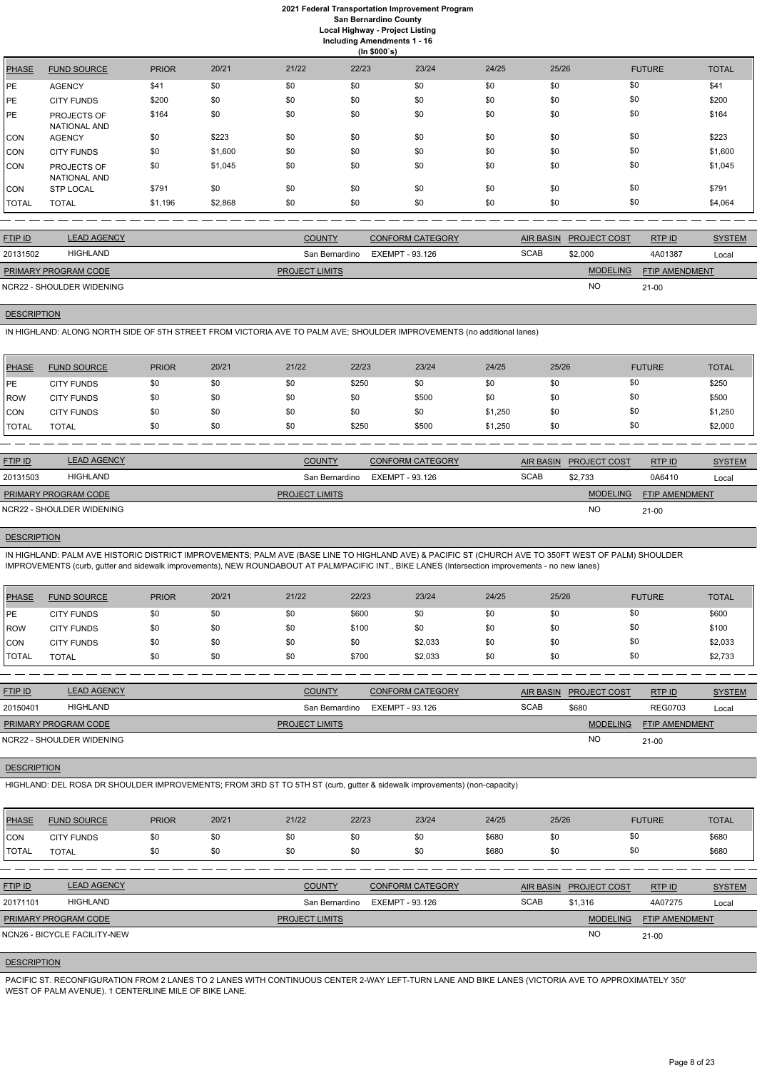| PHASE | FUND SOURCE | PRIOR | 20/21 | 21/22 | 22/23 | 23/24 | 24/25 | 25/26 | FUTURE | TOTAL |
|---|---|---|---|---|---|---|---|---|---|---|
| PE | AGENCY | $41 | $0 | $0 | $0 | $0 | $0 | $0 | $0 | $41 |
| PE | CITY FUNDS | $200 | $0 | $0 | $0 | $0 | $0 | $0 | $0 | $200 |
| PE | PROJECTS OF NATIONAL AND | $164 | $0 | $0 | $0 | $0 | $0 | $0 | $0 | $164 |
| CON | AGENCY | $0 | $223 | $0 | $0 | $0 | $0 | $0 | $0 | $223 |
| CON | CITY FUNDS | $0 | $1,600 | $0 | $0 | $0 | $0 | $0 | $0 | $1,600 |
| CON | PROJECTS OF NATIONAL AND | $0 | $1,045 | $0 | $0 | $0 | $0 | $0 | $0 | $1,045 |
| CON | STP LOCAL | $791 | $0 | $0 | $0 | $0 | $0 | $0 | $0 | $791 |
| TOTAL | TOTAL | $1,196 | $2,868 | $0 | $0 | $0 | $0 | $0 | $0 | $4,064 |

| FTIP ID | LEAD AGENCY | COUNTY | CONFORM CATEGORY | AIR BASIN | PROJECT COST | RTP ID | SYSTEM |
|---|---|---|---|---|---|---|---|
| 20131502 | HIGHLAND | San Bernardino | EXEMPT - 93.126 | SCAB | $2,000 | 4A01387 | Local |

| PRIMARY PROGRAM CODE | PROJECT LIMITS | MODELING | FTIP AMENDMENT |
|---|---|---|---|
| NCR22 - SHOULDER WIDENING | | NO | 21-00 |

**DESCRIPTION**

IN HIGHLAND: ALONG NORTH SIDE OF 5TH STREET FROM VICTORIA AVE TO PALM AVE; SHOULDER IMPROVEMENTS (no additional lanes)

| PHASE | FUND SOURCE | PRIOR | 20/21 | 21/22 | 22/23 | 23/24 | 24/25 | 25/26 | FUTURE | TOTAL |
|---|---|---|---|---|---|---|---|---|---|---|
| PE | CITY FUNDS | $0 | $0 | $0 | $250 | $0 | $0 | $0 | $0 | $250 |
| ROW | CITY FUNDS | $0 | $0 | $0 | $0 | $500 | $0 | $0 | $0 | $500 |
| CON | CITY FUNDS | $0 | $0 | $0 | $0 | $0 | $1,250 | $0 | $0 | $1,250 |
| TOTAL | TOTAL | $0 | $0 | $0 | $250 | $500 | $1,250 | $0 | $0 | $2,000 |

| FTIP ID | LEAD AGENCY | COUNTY | CONFORM CATEGORY | AIR BASIN | PROJECT COST | RTP ID | SYSTEM |
|---|---|---|---|---|---|---|---|
| 20131503 | HIGHLAND | San Bernardino | EXEMPT - 93.126 | SCAB | $2,733 | 0A6410 | Local |

| PRIMARY PROGRAM CODE | PROJECT LIMITS | MODELING | FTIP AMENDMENT |
|---|---|---|---|
| NCR22 - SHOULDER WIDENING | | NO | 21-00 |

**DESCRIPTION**

IN HIGHLAND: PALM AVE HISTORIC DISTRICT IMPROVEMENTS; PALM AVE (BASE LINE TO HIGHLAND AVE) & PACIFIC ST (CHURCH AVE TO 350FT WEST OF PALM) SHOULDER IMPROVEMENTS (curb, gutter and sidewalk improvements), NEW ROUNDABOUT AT PALM/PACIFIC INT., BIKE LANES (Intersection improvements - no new lanes)

| PHASE | FUND SOURCE | PRIOR | 20/21 | 21/22 | 22/23 | 23/24 | 24/25 | 25/26 | FUTURE | TOTAL |
|---|---|---|---|---|---|---|---|---|---|---|
| PE | CITY FUNDS | $0 | $0 | $0 | $600 | $0 | $0 | $0 | $0 | $600 |
| ROW | CITY FUNDS | $0 | $0 | $0 | $100 | $0 | $0 | $0 | $0 | $100 |
| CON | CITY FUNDS | $0 | $0 | $0 | $0 | $2,033 | $0 | $0 | $0 | $2,033 |
| TOTAL | TOTAL | $0 | $0 | $0 | $700 | $2,033 | $0 | $0 | $0 | $2,733 |

| FTIP ID | LEAD AGENCY | COUNTY | CONFORM CATEGORY | AIR BASIN | PROJECT COST | RTP ID | SYSTEM |
|---|---|---|---|---|---|---|---|
| 20150401 | HIGHLAND | San Bernardino | EXEMPT - 93.126 | SCAB | $680 | REG0703 | Local |

| PRIMARY PROGRAM CODE | PROJECT LIMITS | MODELING | FTIP AMENDMENT |
|---|---|---|---|
| NCR22 - SHOULDER WIDENING | | NO | 21-00 |

**DESCRIPTION**

HIGHLAND: DEL ROSA DR SHOULDER IMPROVEMENTS; FROM 3RD ST TO 5TH ST (curb, gutter & sidewalk improvements) (non-capacity)

| PHASE | FUND SOURCE | PRIOR | 20/21 | 21/22 | 22/23 | 23/24 | 24/25 | 25/26 | FUTURE | TOTAL |
|---|---|---|---|---|---|---|---|---|---|---|
| CON | CITY FUNDS | $0 | $0 | $0 | $0 | $0 | $680 | $0 | $0 | $680 |
| TOTAL | TOTAL | $0 | $0 | $0 | $0 | $0 | $680 | $0 | $0 | $680 |

| FTIP ID | LEAD AGENCY | COUNTY | CONFORM CATEGORY | AIR BASIN | PROJECT COST | RTP ID | SYSTEM |
|---|---|---|---|---|---|---|---|
| 20171101 | HIGHLAND | San Bernardino | EXEMPT - 93.126 | SCAB | $1,316 | 4A07275 | Local |

| PRIMARY PROGRAM CODE | PROJECT LIMITS | MODELING | FTIP AMENDMENT |
|---|---|---|---|
| NCN26 - BICYCLE FACILITY-NEW | | NO | 21-00 |

**DESCRIPTION**

PACIFIC ST. RECONFIGURATION FROM 2 LANES TO 2 LANES WITH CONTINUOUS CENTER 2-WAY LEFT-TURN LANE AND BIKE LANES (VICTORIA AVE TO APPROXIMATELY 350' WEST OF PALM AVENUE). 1 CENTERLINE MILE OF BIKE LANE.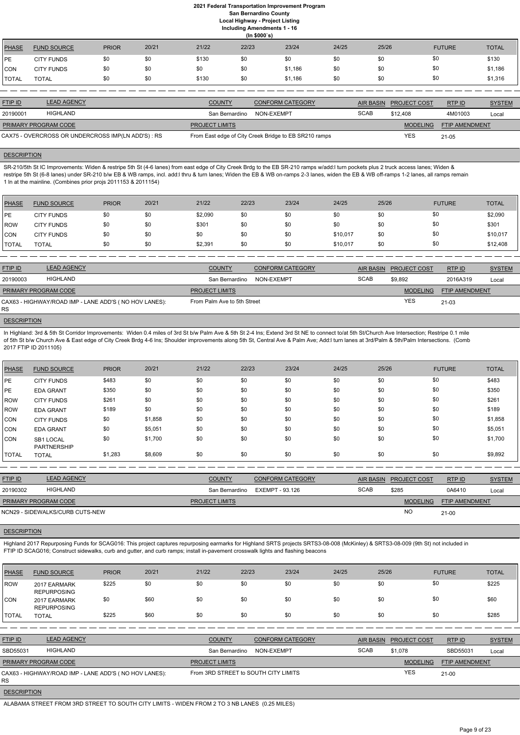# 2021 Federal Transportation Improvement Program
## San Bernardino County
### Local Highway - Project Listing
### Including Amendments 1 - 16
### (In $000`s)

| PHASE | FUND SOURCE | PRIOR | 20/21 | 21/22 | 22/23 | 23/24 | 24/25 | 25/26 | FUTURE | TOTAL |
|---|---|---|---|---|---|---|---|---|---|---|
| PE | CITY FUNDS | $0 | $0 | $130 | $0 | $0 | $0 | $0 | $0 | $130 |
| CON | CITY FUNDS | $0 | $0 | $0 | $0 | $1,186 | $0 | $0 | $0 | $1,186 |
| TOTAL | TOTAL | $0 | $0 | $130 | $0 | $1,186 | $0 | $0 | $0 | $1,316 |

| FTIP ID | LEAD AGENCY | COUNTY | CONFORM CATEGORY | AIR BASIN | PROJECT COST | RTP ID | SYSTEM |
|---|---|---|---|---|---|---|---|
| 20190001 | HIGHLAND | San Bernardino | NON-EXEMPT | SCAB | $12,408 | 4M01003 | Local |

| PRIMARY PROGRAM CODE | PROJECT LIMITS | MODELING | FTIP AMENDMENT |
|---|---|---|---|
| CAX75 - OVERCROSS OR UNDERCROSS IMP(LN ADD'S) : RS | From East edge of City Creek Bridge to EB SR210 ramps | YES | 21-05 |

**DESCRIPTION**

SR-210/5th St IC Improvements: Widen & restripe 5th St (4-6 lanes) from east edge of City Creek Brdg to the EB SR-210 ramps w/add:l turn pockets plus 2 truck access lanes; Widen & restripe 5th St (6-8 lanes) under SR-210 b/w EB & WB ramps, incl. add:l thru & turn lanes; Widen the EB & WB on-ramps 2-3 lanes, widen the EB & WB off-ramps 1-2 lanes, all ramps remain 1 ln at the mainline. (Combines prior projs 2011153 & 2011154)

| PHASE | FUND SOURCE | PRIOR | 20/21 | 21/22 | 22/23 | 23/24 | 24/25 | 25/26 | FUTURE | TOTAL |
|---|---|---|---|---|---|---|---|---|---|---|
| PE | CITY FUNDS | $0 | $0 | $2,090 | $0 | $0 | $0 | $0 | $0 | $2,090 |
| ROW | CITY FUNDS | $0 | $0 | $301 | $0 | $0 | $0 | $0 | $0 | $301 |
| CON | CITY FUNDS | $0 | $0 | $0 | $0 | $0 | $10,017 | $0 | $0 | $10,017 |
| TOTAL | TOTAL | $0 | $0 | $2,391 | $0 | $0 | $10,017 | $0 | $0 | $12,408 |

| FTIP ID | LEAD AGENCY | COUNTY | CONFORM CATEGORY | AIR BASIN | PROJECT COST | RTP ID | SYSTEM |
|---|---|---|---|---|---|---|---|
| 20190003 | HIGHLAND | San Bernardino | NON-EXEMPT | SCAB | $9,892 | 2016A319 | Local |

| PRIMARY PROGRAM CODE | PROJECT LIMITS | MODELING | FTIP AMENDMENT |
|---|---|---|---|
| CAX63 - HIGHWAY/ROAD IMP - LANE ADD'S ( NO HOV LANES): RS | From Palm Ave to 5th Street | YES | 21-03 |

**DESCRIPTION**

In Highland: 3rd & 5th St Corridor Improvements: Widen 0.4 miles of 3rd St b/w Palm Ave & 5th St 2-4 lns; Extend 3rd St NE to connect to/at 5th St/Church Ave Intersection; Restripe 0.1 mile of 5th St b/w Church Ave & East edge of City Creek Brdg 4-6 lns; Shoulder improvements along 5th St, Central Ave & Palm Ave; Add:l turn lanes at 3rd/Palm & 5th/Palm Intersections. (Comb 2017 FTIP ID 2011105)

| PHASE | FUND SOURCE | PRIOR | 20/21 | 21/22 | 22/23 | 23/24 | 24/25 | 25/26 | FUTURE | TOTAL |
|---|---|---|---|---|---|---|---|---|---|---|
| PE | CITY FUNDS | $483 | $0 | $0 | $0 | $0 | $0 | $0 | $0 | $483 |
| PE | EDA GRANT | $350 | $0 | $0 | $0 | $0 | $0 | $0 | $0 | $350 |
| ROW | CITY FUNDS | $261 | $0 | $0 | $0 | $0 | $0 | $0 | $0 | $261 |
| ROW | EDA GRANT | $189 | $0 | $0 | $0 | $0 | $0 | $0 | $0 | $189 |
| CON | CITY FUNDS | $0 | $1,858 | $0 | $0 | $0 | $0 | $0 | $0 | $1,858 |
| CON | EDA GRANT | $0 | $5,051 | $0 | $0 | $0 | $0 | $0 | $0 | $5,051 |
| CON | SB1 LOCAL PARTNERSHIP | $0 | $1,700 | $0 | $0 | $0 | $0 | $0 | $0 | $1,700 |
| TOTAL | TOTAL | $1,283 | $8,609 | $0 | $0 | $0 | $0 | $0 | $0 | $9,892 |

| FTIP ID | LEAD AGENCY | COUNTY | CONFORM CATEGORY | AIR BASIN | PROJECT COST | RTP ID | SYSTEM |
|---|---|---|---|---|---|---|---|
| 20190302 | HIGHLAND | San Bernardino | EXEMPT - 93.126 | SCAB | $285 | 0A6410 | Local |

| PRIMARY PROGRAM CODE | PROJECT LIMITS | MODELING | FTIP AMENDMENT |
|---|---|---|---|
| NCN29 - SIDEWALKS/CURB CUTS-NEW | | NO | 21-00 |

**DESCRIPTION**

Highland 2017 Repurposing Funds for SCAG016: This project captures repurposing earmarks for Highland SRTS projects SRTS3-08-008 (McKinley) & SRTS3-08-009 (9th St) not included in FTIP ID SCAG016; Construct sidewalks, curb and gutter, and curb ramps; install in-pavement crosswalk lights and flashing beacons

| PHASE | FUND SOURCE | PRIOR | 20/21 | 21/22 | 22/23 | 23/24 | 24/25 | 25/26 | FUTURE | TOTAL |
|---|---|---|---|---|---|---|---|---|---|---|
| ROW | 2017 EARMARK REPURPOSING | $225 | $0 | $0 | $0 | $0 | $0 | $0 | $0 | $225 |
| CON | 2017 EARMARK REPURPOSING | $0 | $60 | $0 | $0 | $0 | $0 | $0 | $0 | $60 |
| TOTAL | TOTAL | $225 | $60 | $0 | $0 | $0 | $0 | $0 | $0 | $285 |

| FTIP ID | LEAD AGENCY | COUNTY | CONFORM CATEGORY | AIR BASIN | PROJECT COST | RTP ID | SYSTEM |
|---|---|---|---|---|---|---|---|
| SBD55031 | HIGHLAND | San Bernardino | NON-EXEMPT | SCAB | $1,078 | SBD55031 | Local |

| PRIMARY PROGRAM CODE | PROJECT LIMITS | MODELING | FTIP AMENDMENT |
|---|---|---|---|
| CAX63 - HIGHWAY/ROAD IMP - LANE ADD'S ( NO HOV LANES): RS | From 3RD STREET to SOUTH CITY LIMITS | YES | 21-00 |

**DESCRIPTION**

ALABAMA STREET FROM 3RD STREET TO SOUTH CITY LIMITS - WIDEN FROM 2 TO 3 NB LANES (0.25 MILES)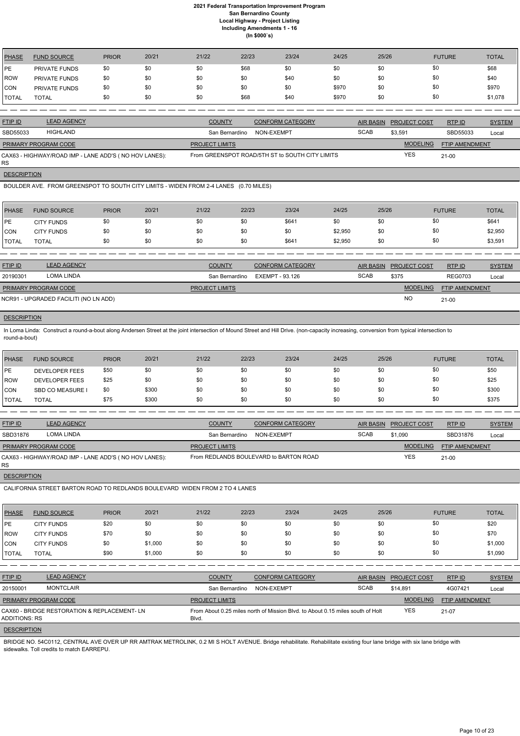# 2021 Federal Transportation Improvement Program
## San Bernardino County
### Local Highway - Project Listing
### Including Amendments 1 - 16
### (In $000`s)

| PHASE | FUND SOURCE | PRIOR | 20/21 | 21/22 | 22/23 | 23/24 | 24/25 | 25/26 | FUTURE | TOTAL |
|---|---|---|---|---|---|---|---|---|---|---|
| PE | PRIVATE FUNDS | $0 | $0 | $0 | $68 | $0 | $0 | $0 | $0 | $68 |
| ROW | PRIVATE FUNDS | $0 | $0 | $0 | $0 | $40 | $0 | $0 | $0 | $40 |
| CON | PRIVATE FUNDS | $0 | $0 | $0 | $0 | $0 | $970 | $0 | $0 | $970 |
| TOTAL | TOTAL | $0 | $0 | $0 | $68 | $40 | $970 | $0 | $0 | $1,078 |

| FTIP ID | LEAD AGENCY | COUNTY | CONFORM CATEGORY | AIR BASIN | PROJECT COST | RTP ID | SYSTEM |
|---|---|---|---|---|---|---|---|
| SBD55033 | HIGHLAND | San Bernardino | NON-EXEMPT | SCAB | $3,591 | SBD55033 | Local |

| PRIMARY PROGRAM CODE | PROJECT LIMITS | MODELING | FTIP AMENDMENT |
|---|---|---|---|
| CAX63 - HIGHWAY/ROAD IMP - LANE ADD'S ( NO HOV LANES): RS | From GREENSPOT ROAD/5TH ST to SOUTH CITY LIMITS | YES | 21-00 |

**DESCRIPTION**

BOULDER AVE. FROM GREENSPOT TO SOUTH CITY LIMITS - WIDEN FROM 2-4 LANES (0.70 MILES)

| PHASE | FUND SOURCE | PRIOR | 20/21 | 21/22 | 22/23 | 23/24 | 24/25 | 25/26 | FUTURE | TOTAL |
|---|---|---|---|---|---|---|---|---|---|---|
| PE | CITY FUNDS | $0 | $0 | $0 | $0 | $641 | $0 | $0 | $0 | $641 |
| CON | CITY FUNDS | $0 | $0 | $0 | $0 | $0 | $2,950 | $0 | $0 | $2,950 |
| TOTAL | TOTAL | $0 | $0 | $0 | $0 | $641 | $2,950 | $0 | $0 | $3,591 |

| FTIP ID | LEAD AGENCY | COUNTY | CONFORM CATEGORY | AIR BASIN | PROJECT COST | RTP ID | SYSTEM |
|---|---|---|---|---|---|---|---|
| 20190301 | LOMA LINDA | San Bernardino | EXEMPT - 93.126 | SCAB | $375 | REG0703 | Local |

| PRIMARY PROGRAM CODE | PROJECT LIMITS | MODELING | FTIP AMENDMENT |
|---|---|---|---|
| NCR91 - UPGRADED FACILITI (NO LN ADD) | | NO | 21-00 |

**DESCRIPTION**

In Loma Linda: Construct a round-a-bout along Andersen Street at the joint intersection of Mound Street and Hill Drive. (non-capacity increasing, conversion from typical intersection to round-a-bout)

| PHASE | FUND SOURCE | PRIOR | 20/21 | 21/22 | 22/23 | 23/24 | 24/25 | 25/26 | FUTURE | TOTAL |
|---|---|---|---|---|---|---|---|---|---|---|
| PE | DEVELOPER FEES | $50 | $0 | $0 | $0 | $0 | $0 | $0 | $0 | $50 |
| ROW | DEVELOPER FEES | $25 | $0 | $0 | $0 | $0 | $0 | $0 | $0 | $25 |
| CON | SBD CO MEASURE I | $0 | $300 | $0 | $0 | $0 | $0 | $0 | $0 | $300 |
| TOTAL | TOTAL | $75 | $300 | $0 | $0 | $0 | $0 | $0 | $0 | $375 |

| FTIP ID | LEAD AGENCY | COUNTY | CONFORM CATEGORY | AIR BASIN | PROJECT COST | RTP ID | SYSTEM |
|---|---|---|---|---|---|---|---|
| SBD31876 | LOMA LINDA | San Bernardino | NON-EXEMPT | SCAB | $1,090 | SBD31876 | Local |

| PRIMARY PROGRAM CODE | PROJECT LIMITS | MODELING | FTIP AMENDMENT |
|---|---|---|---|
| CAX63 - HIGHWAY/ROAD IMP - LANE ADD'S ( NO HOV LANES): RS | From REDLANDS BOULEVARD to BARTON ROAD | YES | 21-00 |

**DESCRIPTION**

CALIFORNIA STREET BARTON ROAD TO REDLANDS BOULEVARD WIDEN FROM 2 TO 4 LANES

| PHASE | FUND SOURCE | PRIOR | 20/21 | 21/22 | 22/23 | 23/24 | 24/25 | 25/26 | FUTURE | TOTAL |
|---|---|---|---|---|---|---|---|---|---|---|
| PE | CITY FUNDS | $20 | $0 | $0 | $0 | $0 | $0 | $0 | $0 | $20 |
| ROW | CITY FUNDS | $70 | $0 | $0 | $0 | $0 | $0 | $0 | $0 | $70 |
| CON | CITY FUNDS | $0 | $1,000 | $0 | $0 | $0 | $0 | $0 | $0 | $1,000 |
| TOTAL | TOTAL | $90 | $1,000 | $0 | $0 | $0 | $0 | $0 | $0 | $1,090 |

| FTIP ID | LEAD AGENCY | COUNTY | CONFORM CATEGORY | AIR BASIN | PROJECT COST | RTP ID | SYSTEM |
|---|---|---|---|---|---|---|---|
| 20150001 | MONTCLAIR | San Bernardino | NON-EXEMPT | SCAB | $14,891 | 4G07421 | Local |

| PRIMARY PROGRAM CODE | PROJECT LIMITS | MODELING | FTIP AMENDMENT |
|---|---|---|---|
| CAX60 - BRIDGE RESTORATION & REPLACEMENT- LN ADDITIONS: RS | From About 0.25 miles north of Mission Blvd. to About 0.15 miles south of Holt Blvd. | YES | 21-07 |

**DESCRIPTION**

BRIDGE NO. 54C0112, CENTRAL AVE OVER UP RR AMTRAK METROLINK, 0.2 MI S HOLT AVENUE. Bridge rehabilitate. Rehabilitate existing four lane bridge with six lane bridge with sidewalks. Toll credits to match EARREPU.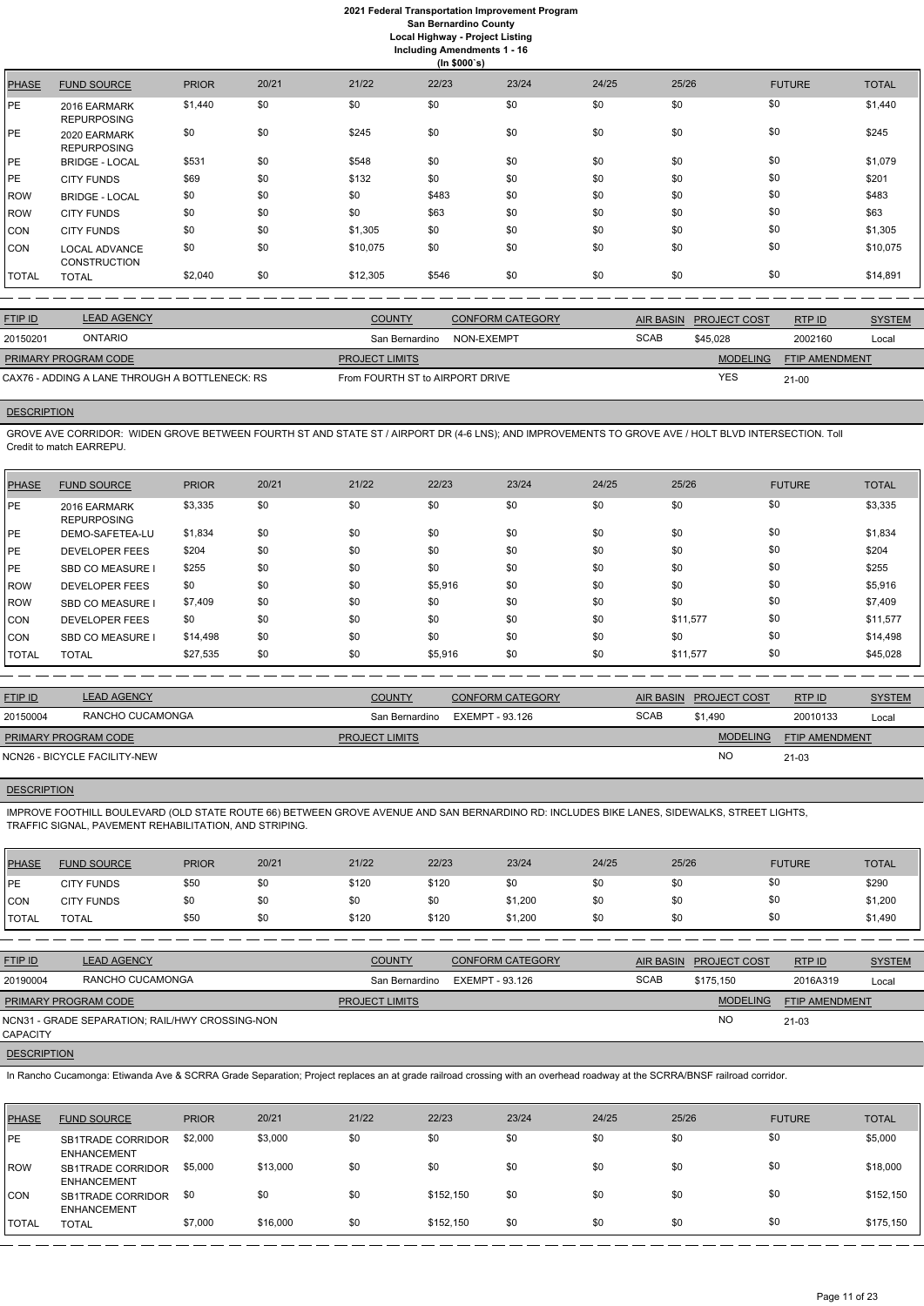# 2021 Federal Transportation Improvement Program
## San Bernardino County
## Local Highway - Project Listing
## Including Amendments 1 - 16
## (In $000`s)

| PHASE | FUND SOURCE | PRIOR | 20/21 | 21/22 | 22/23 | 23/24 | 24/25 | 25/26 | FUTURE | TOTAL |
|---|---|---|---|---|---|---|---|---|---|---|
| PE | 2016 EARMARK REPURPOSING | $1,440 | $0 | $0 | $0 | $0 | $0 | $0 | $0 | $1,440 |
| PE | 2020 EARMARK REPURPOSING | $0 | $0 | $245 | $0 | $0 | $0 | $0 | $0 | $245 |
| PE | BRIDGE - LOCAL | $531 | $0 | $548 | $0 | $0 | $0 | $0 | $0 | $1,079 |
| PE | CITY FUNDS | $69 | $0 | $132 | $0 | $0 | $0 | $0 | $0 | $201 |
| ROW | BRIDGE - LOCAL | $0 | $0 | $0 | $483 | $0 | $0 | $0 | $0 | $483 |
| ROW | CITY FUNDS | $0 | $0 | $0 | $63 | $0 | $0 | $0 | $0 | $63 |
| CON | CITY FUNDS | $0 | $0 | $1,305 | $0 | $0 | $0 | $0 | $0 | $1,305 |
| CON | LOCAL ADVANCE CONSTRUCTION | $0 | $0 | $10,075 | $0 | $0 | $0 | $0 | $0 | $10,075 |
| TOTAL | TOTAL | $2,040 | $0 | $12,305 | $546 | $0 | $0 | $0 | $0 | $14,891 |

| FTIP ID | LEAD AGENCY | COUNTY | CONFORM CATEGORY | AIR BASIN | PROJECT COST | RTP ID | SYSTEM |
|---|---|---|---|---|---|---|---|
| 20150201 | ONTARIO | San Bernardino | NON-EXEMPT | SCAB | $45,028 | 2002160 | Local |

| PRIMARY PROGRAM CODE | PROJECT LIMITS | MODELING | FTIP AMENDMENT |
|---|---|---|---|
| CAX76 - ADDING A LANE THROUGH A BOTTLENECK: RS | From FOURTH ST to AIRPORT DRIVE | YES | 21-00 |

**DESCRIPTION**

GROVE AVE CORRIDOR: WIDEN GROVE BETWEEN FOURTH ST AND STATE ST / AIRPORT DR (4-6 LNS); AND IMPROVEMENTS TO GROVE AVE / HOLT BLVD INTERSECTION. Toll Credit to match EARREPU.

| PHASE | FUND SOURCE | PRIOR | 20/21 | 21/22 | 22/23 | 23/24 | 24/25 | 25/26 | FUTURE | TOTAL |
|---|---|---|---|---|---|---|---|---|---|---|
| PE | 2016 EARMARK REPURPOSING | $3,335 | $0 | $0 | $0 | $0 | $0 | $0 | $0 | $3,335 |
| PE | DEMO-SAFETEA-LU | $1,834 | $0 | $0 | $0 | $0 | $0 | $0 | $0 | $1,834 |
| PE | DEVELOPER FEES | $204 | $0 | $0 | $0 | $0 | $0 | $0 | $0 | $204 |
| PE | SBD CO MEASURE I | $255 | $0 | $0 | $0 | $0 | $0 | $0 | $0 | $255 |
| ROW | DEVELOPER FEES | $0 | $0 | $0 | $5,916 | $0 | $0 | $0 | $0 | $5,916 |
| ROW | SBD CO MEASURE I | $7,409 | $0 | $0 | $0 | $0 | $0 | $0 | $0 | $7,409 |
| CON | DEVELOPER FEES | $0 | $0 | $0 | $0 | $0 | $0 | $11,577 | $0 | $11,577 |
| CON | SBD CO MEASURE I | $14,498 | $0 | $0 | $0 | $0 | $0 | $0 | $0 | $14,498 |
| TOTAL | TOTAL | $27,535 | $0 | $0 | $5,916 | $0 | $0 | $11,577 | $0 | $45,028 |

| FTIP ID | LEAD AGENCY | COUNTY | CONFORM CATEGORY | AIR BASIN | PROJECT COST | RTP ID | SYSTEM |
|---|---|---|---|---|---|---|---|
| 20150004 | RANCHO CUCAMONGA | San Bernardino | EXEMPT - 93.126 | SCAB | $1,490 | 20010133 | Local |

| PRIMARY PROGRAM CODE | PROJECT LIMITS | MODELING | FTIP AMENDMENT |
|---|---|---|---|
| NCN26 - BICYCLE FACILITY-NEW | | NO | 21-03 |

**DESCRIPTION**

IMPROVE FOOTHILL BOULEVARD (OLD STATE ROUTE 66) BETWEEN GROVE AVENUE AND SAN BERNARDINO RD: INCLUDES BIKE LANES, SIDEWALKS, STREET LIGHTS, TRAFFIC SIGNAL, PAVEMENT REHABILITATION, AND STRIPING.

| PHASE | FUND SOURCE | PRIOR | 20/21 | 21/22 | 22/23 | 23/24 | 24/25 | 25/26 | FUTURE | TOTAL |
|---|---|---|---|---|---|---|---|---|---|---|
| PE | CITY FUNDS | $50 | $0 | $120 | $120 | $0 | $0 | $0 | $0 | $290 |
| CON | CITY FUNDS | $0 | $0 | $0 | $0 | $1,200 | $0 | $0 | $0 | $1,200 |
| TOTAL | TOTAL | $50 | $0 | $120 | $120 | $1,200 | $0 | $0 | $0 | $1,490 |

| FTIP ID | LEAD AGENCY | COUNTY | CONFORM CATEGORY | AIR BASIN | PROJECT COST | RTP ID | SYSTEM |
|---|---|---|---|---|---|---|---|
| 20190004 | RANCHO CUCAMONGA | San Bernardino | EXEMPT - 93.126 | SCAB | $175,150 | 2016A319 | Local |

| PRIMARY PROGRAM CODE | PROJECT LIMITS | MODELING | FTIP AMENDMENT |
|---|---|---|---|
| NCN31 - GRADE SEPARATION; RAIL/HWY CROSSING-NON CAPACITY | | NO | 21-03 |

**DESCRIPTION**

In Rancho Cucamonga: Etiwanda Ave & SCRRA Grade Separation; Project replaces an at grade railroad crossing with an overhead roadway at the SCRRA/BNSF railroad corridor.

| PHASE | FUND SOURCE | PRIOR | 20/21 | 21/22 | 22/23 | 23/24 | 24/25 | 25/26 | FUTURE | TOTAL |
|---|---|---|---|---|---|---|---|---|---|---|
| PE | SB1TRADE CORRIDOR ENHANCEMENT | $2,000 | $3,000 | $0 | $0 | $0 | $0 | $0 | $0 | $5,000 |
| ROW | SB1TRADE CORRIDOR ENHANCEMENT | $5,000 | $13,000 | $0 | $0 | $0 | $0 | $0 | $0 | $18,000 |
| CON | SB1TRADE CORRIDOR ENHANCEMENT | $0 | $0 | $0 | $152,150 | $0 | $0 | $0 | $0 | $152,150 |
| TOTAL | TOTAL | $7,000 | $16,000 | $0 | $152,150 | $0 | $0 | $0 | $0 | $175,150 |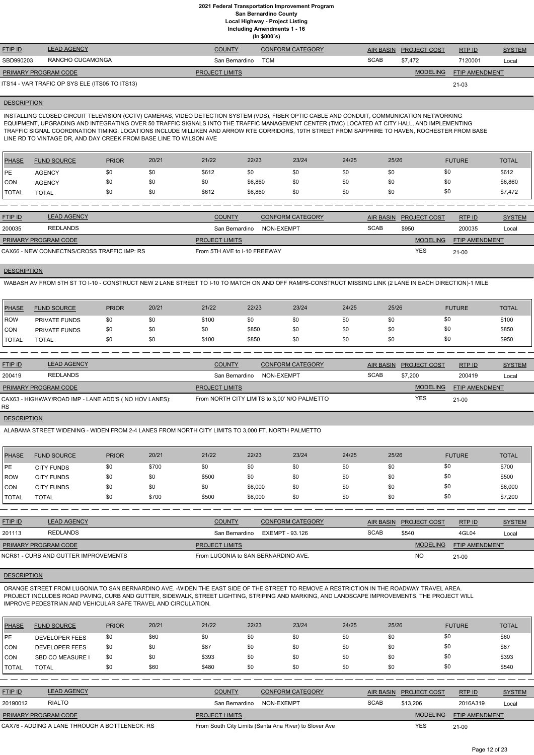**2021 Federal Transportation Improvement Program**
**San Bernardino County**
**Local Highway - Project Listing**
**Including Amendments 1 - 16**
**(In $000`s)**

| FTIP ID | LEAD AGENCY | COUNTY | CONFORM CATEGORY | AIR BASIN | PROJECT COST | RTP ID | SYSTEM |
|---|---|---|---|---|---|---|---|
| SBD990203 | RANCHO CUCAMONGA | San Bernardino | TCM | SCAB | $7,472 | 7120001 | Local |

| PRIMARY PROGRAM CODE | PROJECT LIMITS | MODELING | FTIP AMENDMENT |
|---|---|---|---|
| ITS14 - VAR TRAFIC OP SYS ELE (ITS05 TO ITS13) | | | 21-03 |

**DESCRIPTION**

INSTALLING CLOSED CIRCUIT TELEVISION (CCTV) CAMERAS, VIDEO DETECTION SYSTEM (VDS), FIBER OPTIC CABLE AND CONDUIT, COMMUNICATION NETWORKING EQUIPMENT, UPGRADING AND INTEGRATING OVER 50 TRAFFIC SIGNALS INTO THE TRAFFIC MANAGEMENT CENTER (TMC) LOCATED AT CITY HALL, AND IMPLEMENTING TRAFFIC SIGNAL COORDINATION TIMING. LOCATIONS INCLUDE MILLIKEN AND ARROW RTE CORRIDORS, 19TH STREET FROM SAPPHIRE TO HAVEN, ROCHESTER FROM BASE LINE RD TO VINTAGE DR, AND DAY CREEK FROM BASE LINE TO WILSON AVE

| PHASE | FUND SOURCE | PRIOR | 20/21 | 21/22 | 22/23 | 23/24 | 24/25 | 25/26 | FUTURE | TOTAL |
|---|---|---|---|---|---|---|---|---|---|---|
| PE | AGENCY | $0 | $0 | $612 | $0 | $0 | $0 | $0 | $0 | $612 |
| CON | AGENCY | $0 | $0 | $0 | $6,860 | $0 | $0 | $0 | $0 | $6,860 |
| TOTAL | TOTAL | $0 | $0 | $612 | $6,860 | $0 | $0 | $0 | $0 | $7,472 |

| FTIP ID | LEAD AGENCY | COUNTY | CONFORM CATEGORY | AIR BASIN | PROJECT COST | RTP ID | SYSTEM |
|---|---|---|---|---|---|---|---|
| 200035 | REDLANDS | San Bernardino | NON-EXEMPT | SCAB | $950 | 200035 | Local |

| PRIMARY PROGRAM CODE | PROJECT LIMITS | MODELING | FTIP AMENDMENT |
|---|---|---|---|
| CAX66 - NEW CONNECTNS/CROSS TRAFFIC IMP: RS | From 5TH AVE to I-10 FREEWAY | YES | 21-00 |

**DESCRIPTION**

WABASH AV FROM 5TH ST TO I-10 - CONSTRUCT NEW 2 LANE STREET TO I-10 TO MATCH ON AND OFF RAMPS-CONSTRUCT MISSING LINK (2 LANE IN EACH DIRECTION)-1 MILE

| PHASE | FUND SOURCE | PRIOR | 20/21 | 21/22 | 22/23 | 23/24 | 24/25 | 25/26 | FUTURE | TOTAL |
|---|---|---|---|---|---|---|---|---|---|---|
| ROW | PRIVATE FUNDS | $0 | $0 | $100 | $0 | $0 | $0 | $0 | $0 | $100 |
| CON | PRIVATE FUNDS | $0 | $0 | $0 | $850 | $0 | $0 | $0 | $0 | $850 |
| TOTAL | TOTAL | $0 | $0 | $100 | $850 | $0 | $0 | $0 | $0 | $950 |

| FTIP ID | LEAD AGENCY | COUNTY | CONFORM CATEGORY | AIR BASIN | PROJECT COST | RTP ID | SYSTEM |
|---|---|---|---|---|---|---|---|
| 200419 | REDLANDS | San Bernardino | NON-EXEMPT | SCAB | $7,200 | 200419 | Local |

| PRIMARY PROGRAM CODE | PROJECT LIMITS | MODELING | FTIP AMENDMENT |
|---|---|---|---|
| CAX63 - HIGHWAY/ROAD IMP - LANE ADD'S ( NO HOV LANES): RS | From NORTH CITY LIMITS to 3,00' N/O PALMETTO | YES | 21-00 |

**DESCRIPTION**

ALABAMA STREET WIDENING - WIDEN FROM 2-4 LANES FROM NORTH CITY LIMITS TO 3,000 FT. NORTH PALMETTO

| PHASE | FUND SOURCE | PRIOR | 20/21 | 21/22 | 22/23 | 23/24 | 24/25 | 25/26 | FUTURE | TOTAL |
|---|---|---|---|---|---|---|---|---|---|---|
| PE | CITY FUNDS | $0 | $700 | $0 | $0 | $0 | $0 | $0 | $0 | $700 |
| ROW | CITY FUNDS | $0 | $0 | $500 | $0 | $0 | $0 | $0 | $0 | $500 |
| CON | CITY FUNDS | $0 | $0 | $0 | $6,000 | $0 | $0 | $0 | $0 | $6,000 |
| TOTAL | TOTAL | $0 | $700 | $500 | $6,000 | $0 | $0 | $0 | $0 | $7,200 |

| FTIP ID | LEAD AGENCY | COUNTY | CONFORM CATEGORY | AIR BASIN | PROJECT COST | RTP ID | SYSTEM |
|---|---|---|---|---|---|---|---|
| 201113 | REDLANDS | San Bernardino | EXEMPT - 93.126 | SCAB | $540 | 4GL04 | Local |

| PRIMARY PROGRAM CODE | PROJECT LIMITS | MODELING | FTIP AMENDMENT |
|---|---|---|---|
| NCR81 - CURB AND GUTTER IMPROVEMENTS | From LUGONIA to SAN BERNARDINO AVE. | NO | 21-00 |

**DESCRIPTION**

ORANGE STREET FROM LUGONIA TO SAN BERNARDINO AVE. -WIDEN THE EAST SIDE OF THE STREET TO REMOVE A RESTRICTION IN THE ROADWAY TRAVEL AREA. PROJECT INCLUDES ROAD PAVING, CURB AND GUTTER, SIDEWALK, STREET LIGHTING, STRIPING AND MARKING, AND LANDSCAPE IMPROVEMENTS. THE PROJECT WILL IMPROVE PEDESTRIAN AND VEHICULAR SAFE TRAVEL AND CIRCULATION.

| PHASE | FUND SOURCE | PRIOR | 20/21 | 21/22 | 22/23 | 23/24 | 24/25 | 25/26 | FUTURE | TOTAL |
|---|---|---|---|---|---|---|---|---|---|---|
| PE | DEVELOPER FEES | $0 | $60 | $0 | $0 | $0 | $0 | $0 | $0 | $60 |
| CON | DEVELOPER FEES | $0 | $0 | $87 | $0 | $0 | $0 | $0 | $0 | $87 |
| CON | SBD CO MEASURE I | $0 | $0 | $393 | $0 | $0 | $0 | $0 | $0 | $393 |
| TOTAL | TOTAL | $0 | $60 | $480 | $0 | $0 | $0 | $0 | $0 | $540 |

| FTIP ID | LEAD AGENCY | COUNTY | CONFORM CATEGORY | AIR BASIN | PROJECT COST | RTP ID | SYSTEM |
|---|---|---|---|---|---|---|---|
| 20190012 | RIALTO | San Bernardino | NON-EXEMPT | SCAB | $13,206 | 2016A319 | Local |

| PRIMARY PROGRAM CODE | PROJECT LIMITS | MODELING | FTIP AMENDMENT |
|---|---|---|---|
| CAX76 - ADDING A LANE THROUGH A BOTTLENECK: RS | From South City Limits (Santa Ana River) to Slover Ave | YES | 21-00 |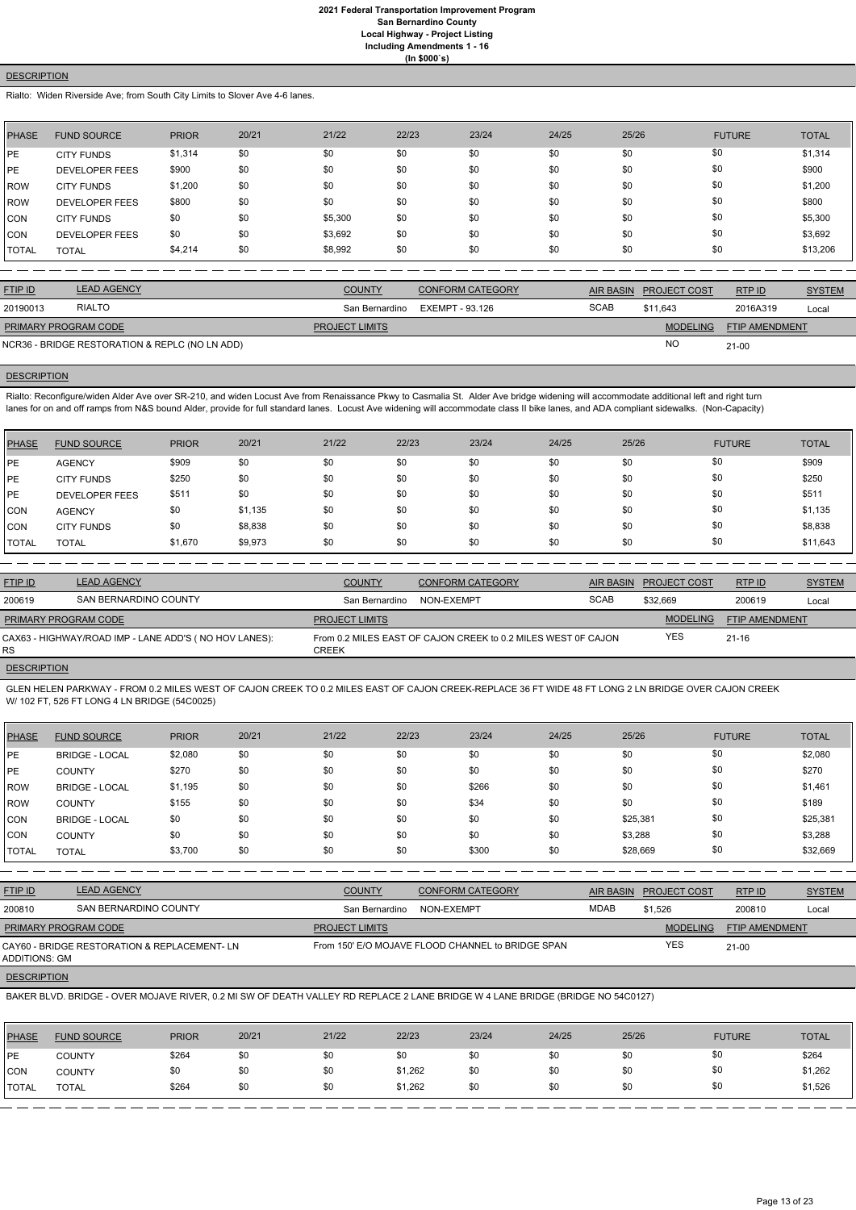#### DESCRIPTION

Rialto: Widen Riverside Ave; from South City Limits to Slover Ave 4-6 lanes.

| PHASE | FUND SOURCE | PRIOR | 20/21 | 21/22 | 22/23 | 23/24 | 24/25 | 25/26 | FUTURE | TOTAL |
|---|---|---|---|---|---|---|---|---|---|---|
| PE | CITY FUNDS | $1,314 | $0 | $0 | $0 | $0 | $0 | $0 | $0 | $1,314 |
| PE | DEVELOPER FEES | $900 | $0 | $0 | $0 | $0 | $0 | $0 | $0 | $900 |
| ROW | CITY FUNDS | $1,200 | $0 | $0 | $0 | $0 | $0 | $0 | $0 | $1,200 |
| ROW | DEVELOPER FEES | $800 | $0 | $0 | $0 | $0 | $0 | $0 | $0 | $800 |
| CON | CITY FUNDS | $0 | $0 | $5,300 | $0 | $0 | $0 | $0 | $0 | $5,300 |
| CON | DEVELOPER FEES | $0 | $0 | $3,692 | $0 | $0 | $0 | $0 | $0 | $3,692 |
| TOTAL | TOTAL | $4,214 | $0 | $8,992 | $0 | $0 | $0 | $0 | $0 | $13,206 |

| FTIP ID | LEAD AGENCY | COUNTY | CONFORM CATEGORY | AIR BASIN | PROJECT COST | RTP ID | SYSTEM |
|---|---|---|---|---|---|---|---|
| 20190013 | RIALTO | San Bernardino | EXEMPT - 93.126 | SCAB | $11,643 | 2016A319 | Local |

| PRIMARY PROGRAM CODE | PROJECT LIMITS | MODELING | FTIP AMENDMENT |
|---|---|---|---|
| NCR36 - BRIDGE RESTORATION & REPLC (NO LN ADD) | | NO | 21-00 |

#### DESCRIPTION

Rialto: Reconfigure/widen Alder Ave over SR-210, and widen Locust Ave from Renaissance Pkwy to Casmalia St. Alder Ave bridge widening will accommodate additional left and right turn lanes for on and off ramps from N&S bound Alder, provide for full standard lanes. Locust Ave widening will accommodate class II bike lanes, and ADA compliant sidewalks. (Non-Capacity)

| PHASE | FUND SOURCE | PRIOR | 20/21 | 21/22 | 22/23 | 23/24 | 24/25 | 25/26 | FUTURE | TOTAL |
|---|---|---|---|---|---|---|---|---|---|---|
| PE | AGENCY | $909 | $0 | $0 | $0 | $0 | $0 | $0 | $0 | $909 |
| PE | CITY FUNDS | $250 | $0 | $0 | $0 | $0 | $0 | $0 | $0 | $250 |
| PE | DEVELOPER FEES | $511 | $0 | $0 | $0 | $0 | $0 | $0 | $0 | $511 |
| CON | AGENCY | $0 | $1,135 | $0 | $0 | $0 | $0 | $0 | $0 | $1,135 |
| CON | CITY FUNDS | $0 | $8,838 | $0 | $0 | $0 | $0 | $0 | $0 | $8,838 |
| TOTAL | TOTAL | $1,670 | $9,973 | $0 | $0 | $0 | $0 | $0 | $0 | $11,643 |

| FTIP ID | LEAD AGENCY | COUNTY | CONFORM CATEGORY | AIR BASIN | PROJECT COST | RTP ID | SYSTEM |
|---|---|---|---|---|---|---|---|
| 200619 | SAN BERNARDINO COUNTY | San Bernardino | NON-EXEMPT | SCAB | $32,669 | 200619 | Local |

| PRIMARY PROGRAM CODE | PROJECT LIMITS | MODELING | FTIP AMENDMENT |
|---|---|---|---|
| CAX63 - HIGHWAY/ROAD IMP - LANE ADD'S ( NO HOV LANES): RS | From 0.2 MILES EAST OF CAJON CREEK to 0.2 MILES WEST 0F CAJON CREEK | YES | 21-16 |

#### DESCRIPTION

GLEN HELEN PARKWAY - FROM 0.2 MILES WEST OF CAJON CREEK TO 0.2 MILES EAST OF CAJON CREEK-REPLACE 36 FT WIDE 48 FT LONG 2 LN BRIDGE OVER CAJON CREEK W/ 102 FT, 526 FT LONG 4 LN BRIDGE (54C0025)

| PHASE | FUND SOURCE | PRIOR | 20/21 | 21/22 | 22/23 | 23/24 | 24/25 | 25/26 | FUTURE | TOTAL |
|---|---|---|---|---|---|---|---|---|---|---|
| PE | BRIDGE - LOCAL | $2,080 | $0 | $0 | $0 | $0 | $0 | $0 | $0 | $2,080 |
| PE | COUNTY | $270 | $0 | $0 | $0 | $0 | $0 | $0 | $0 | $270 |
| ROW | BRIDGE - LOCAL | $1,195 | $0 | $0 | $0 | $266 | $0 | $0 | $0 | $1,461 |
| ROW | COUNTY | $155 | $0 | $0 | $0 | $34 | $0 | $0 | $0 | $189 |
| CON | BRIDGE - LOCAL | $0 | $0 | $0 | $0 | $0 | $0 | $25,381 | $0 | $25,381 |
| CON | COUNTY | $0 | $0 | $0 | $0 | $0 | $0 | $3,288 | $0 | $3,288 |
| TOTAL | TOTAL | $3,700 | $0 | $0 | $0 | $300 | $0 | $28,669 | $0 | $32,669 |

| FTIP ID | LEAD AGENCY | COUNTY | CONFORM CATEGORY | AIR BASIN | PROJECT COST | RTP ID | SYSTEM |
|---|---|---|---|---|---|---|---|
| 200810 | SAN BERNARDINO COUNTY | San Bernardino | NON-EXEMPT | MDAB | $1,526 | 200810 | Local |

| PRIMARY PROGRAM CODE | PROJECT LIMITS | MODELING | FTIP AMENDMENT |
|---|---|---|---|
| CAY60 - BRIDGE RESTORATION & REPLACEMENT- LN ADDITIONS: GM | From 150' E/O MOJAVE FLOOD CHANNEL to BRIDGE SPAN | YES | 21-00 |

#### DESCRIPTION

BAKER BLVD. BRIDGE - OVER MOJAVE RIVER, 0.2 MI SW OF DEATH VALLEY RD REPLACE 2 LANE BRIDGE W 4 LANE BRIDGE (BRIDGE NO 54C0127)

| PHASE | FUND SOURCE | PRIOR | 20/21 | 21/22 | 22/23 | 23/24 | 24/25 | 25/26 | FUTURE | TOTAL |
|---|---|---|---|---|---|---|---|---|---|---|
| PE | COUNTY | $264 | $0 | $0 | $0 | $0 | $0 | $0 | $0 | $264 |
| CON | COUNTY | $0 | $0 | $0 | $1,262 | $0 | $0 | $0 | $0 | $1,262 |
| TOTAL | TOTAL | $264 | $0 | $0 | $1,262 | $0 | $0 | $0 | $0 | $1,526 |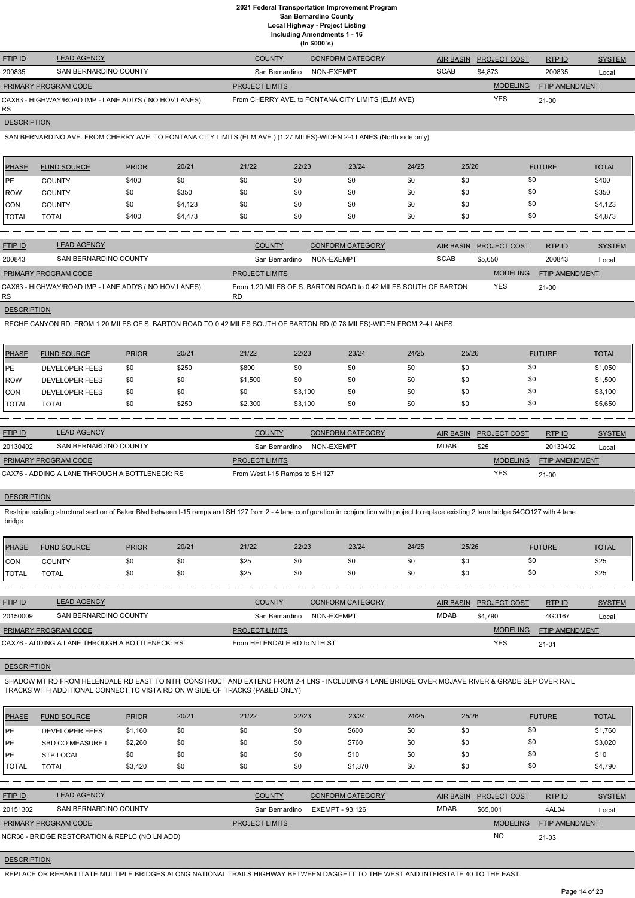# 2021 Federal Transportation Improvement Program
## San Bernardino County
### Local Highway - Project Listing
### Including Amendments 1 - 16
### (In $000`s)

| FTIP ID | LEAD AGENCY | COUNTY | CONFORM CATEGORY | AIR BASIN | PROJECT COST | RTP ID | SYSTEM |
|---|---|---|---|---|---|---|---|
| 200835 | SAN BERNARDINO COUNTY | San Bernardino | NON-EXEMPT | SCAB | $4,873 | 200835 | Local |

| PRIMARY PROGRAM CODE | PROJECT LIMITS | MODELING | FTIP AMENDMENT |
|---|---|---|---|
| CAX63 - HIGHWAY/ROAD IMP - LANE ADD'S ( NO HOV LANES): RS | From CHERRY AVE. to FONTANA CITY LIMITS (ELM AVE) | YES | 21-00 |

**DESCRIPTION**

SAN BERNARDINO AVE. FROM CHERRY AVE. TO FONTANA CITY LIMITS (ELM AVE.) (1.27 MILES)-WIDEN 2-4 LANES (North side only)

| PHASE | FUND SOURCE | PRIOR | 20/21 | 21/22 | 22/23 | 23/24 | 24/25 | 25/26 | FUTURE | TOTAL |
|---|---|---|---|---|---|---|---|---|---|---|
| PE | COUNTY | $400 | $0 | $0 | $0 | $0 | $0 | $0 | $0 | $400 |
| ROW | COUNTY | $0 | $350 | $0 | $0 | $0 | $0 | $0 | $0 | $350 |
| CON | COUNTY | $0 | $4,123 | $0 | $0 | $0 | $0 | $0 | $0 | $4,123 |
| TOTAL | TOTAL | $400 | $4,473 | $0 | $0 | $0 | $0 | $0 | $0 | $4,873 |

| FTIP ID | LEAD AGENCY | COUNTY | CONFORM CATEGORY | AIR BASIN | PROJECT COST | RTP ID | SYSTEM |
|---|---|---|---|---|---|---|---|
| 200843 | SAN BERNARDINO COUNTY | San Bernardino | NON-EXEMPT | SCAB | $5,650 | 200843 | Local |

| PRIMARY PROGRAM CODE | PROJECT LIMITS | MODELING | FTIP AMENDMENT |
|---|---|---|---|
| CAX63 - HIGHWAY/ROAD IMP - LANE ADD'S ( NO HOV LANES): RS | From 1.20 MILES OF S. BARTON ROAD to 0.42 MILES SOUTH OF BARTON RD | YES | 21-00 |

**DESCRIPTION**

RECHE CANYON RD. FROM 1.20 MILES OF S. BARTON ROAD TO 0.42 MILES SOUTH OF BARTON RD (0.78 MILES)-WIDEN FROM 2-4 LANES

| PHASE | FUND SOURCE | PRIOR | 20/21 | 21/22 | 22/23 | 23/24 | 24/25 | 25/26 | FUTURE | TOTAL |
|---|---|---|---|---|---|---|---|---|---|---|
| PE | DEVELOPER FEES | $0 | $250 | $800 | $0 | $0 | $0 | $0 | $0 | $1,050 |
| ROW | DEVELOPER FEES | $0 | $0 | $1,500 | $0 | $0 | $0 | $0 | $0 | $1,500 |
| CON | DEVELOPER FEES | $0 | $0 | $0 | $3,100 | $0 | $0 | $0 | $0 | $3,100 |
| TOTAL | TOTAL | $0 | $250 | $2,300 | $3,100 | $0 | $0 | $0 | $0 | $5,650 |

| FTIP ID | LEAD AGENCY | COUNTY | CONFORM CATEGORY | AIR BASIN | PROJECT COST | RTP ID | SYSTEM |
|---|---|---|---|---|---|---|---|
| 20130402 | SAN BERNARDINO COUNTY | San Bernardino | NON-EXEMPT | MDAB | $25 | 20130402 | Local |

| PRIMARY PROGRAM CODE | PROJECT LIMITS | MODELING | FTIP AMENDMENT |
|---|---|---|---|
| CAX76 - ADDING A LANE THROUGH A BOTTLENECK: RS | From West I-15 Ramps to SH 127 | YES | 21-00 |

**DESCRIPTION**

Restripe existing structural section of Baker Blvd between I-15 ramps and SH 127 from 2 - 4 lane configuration in conjunction with project to replace existing 2 lane bridge 54CO127 with 4 lane bridge

| PHASE | FUND SOURCE | PRIOR | 20/21 | 21/22 | 22/23 | 23/24 | 24/25 | 25/26 | FUTURE | TOTAL |
|---|---|---|---|---|---|---|---|---|---|---|
| CON | COUNTY | $0 | $0 | $25 | $0 | $0 | $0 | $0 | $0 | $25 |
| TOTAL | TOTAL | $0 | $0 | $25 | $0 | $0 | $0 | $0 | $0 | $25 |

| FTIP ID | LEAD AGENCY | COUNTY | CONFORM CATEGORY | AIR BASIN | PROJECT COST | RTP ID | SYSTEM |
|---|---|---|---|---|---|---|---|
| 20150009 | SAN BERNARDINO COUNTY | San Bernardino | NON-EXEMPT | MDAB | $4,790 | 4G0167 | Local |

| PRIMARY PROGRAM CODE | PROJECT LIMITS | MODELING | FTIP AMENDMENT |
|---|---|---|---|
| CAX76 - ADDING A LANE THROUGH A BOTTLENECK: RS | From HELENDALE RD to NTH ST | YES | 21-01 |

**DESCRIPTION**

SHADOW MT RD FROM HELENDALE RD EAST TO NTH; CONSTRUCT AND EXTEND FROM 2-4 LNS - INCLUDING 4 LANE BRIDGE OVER MOJAVE RIVER & GRADE SEP OVER RAIL TRACKS WITH ADDITIONAL CONNECT TO VISTA RD ON W SIDE OF TRACKS (PA&ED ONLY)

| PHASE | FUND SOURCE | PRIOR | 20/21 | 21/22 | 22/23 | 23/24 | 24/25 | 25/26 | FUTURE | TOTAL |
|---|---|---|---|---|---|---|---|---|---|---|
| PE | DEVELOPER FEES | $1,160 | $0 | $0 | $0 | $600 | $0 | $0 | $0 | $1,760 |
| PE | SBD CO MEASURE I | $2,260 | $0 | $0 | $0 | $760 | $0 | $0 | $0 | $3,020 |
| PE | STP LOCAL | $0 | $0 | $0 | $0 | $10 | $0 | $0 | $0 | $10 |
| TOTAL | TOTAL | $3,420 | $0 | $0 | $0 | $1,370 | $0 | $0 | $0 | $4,790 |

| FTIP ID | LEAD AGENCY | COUNTY | CONFORM CATEGORY | AIR BASIN | PROJECT COST | RTP ID | SYSTEM |
|---|---|---|---|---|---|---|---|
| 20151302 | SAN BERNARDINO COUNTY | San Bernardino | EXEMPT - 93.126 | MDAB | $65,001 | 4AL04 | Local |

| PRIMARY PROGRAM CODE | PROJECT LIMITS | MODELING | FTIP AMENDMENT |
|---|---|---|---|
| NCR36 - BRIDGE RESTORATION & REPLC (NO LN ADD) | | NO | 21-03 |

**DESCRIPTION**

REPLACE OR REHABILITATE MULTIPLE BRIDGES ALONG NATIONAL TRAILS HIGHWAY BETWEEN DAGGETT TO THE WEST AND INTERSTATE 40 TO THE EAST.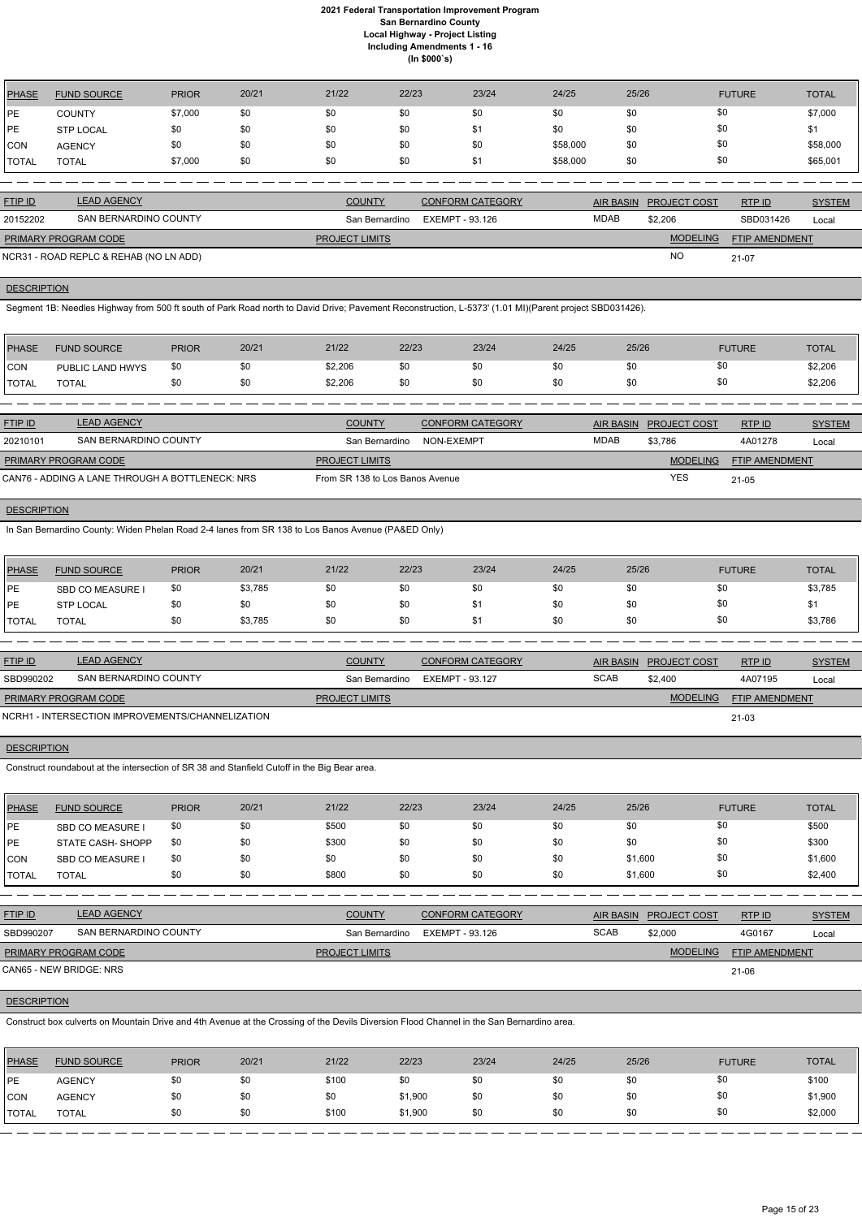# 2021 Federal Transportation Improvement Program
## San Bernardino County
## Local Highway - Project Listing
## Including Amendments 1 - 16
## (In $000`s)

| PHASE | FUND SOURCE | PRIOR | 20/21 | 21/22 | 22/23 | 23/24 | 24/25 | 25/26 | FUTURE | TOTAL |
|---|---|---|---|---|---|---|---|---|---|---|
| PE | COUNTY | $7,000 | $0 | $0 | $0 | $0 | $0 | $0 | $0 | $7,000 |
| PE | STP LOCAL | $0 | $0 | $0 | $0 | $1 | $0 | $0 | $0 | $1 |
| CON | AGENCY | $0 | $0 | $0 | $0 | $0 | $58,000 | $0 | $0 | $58,000 |
| TOTAL | TOTAL | $7,000 | $0 | $0 | $0 | $1 | $58,000 | $0 | $0 | $65,001 |

| FTIP ID | LEAD AGENCY | COUNTY | CONFORM CATEGORY | AIR BASIN | PROJECT COST | RTP ID | SYSTEM |
|---|---|---|---|---|---|---|---|
| 20152202 | SAN BERNARDINO COUNTY | San Bernardino | EXEMPT - 93.126 | MDAB | $2,206 | SBD031426 | Local |

| PRIMARY PROGRAM CODE | PROJECT LIMITS | MODELING | FTIP AMENDMENT |
|---|---|---|---|
| NCR31 - ROAD REPLC & REHAB (NO LN ADD) | | NO | 21-07 |

**DESCRIPTION**

Segment 1B: Needles Highway from 500 ft south of Park Road north to David Drive; Pavement Reconstruction, L-5373' (1.01 MI)(Parent project SBD031426).

| PHASE | FUND SOURCE | PRIOR | 20/21 | 21/22 | 22/23 | 23/24 | 24/25 | 25/26 | FUTURE | TOTAL |
|---|---|---|---|---|---|---|---|---|---|---|
| CON | PUBLIC LAND HWYS | $0 | $0 | $2,206 | $0 | $0 | $0 | $0 | $0 | $2,206 |
| TOTAL | TOTAL | $0 | $0 | $2,206 | $0 | $0 | $0 | $0 | $0 | $2,206 |

| FTIP ID | LEAD AGENCY | COUNTY | CONFORM CATEGORY | AIR BASIN | PROJECT COST | RTP ID | SYSTEM |
|---|---|---|---|---|---|---|---|
| 20210101 | SAN BERNARDINO COUNTY | San Bernardino | NON-EXEMPT | MDAB | $3,786 | 4A01278 | Local |

| PRIMARY PROGRAM CODE | PROJECT LIMITS | MODELING | FTIP AMENDMENT |
|---|---|---|---|
| CAN76 - ADDING A LANE THROUGH A BOTTLENECK: NRS | From SR 138 to Los Banos Avenue | YES | 21-05 |

**DESCRIPTION**

In San Bernardino County: Widen Phelan Road 2-4 lanes from SR 138 to Los Banos Avenue (PA&ED Only)

| PHASE | FUND SOURCE | PRIOR | 20/21 | 21/22 | 22/23 | 23/24 | 24/25 | 25/26 | FUTURE | TOTAL |
|---|---|---|---|---|---|---|---|---|---|---|
| PE | SBD CO MEASURE I | $0 | $3,785 | $0 | $0 | $0 | $0 | $0 | $0 | $3,785 |
| PE | STP LOCAL | $0 | $0 | $0 | $0 | $1 | $0 | $0 | $0 | $1 |
| TOTAL | TOTAL | $0 | $3,785 | $0 | $0 | $1 | $0 | $0 | $0 | $3,786 |

| FTIP ID | LEAD AGENCY | COUNTY | CONFORM CATEGORY | AIR BASIN | PROJECT COST | RTP ID | SYSTEM |
|---|---|---|---|---|---|---|---|
| SBD990202 | SAN BERNARDINO COUNTY | San Bernardino | EXEMPT - 93.127 | SCAB | $2,400 | 4A07195 | Local |

| PRIMARY PROGRAM CODE | PROJECT LIMITS | MODELING | FTIP AMENDMENT |
|---|---|---|---|
| NCRH1 - INTERSECTION IMPROVEMENTS/CHANNELIZATION | | | 21-03 |

**DESCRIPTION**

Construct roundabout at the intersection of SR 38 and Stanfield Cutoff in the Big Bear area.

| PHASE | FUND SOURCE | PRIOR | 20/21 | 21/22 | 22/23 | 23/24 | 24/25 | 25/26 | FUTURE | TOTAL |
|---|---|---|---|---|---|---|---|---|---|---|
| PE | SBD CO MEASURE I | $0 | $0 | $500 | $0 | $0 | $0 | $0 | $0 | $500 |
| PE | STATE CASH- SHOPP | $0 | $0 | $300 | $0 | $0 | $0 | $0 | $0 | $300 |
| CON | SBD CO MEASURE I | $0 | $0 | $0 | $0 | $0 | $0 | $1,600 | $0 | $1,600 |
| TOTAL | TOTAL | $0 | $0 | $800 | $0 | $0 | $0 | $1,600 | $0 | $2,400 |

| FTIP ID | LEAD AGENCY | COUNTY | CONFORM CATEGORY | AIR BASIN | PROJECT COST | RTP ID | SYSTEM |
|---|---|---|---|---|---|---|---|
| SBD990207 | SAN BERNARDINO COUNTY | San Bernardino | EXEMPT - 93.126 | SCAB | $2,000 | 4G0167 | Local |

| PRIMARY PROGRAM CODE | PROJECT LIMITS | MODELING | FTIP AMENDMENT |
|---|---|---|---|
| CAN65 - NEW BRIDGE: NRS | | | 21-06 |

**DESCRIPTION**

Construct box culverts on Mountain Drive and 4th Avenue at the Crossing of the Devils Diversion Flood Channel in the San Bernardino area.

| PHASE | FUND SOURCE | PRIOR | 20/21 | 21/22 | 22/23 | 23/24 | 24/25 | 25/26 | FUTURE | TOTAL |
|---|---|---|---|---|---|---|---|---|---|---|
| PE | AGENCY | $0 | $0 | $100 | $0 | $0 | $0 | $0 | $0 | $100 |
| CON | AGENCY | $0 | $0 | $0 | $1,900 | $0 | $0 | $0 | $0 | $1,900 |
| TOTAL | TOTAL | $0 | $0 | $100 | $1,900 | $0 | $0 | $0 | $0 | $2,000 |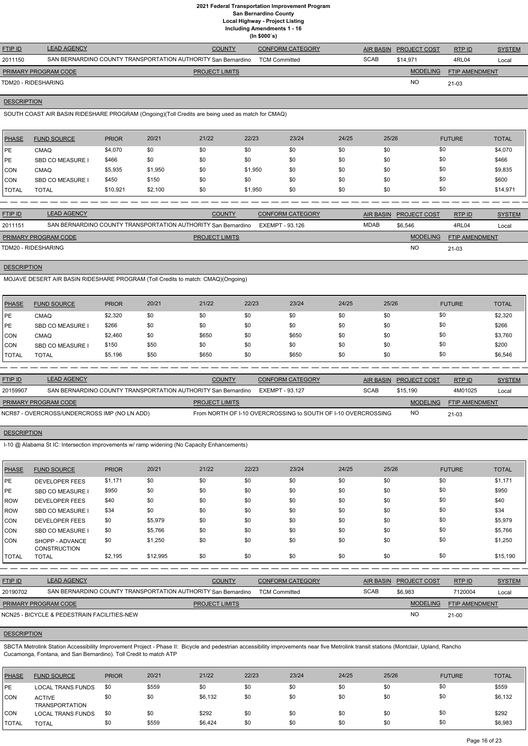# 2021 Federal Transportation Improvement Program
## San Bernardino County
### Local Highway - Project Listing
### Including Amendments 1 - 16
### (In $000`s)

| FTIP ID | LEAD AGENCY | COUNTY | CONFORM CATEGORY | AIR BASIN | PROJECT COST | RTP ID | SYSTEM |
|---|---|---|---|---|---|---|---|
| 2011150 | SAN BERNARDINO COUNTY TRANSPORTATION AUTHORITY | San Bernardino | TCM Committed | SCAB | $14,971 | 4RL04 | Local |

| PRIMARY PROGRAM CODE | PROJECT LIMITS | MODELING | FTIP AMENDMENT |
|---|---|---|---|
| TDM20 - RIDESHARING | | NO | 21-03 |

**DESCRIPTION**

SOUTH COAST AIR BASIN RIDESHARE PROGRAM (Ongoing)(Toll Credits are being used as match for CMAQ)

| PHASE | FUND SOURCE | PRIOR | 20/21 | 21/22 | 22/23 | 23/24 | 24/25 | 25/26 | FUTURE | TOTAL |
|---|---|---|---|---|---|---|---|---|---|---|
| PE | CMAQ | $4,070 | $0 | $0 | $0 | $0 | $0 | $0 | $0 | $4,070 |
| PE | SBD CO MEASURE I | $466 | $0 | $0 | $0 | $0 | $0 | $0 | $0 | $466 |
| CON | CMAQ | $5,935 | $1,950 | $0 | $1,950 | $0 | $0 | $0 | $0 | $9,835 |
| CON | SBD CO MEASURE I | $450 | $150 | $0 | $0 | $0 | $0 | $0 | $0 | $600 |
| TOTAL | TOTAL | $10,921 | $2,100 | $0 | $1,950 | $0 | $0 | $0 | $0 | $14,971 |

| FTIP ID | LEAD AGENCY | COUNTY | CONFORM CATEGORY | AIR BASIN | PROJECT COST | RTP ID | SYSTEM |
|---|---|---|---|---|---|---|---|
| 2011151 | SAN BERNARDINO COUNTY TRANSPORTATION AUTHORITY | San Bernardino | EXEMPT - 93.126 | MDAB | $6,546 | 4RL04 | Local |

| PRIMARY PROGRAM CODE | PROJECT LIMITS | MODELING | FTIP AMENDMENT |
|---|---|---|---|
| TDM20 - RIDESHARING | | NO | 21-03 |

**DESCRIPTION**

MOJAVE DESERT AIR BASIN RIDESHARE PROGRAM (Toll Credits to match: CMAQ)(Ongoing)

| PHASE | FUND SOURCE | PRIOR | 20/21 | 21/22 | 22/23 | 23/24 | 24/25 | 25/26 | FUTURE | TOTAL |
|---|---|---|---|---|---|---|---|---|---|---|
| PE | CMAQ | $2,320 | $0 | $0 | $0 | $0 | $0 | $0 | $0 | $2,320 |
| PE | SBD CO MEASURE I | $266 | $0 | $0 | $0 | $0 | $0 | $0 | $0 | $266 |
| CON | CMAQ | $2,460 | $0 | $650 | $0 | $650 | $0 | $0 | $0 | $3,760 |
| CON | SBD CO MEASURE I | $150 | $50 | $0 | $0 | $0 | $0 | $0 | $0 | $200 |
| TOTAL | TOTAL | $5,196 | $50 | $650 | $0 | $650 | $0 | $0 | $0 | $6,546 |

| FTIP ID | LEAD AGENCY | COUNTY | CONFORM CATEGORY | AIR BASIN | PROJECT COST | RTP ID | SYSTEM |
|---|---|---|---|---|---|---|---|
| 20159907 | SAN BERNARDINO COUNTY TRANSPORTATION AUTHORITY | San Bernardino | EXEMPT - 93.127 | SCAB | $15,190 | 4M01025 | Local |

| PRIMARY PROGRAM CODE | PROJECT LIMITS | MODELING | FTIP AMENDMENT |
|---|---|---|---|
| NCR87 - OVERCROSS/UNDERCROSS IMP (NO LN ADD) | From NORTH OF I-10 OVERCROSSING to SOUTH OF I-10 OVERCROSSING | NO | 21-03 |

**DESCRIPTION**

I-10 @ Alabama St IC: Intersection improvements w/ ramp widening (No Capacity Enhancements)

| PHASE | FUND SOURCE | PRIOR | 20/21 | 21/22 | 22/23 | 23/24 | 24/25 | 25/26 | FUTURE | TOTAL |
|---|---|---|---|---|---|---|---|---|---|---|
| PE | DEVELOPER FEES | $1,171 | $0 | $0 | $0 | $0 | $0 | $0 | $0 | $1,171 |
| PE | SBD CO MEASURE I | $950 | $0 | $0 | $0 | $0 | $0 | $0 | $0 | $950 |
| ROW | DEVELOPER FEES | $40 | $0 | $0 | $0 | $0 | $0 | $0 | $0 | $40 |
| ROW | SBD CO MEASURE I | $34 | $0 | $0 | $0 | $0 | $0 | $0 | $0 | $34 |
| CON | DEVELOPER FEES | $0 | $5,979 | $0 | $0 | $0 | $0 | $0 | $0 | $5,979 |
| CON | SBD CO MEASURE I | $0 | $5,766 | $0 | $0 | $0 | $0 | $0 | $0 | $5,766 |
| CON | SHOPP - ADVANCE CONSTRUCTION | $0 | $1,250 | $0 | $0 | $0 | $0 | $0 | $0 | $1,250 |
| TOTAL | TOTAL | $2,195 | $12,995 | $0 | $0 | $0 | $0 | $0 | $0 | $15,190 |

| FTIP ID | LEAD AGENCY | COUNTY | CONFORM CATEGORY | AIR BASIN | PROJECT COST | RTP ID | SYSTEM |
|---|---|---|---|---|---|---|---|
| 20190702 | SAN BERNARDINO COUNTY TRANSPORTATION AUTHORITY | San Bernardino | TCM Committed | SCAB | $6,983 | 7120004 | Local |

| PRIMARY PROGRAM CODE | PROJECT LIMITS | MODELING | FTIP AMENDMENT |
|---|---|---|---|
| NCN25 - BICYCLE & PEDESTRAIN FACILITIES-NEW | | NO | 21-00 |

**DESCRIPTION**

SBCTA Metrolink Station Accessibility Improvement Project - Phase II: Bicycle and pedestrian accessibility improvements near five Metrolink transit stations (Montclair, Upland, Rancho Cucamonga, Fontana, and San Bernardino). Toll Credit to match ATP

| PHASE | FUND SOURCE | PRIOR | 20/21 | 21/22 | 22/23 | 23/24 | 24/25 | 25/26 | FUTURE | TOTAL |
|---|---|---|---|---|---|---|---|---|---|---|
| PE | LOCAL TRANS FUNDS | $0 | $559 | $0 | $0 | $0 | $0 | $0 | $0 | $559 |
| CON | ACTIVE TRANSPORTATION | $0 | $0 | $6,132 | $0 | $0 | $0 | $0 | $0 | $6,132 |
| CON | LOCAL TRANS FUNDS | $0 | $0 | $292 | $0 | $0 | $0 | $0 | $0 | $292 |
| TOTAL | TOTAL | $0 | $559 | $6,424 | $0 | $0 | $0 | $0 | $0 | $6,983 |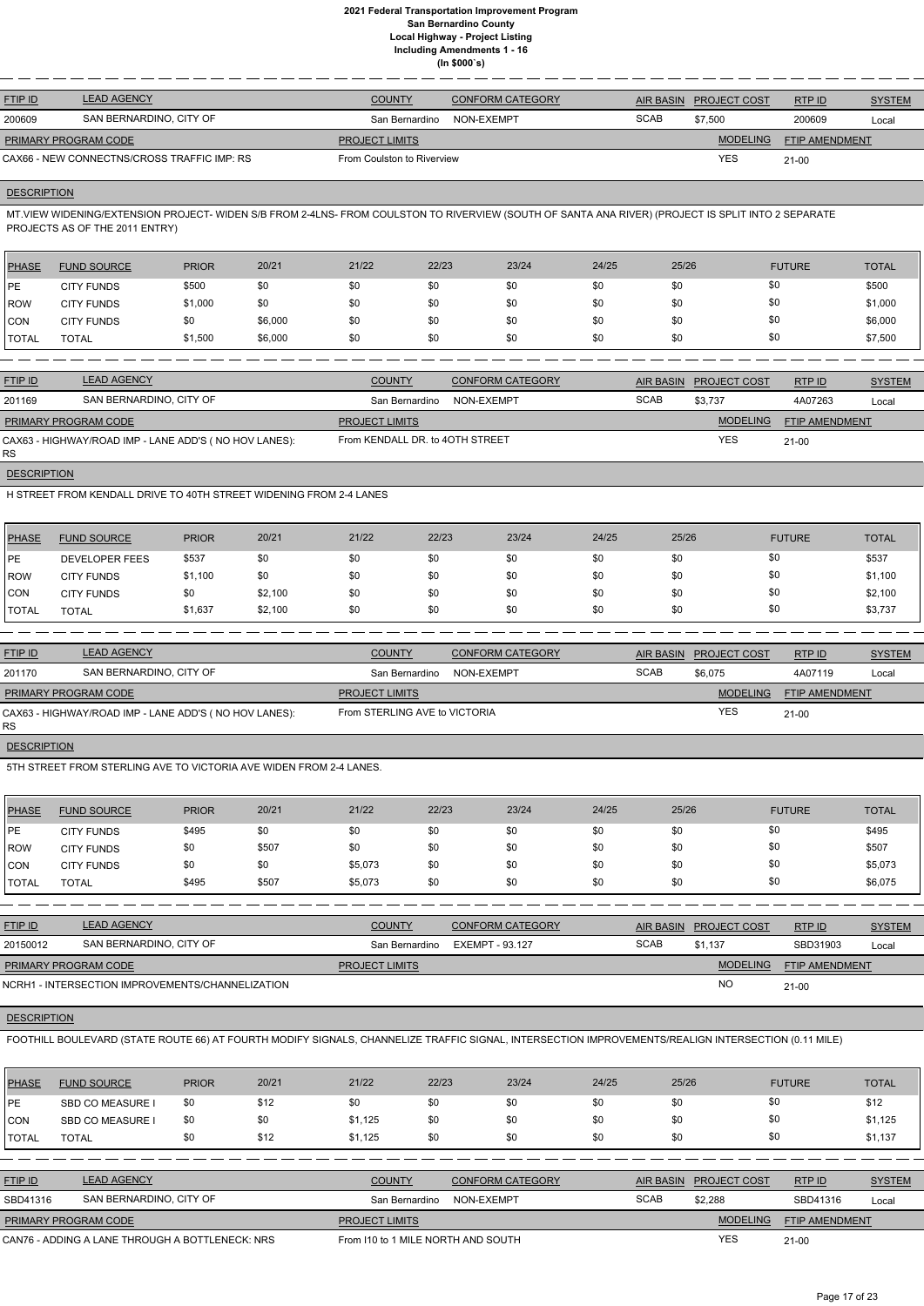# 2021 Federal Transportation Improvement Program
## San Bernardino County
## Local Highway - Project Listing
## Including Amendments 1 - 16
## (In $000`s)

| FTIP ID | LEAD AGENCY | COUNTY | CONFORM CATEGORY | AIR BASIN | PROJECT COST | RTP ID | SYSTEM |
|---|---|---|---|---|---|---|---|
| 200609 | SAN BERNARDINO, CITY OF | San Bernardino | NON-EXEMPT | SCAB | $7,500 | 200609 | Local |

| PRIMARY PROGRAM CODE | PROJECT LIMITS | MODELING | FTIP AMENDMENT |
|---|---|---|---|
| CAX66 - NEW CONNECTNS/CROSS TRAFFIC IMP: RS | From Coulston to Riverview | YES | 21-00 |

**DESCRIPTION**

MT.VIEW WIDENING/EXTENSION PROJECT- WIDEN S/B FROM 2-4LNS- FROM COULSTON TO RIVERVIEW (SOUTH OF SANTA ANA RIVER) (PROJECT IS SPLIT INTO 2 SEPARATE PROJECTS AS OF THE 2011 ENTRY)

| PHASE | FUND SOURCE | PRIOR | 20/21 | 21/22 | 22/23 | 23/24 | 24/25 | 25/26 | FUTURE | TOTAL |
|---|---|---|---|---|---|---|---|---|---|---|
| PE | CITY FUNDS | $500 | $0 | $0 | $0 | $0 | $0 | $0 | $0 | $500 |
| ROW | CITY FUNDS | $1,000 | $0 | $0 | $0 | $0 | $0 | $0 | $0 | $1,000 |
| CON | CITY FUNDS | $0 | $6,000 | $0 | $0 | $0 | $0 | $0 | $0 | $6,000 |
| TOTAL | TOTAL | $1,500 | $6,000 | $0 | $0 | $0 | $0 | $0 | $0 | $7,500 |

| FTIP ID | LEAD AGENCY | COUNTY | CONFORM CATEGORY | AIR BASIN | PROJECT COST | RTP ID | SYSTEM |
|---|---|---|---|---|---|---|---|
| 201169 | SAN BERNARDINO, CITY OF | San Bernardino | NON-EXEMPT | SCAB | $3,737 | 4A07263 | Local |

| PRIMARY PROGRAM CODE | PROJECT LIMITS | MODELING | FTIP AMENDMENT |
|---|---|---|---|
| CAX63 - HIGHWAY/ROAD IMP - LANE ADD'S ( NO HOV LANES): RS | From KENDALL DR. to 4OTH STREET | YES | 21-00 |

**DESCRIPTION**

H STREET FROM KENDALL DRIVE TO 40TH STREET WIDENING FROM 2-4 LANES

| PHASE | FUND SOURCE | PRIOR | 20/21 | 21/22 | 22/23 | 23/24 | 24/25 | 25/26 | FUTURE | TOTAL |
|---|---|---|---|---|---|---|---|---|---|---|
| PE | DEVELOPER FEES | $537 | $0 | $0 | $0 | $0 | $0 | $0 | $0 | $537 |
| ROW | CITY FUNDS | $1,100 | $0 | $0 | $0 | $0 | $0 | $0 | $0 | $1,100 |
| CON | CITY FUNDS | $0 | $2,100 | $0 | $0 | $0 | $0 | $0 | $0 | $2,100 |
| TOTAL | TOTAL | $1,637 | $2,100 | $0 | $0 | $0 | $0 | $0 | $0 | $3,737 |

| FTIP ID | LEAD AGENCY | COUNTY | CONFORM CATEGORY | AIR BASIN | PROJECT COST | RTP ID | SYSTEM |
|---|---|---|---|---|---|---|---|
| 201170 | SAN BERNARDINO, CITY OF | San Bernardino | NON-EXEMPT | SCAB | $6,075 | 4A07119 | Local |

| PRIMARY PROGRAM CODE | PROJECT LIMITS | MODELING | FTIP AMENDMENT |
|---|---|---|---|
| CAX63 - HIGHWAY/ROAD IMP - LANE ADD'S ( NO HOV LANES): RS | From STERLING AVE to VICTORIA | YES | 21-00 |

**DESCRIPTION**

5TH STREET FROM STERLING AVE TO VICTORIA AVE WIDEN FROM 2-4 LANES.

| PHASE | FUND SOURCE | PRIOR | 20/21 | 21/22 | 22/23 | 23/24 | 24/25 | 25/26 | FUTURE | TOTAL |
|---|---|---|---|---|---|---|---|---|---|---|
| PE | CITY FUNDS | $495 | $0 | $0 | $0 | $0 | $0 | $0 | $0 | $495 |
| ROW | CITY FUNDS | $0 | $507 | $0 | $0 | $0 | $0 | $0 | $0 | $507 |
| CON | CITY FUNDS | $0 | $0 | $5,073 | $0 | $0 | $0 | $0 | $0 | $5,073 |
| TOTAL | TOTAL | $495 | $507 | $5,073 | $0 | $0 | $0 | $0 | $0 | $6,075 |

| FTIP ID | LEAD AGENCY | COUNTY | CONFORM CATEGORY | AIR BASIN | PROJECT COST | RTP ID | SYSTEM |
|---|---|---|---|---|---|---|---|
| 20150012 | SAN BERNARDINO, CITY OF | San Bernardino | EXEMPT - 93.127 | SCAB | $1,137 | SBD31903 | Local |

| PRIMARY PROGRAM CODE | PROJECT LIMITS | MODELING | FTIP AMENDMENT |
|---|---|---|---|
| NCRH1 - INTERSECTION IMPROVEMENTS/CHANNELIZATION | | NO | 21-00 |

**DESCRIPTION**

FOOTHILL BOULEVARD (STATE ROUTE 66) AT FOURTH MODIFY SIGNALS, CHANNELIZE TRAFFIC SIGNAL, INTERSECTION IMPROVEMENTS/REALIGN INTERSECTION (0.11 MILE)

| PHASE | FUND SOURCE | PRIOR | 20/21 | 21/22 | 22/23 | 23/24 | 24/25 | 25/26 | FUTURE | TOTAL |
|---|---|---|---|---|---|---|---|---|---|---|
| PE | SBD CO MEASURE I | $0 | $12 | $0 | $0 | $0 | $0 | $0 | $0 | $12 |
| CON | SBD CO MEASURE I | $0 | $0 | $1,125 | $0 | $0 | $0 | $0 | $0 | $1,125 |
| TOTAL | TOTAL | $0 | $12 | $1,125 | $0 | $0 | $0 | $0 | $0 | $1,137 |

| FTIP ID | LEAD AGENCY | COUNTY | CONFORM CATEGORY | AIR BASIN | PROJECT COST | RTP ID | SYSTEM |
|---|---|---|---|---|---|---|---|
| SBD41316 | SAN BERNARDINO, CITY OF | San Bernardino | NON-EXEMPT | SCAB | $2,288 | SBD41316 | Local |

| PRIMARY PROGRAM CODE | PROJECT LIMITS | MODELING | FTIP AMENDMENT |
|---|---|---|---|
| CAN76 - ADDING A LANE THROUGH A BOTTLENECK: NRS | From I10 to 1 MILE NORTH AND SOUTH | YES | 21-00 |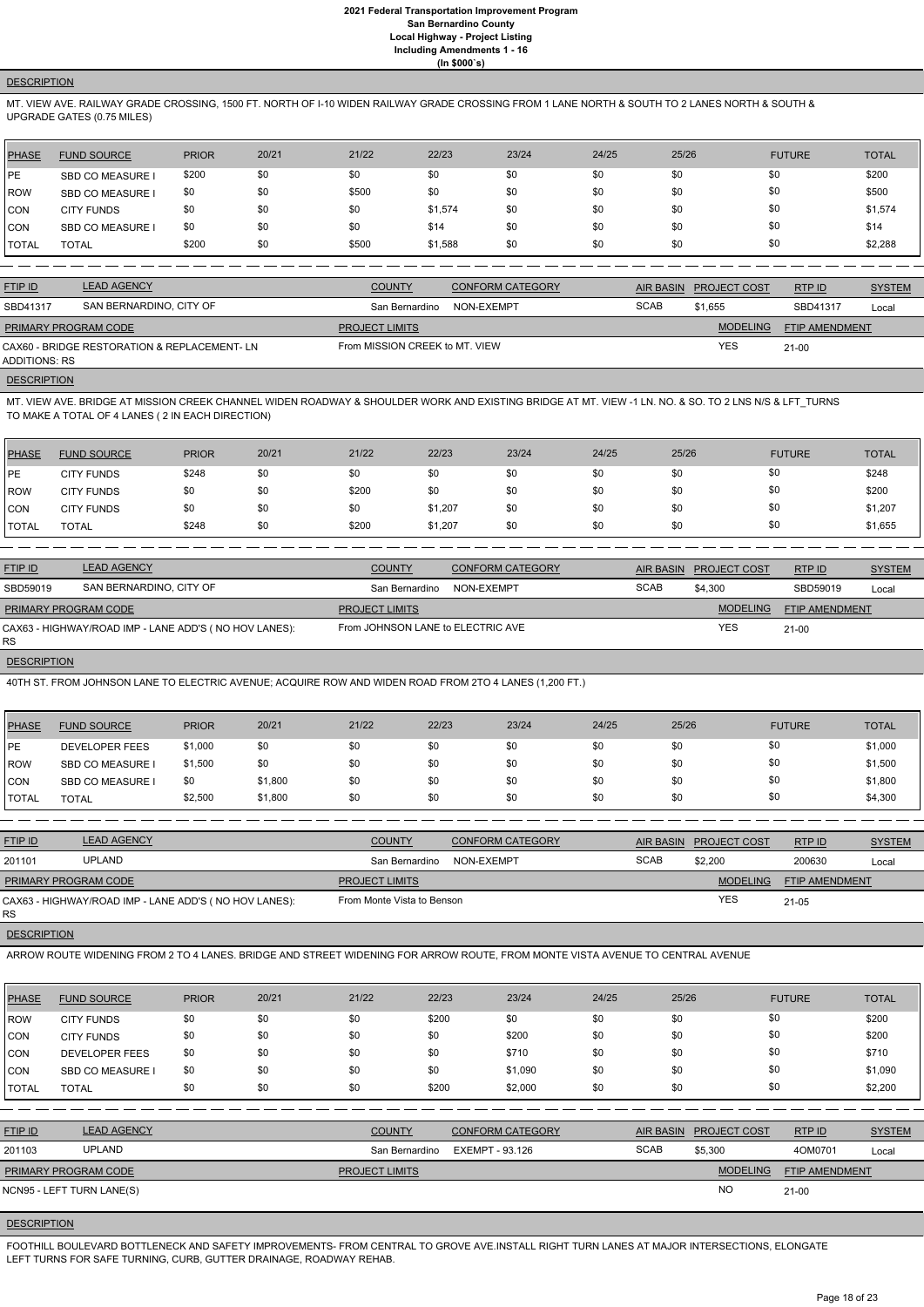**DESCRIPTION**

MT. VIEW AVE. RAILWAY GRADE CROSSING, 1500 FT. NORTH OF I-10 WIDEN RAILWAY GRADE CROSSING FROM 1 LANE NORTH & SOUTH TO 2 LANES NORTH & SOUTH & UPGRADE GATES (0.75 MILES)

| PHASE | FUND SOURCE | PRIOR | 20/21 | 21/22 | 22/23 | 23/24 | 24/25 | 25/26 | FUTURE | TOTAL |
|---|---|---|---|---|---|---|---|---|---|---|
| PE | SBD CO MEASURE I | $200 | $0 | $0 | $0 | $0 | $0 | $0 | $0 | $200 |
| ROW | SBD CO MEASURE I | $0 | $0 | $500 | $0 | $0 | $0 | $0 | $0 | $500 |
| CON | CITY FUNDS | $0 | $0 | $0 | $1,574 | $0 | $0 | $0 | $0 | $1,574 |
| CON | SBD CO MEASURE I | $0 | $0 | $0 | $14 | $0 | $0 | $0 | $0 | $14 |
| TOTAL | TOTAL | $200 | $0 | $500 | $1,588 | $0 | $0 | $0 | $0 | $2,288 |

| FTIP ID | LEAD AGENCY | COUNTY | CONFORM CATEGORY | AIR BASIN | PROJECT COST | RTP ID | SYSTEM |
|---|---|---|---|---|---|---|---|
| SBD41317 | SAN BERNARDINO, CITY OF | San Bernardino | NON-EXEMPT | SCAB | $1,655 | SBD41317 | Local |

| PRIMARY PROGRAM CODE | PROJECT LIMITS | MODELING | FTIP AMENDMENT |
|---|---|---|---|
| CAX60 - BRIDGE RESTORATION & REPLACEMENT- LN ADDITIONS: RS | From MISSION CREEK to MT. VIEW | YES | 21-00 |

**DESCRIPTION**

MT. VIEW AVE. BRIDGE AT MISSION CREEK CHANNEL WIDEN ROADWAY & SHOULDER WORK AND EXISTING BRIDGE AT MT. VIEW -1 LN. NO. & SO. TO 2 LNS N/S & LFT_TURNS TO MAKE A TOTAL OF 4 LANES ( 2 IN EACH DIRECTION)

| PHASE | FUND SOURCE | PRIOR | 20/21 | 21/22 | 22/23 | 23/24 | 24/25 | 25/26 | FUTURE | TOTAL |
|---|---|---|---|---|---|---|---|---|---|---|
| PE | CITY FUNDS | $248 | $0 | $0 | $0 | $0 | $0 | $0 | $0 | $248 |
| ROW | CITY FUNDS | $0 | $0 | $200 | $0 | $0 | $0 | $0 | $0 | $200 |
| CON | CITY FUNDS | $0 | $0 | $0 | $1,207 | $0 | $0 | $0 | $0 | $1,207 |
| TOTAL | TOTAL | $248 | $0 | $200 | $1,207 | $0 | $0 | $0 | $0 | $1,655 |

| FTIP ID | LEAD AGENCY | COUNTY | CONFORM CATEGORY | AIR BASIN | PROJECT COST | RTP ID | SYSTEM |
|---|---|---|---|---|---|---|---|
| SBD59019 | SAN BERNARDINO, CITY OF | San Bernardino | NON-EXEMPT | SCAB | $4,300 | SBD59019 | Local |

| PRIMARY PROGRAM CODE | PROJECT LIMITS | MODELING | FTIP AMENDMENT |
|---|---|---|---|
| CAX63 - HIGHWAY/ROAD IMP - LANE ADD'S ( NO HOV LANES): RS | From JOHNSON LANE to ELECTRIC AVE | YES | 21-00 |

**DESCRIPTION**

40TH ST. FROM JOHNSON LANE TO ELECTRIC AVENUE; ACQUIRE ROW AND WIDEN ROAD FROM 2TO 4 LANES (1,200 FT.)

| PHASE | FUND SOURCE | PRIOR | 20/21 | 21/22 | 22/23 | 23/24 | 24/25 | 25/26 | FUTURE | TOTAL |
|---|---|---|---|---|---|---|---|---|---|---|
| PE | DEVELOPER FEES | $1,000 | $0 | $0 | $0 | $0 | $0 | $0 | $0 | $1,000 |
| ROW | SBD CO MEASURE I | $1,500 | $0 | $0 | $0 | $0 | $0 | $0 | $0 | $1,500 |
| CON | SBD CO MEASURE I | $0 | $1,800 | $0 | $0 | $0 | $0 | $0 | $0 | $1,800 |
| TOTAL | TOTAL | $2,500 | $1,800 | $0 | $0 | $0 | $0 | $0 | $0 | $4,300 |

| FTIP ID | LEAD AGENCY | COUNTY | CONFORM CATEGORY | AIR BASIN | PROJECT COST | RTP ID | SYSTEM |
|---|---|---|---|---|---|---|---|
| 201101 | UPLAND | San Bernardino | NON-EXEMPT | SCAB | $2,200 | 200630 | Local |

| PRIMARY PROGRAM CODE | PROJECT LIMITS | MODELING | FTIP AMENDMENT |
|---|---|---|---|
| CAX63 - HIGHWAY/ROAD IMP - LANE ADD'S ( NO HOV LANES): RS | From Monte Vista to Benson | YES | 21-05 |

**DESCRIPTION**

ARROW ROUTE WIDENING FROM 2 TO 4 LANES. BRIDGE AND STREET WIDENING FOR ARROW ROUTE, FROM MONTE VISTA AVENUE TO CENTRAL AVENUE

| PHASE | FUND SOURCE | PRIOR | 20/21 | 21/22 | 22/23 | 23/24 | 24/25 | 25/26 | FUTURE | TOTAL |
|---|---|---|---|---|---|---|---|---|---|---|
| ROW | CITY FUNDS | $0 | $0 | $0 | $200 | $0 | $0 | $0 | $0 | $200 |
| CON | CITY FUNDS | $0 | $0 | $0 | $0 | $200 | $0 | $0 | $0 | $200 |
| CON | DEVELOPER FEES | $0 | $0 | $0 | $0 | $710 | $0 | $0 | $0 | $710 |
| CON | SBD CO MEASURE I | $0 | $0 | $0 | $0 | $1,090 | $0 | $0 | $0 | $1,090 |
| TOTAL | TOTAL | $0 | $0 | $0 | $200 | $2,000 | $0 | $0 | $0 | $2,200 |

| FTIP ID | LEAD AGENCY | COUNTY | CONFORM CATEGORY | AIR BASIN | PROJECT COST | RTP ID | SYSTEM |
|---|---|---|---|---|---|---|---|
| 201103 | UPLAND | San Bernardino | EXEMPT - 93.126 | SCAB | $5,300 | 4OM0701 | Local |

| PRIMARY PROGRAM CODE | PROJECT LIMITS | MODELING | FTIP AMENDMENT |
|---|---|---|---|
| NCN95 - LEFT TURN LANE(S) | | NO | 21-00 |

**DESCRIPTION**

FOOTHILL BOULEVARD BOTTLENECK AND SAFETY IMPROVEMENTS- FROM CENTRAL TO GROVE AVE.INSTALL RIGHT TURN LANES AT MAJOR INTERSECTIONS, ELONGATE LEFT TURNS FOR SAFE TURNING, CURB, GUTTER DRAINAGE, ROADWAY REHAB.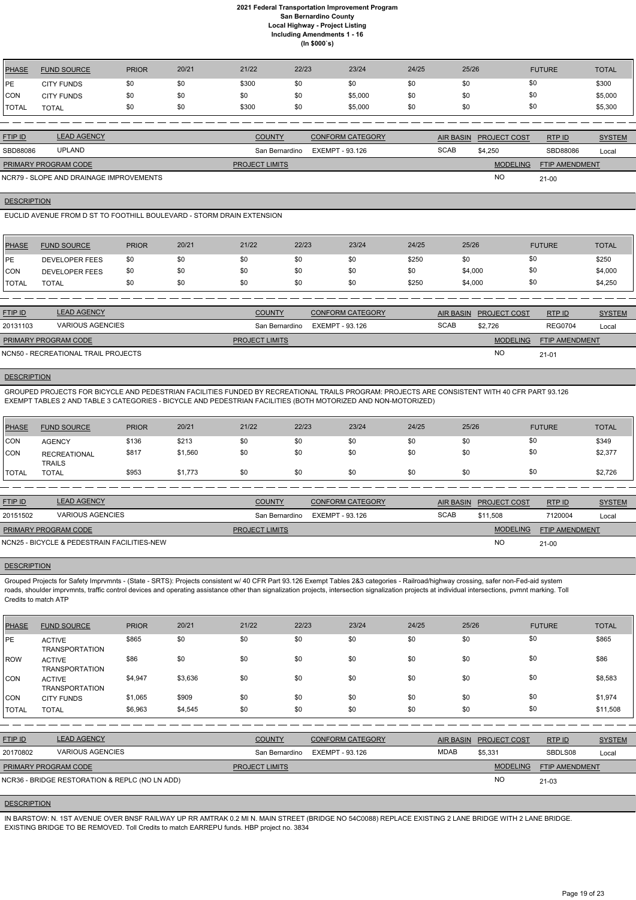# 2021 Federal Transportation Improvement Program
## San Bernardino County
## Local Highway - Project Listing
## Including Amendments 1 - 16
## (In $000`s)

| PHASE | FUND SOURCE | PRIOR | 20/21 | 21/22 | 22/23 | 23/24 | 24/25 | 25/26 | FUTURE | TOTAL |
|---|---|---|---|---|---|---|---|---|---|---|
| PE | CITY FUNDS | $0 | $0 | $300 | $0 | $0 | $0 | $0 | $0 | $300 |
| CON | CITY FUNDS | $0 | $0 | $0 | $0 | $5,000 | $0 | $0 | $0 | $5,000 |
| TOTAL | TOTAL | $0 | $0 | $300 | $0 | $5,000 | $0 | $0 | $0 | $5,300 |

| FTIP ID | LEAD AGENCY | COUNTY | CONFORM CATEGORY | AIR BASIN | PROJECT COST | RTP ID | SYSTEM |
|---|---|---|---|---|---|---|---|
| SBD88086 | UPLAND | San Bernardino | EXEMPT - 93.126 | SCAB | $4,250 | SBD88086 | Local |

| PRIMARY PROGRAM CODE | PROJECT LIMITS | MODELING | FTIP AMENDMENT |
|---|---|---|---|
| NCR79 - SLOPE AND DRAINAGE IMPROVEMENTS | | NO | 21-00 |

**DESCRIPTION**

EUCLID AVENUE FROM D ST TO FOOTHILL BOULEVARD - STORM DRAIN EXTENSION

| PHASE | FUND SOURCE | PRIOR | 20/21 | 21/22 | 22/23 | 23/24 | 24/25 | 25/26 | FUTURE | TOTAL |
|---|---|---|---|---|---|---|---|---|---|---|
| PE | DEVELOPER FEES | $0 | $0 | $0 | $0 | $0 | $250 | $0 | $0 | $250 |
| CON | DEVELOPER FEES | $0 | $0 | $0 | $0 | $0 | $0 | $4,000 | $0 | $4,000 |
| TOTAL | TOTAL | $0 | $0 | $0 | $0 | $0 | $250 | $4,000 | $0 | $4,250 |

| FTIP ID | LEAD AGENCY | COUNTY | CONFORM CATEGORY | AIR BASIN | PROJECT COST | RTP ID | SYSTEM |
|---|---|---|---|---|---|---|---|
| 20131103 | VARIOUS AGENCIES | San Bernardino | EXEMPT - 93.126 | SCAB | $2,726 | REG0704 | Local |

| PRIMARY PROGRAM CODE | PROJECT LIMITS | MODELING | FTIP AMENDMENT |
|---|---|---|---|
| NCN50 - RECREATIONAL TRAIL PROJECTS | | NO | 21-01 |

**DESCRIPTION**

GROUPED PROJECTS FOR BICYCLE AND PEDESTRIAN FACILITIES FUNDED BY RECREATIONAL TRAILS PROGRAM: PROJECTS ARE CONSISTENT WITH 40 CFR PART 93.126 EXEMPT TABLES 2 AND TABLE 3 CATEGORIES - BICYCLE AND PEDESTRIAN FACILITIES (BOTH MOTORIZED AND NON-MOTORIZED)

| PHASE | FUND SOURCE | PRIOR | 20/21 | 21/22 | 22/23 | 23/24 | 24/25 | 25/26 | FUTURE | TOTAL |
|---|---|---|---|---|---|---|---|---|---|---|
| CON | AGENCY | $136 | $213 | $0 | $0 | $0 | $0 | $0 | $0 | $349 |
| CON | RECREATIONAL TRAILS | $817 | $1,560 | $0 | $0 | $0 | $0 | $0 | $0 | $2,377 |
| TOTAL | TOTAL | $953 | $1,773 | $0 | $0 | $0 | $0 | $0 | $0 | $2,726 |

| FTIP ID | LEAD AGENCY | COUNTY | CONFORM CATEGORY | AIR BASIN | PROJECT COST | RTP ID | SYSTEM |
|---|---|---|---|---|---|---|---|
| 20151502 | VARIOUS AGENCIES | San Bernardino | EXEMPT - 93.126 | SCAB | $11,508 | 7120004 | Local |

| PRIMARY PROGRAM CODE | PROJECT LIMITS | MODELING | FTIP AMENDMENT |
|---|---|---|---|
| NCN25 - BICYCLE & PEDESTRIAN FACILITIES-NEW | | NO | 21-00 |

**DESCRIPTION**

Grouped Projects for Safety Imprvmnts - (State - SRTS): Projects consistent w/ 40 CFR Part 93.126 Exempt Tables 2&3 categories - Railroad/highway crossing, safer non-Fed-aid system roads, shoulder imprvmnts, traffic control devices and operating assistance other than signalization projects, intersection signalization projects at individual intersections, pvmnt marking. Toll Credits to match ATP

| PHASE | FUND SOURCE | PRIOR | 20/21 | 21/22 | 22/23 | 23/24 | 24/25 | 25/26 | FUTURE | TOTAL |
|---|---|---|---|---|---|---|---|---|---|---|
| PE | ACTIVE TRANSPORTATION | $865 | $0 | $0 | $0 | $0 | $0 | $0 | $0 | $865 |
| ROW | ACTIVE TRANSPORTATION | $86 | $0 | $0 | $0 | $0 | $0 | $0 | $0 | $86 |
| CON | ACTIVE TRANSPORTATION | $4,947 | $3,636 | $0 | $0 | $0 | $0 | $0 | $0 | $8,583 |
| CON | CITY FUNDS | $1,065 | $909 | $0 | $0 | $0 | $0 | $0 | $0 | $1,974 |
| TOTAL | TOTAL | $6,963 | $4,545 | $0 | $0 | $0 | $0 | $0 | $0 | $11,508 |

| FTIP ID | LEAD AGENCY | COUNTY | CONFORM CATEGORY | AIR BASIN | PROJECT COST | RTP ID | SYSTEM |
|---|---|---|---|---|---|---|---|
| 20170802 | VARIOUS AGENCIES | San Bernardino | EXEMPT - 93.126 | MDAB | $5,331 | SBDLS08 | Local |

| PRIMARY PROGRAM CODE | PROJECT LIMITS | MODELING | FTIP AMENDMENT |
|---|---|---|---|
| NCR36 - BRIDGE RESTORATION & REPLC (NO LN ADD) | | NO | 21-03 |

**DESCRIPTION**

IN BARSTOW: N. 1ST AVENUE OVER BNSF RAILWAY UP RR AMTRAK 0.2 MI N. MAIN STREET (BRIDGE NO 54C0088) REPLACE EXISTING 2 LANE BRIDGE WITH 2 LANE BRIDGE. EXISTING BRIDGE TO BE REMOVED. Toll Credits to match EARREPU funds. HBP project no. 3834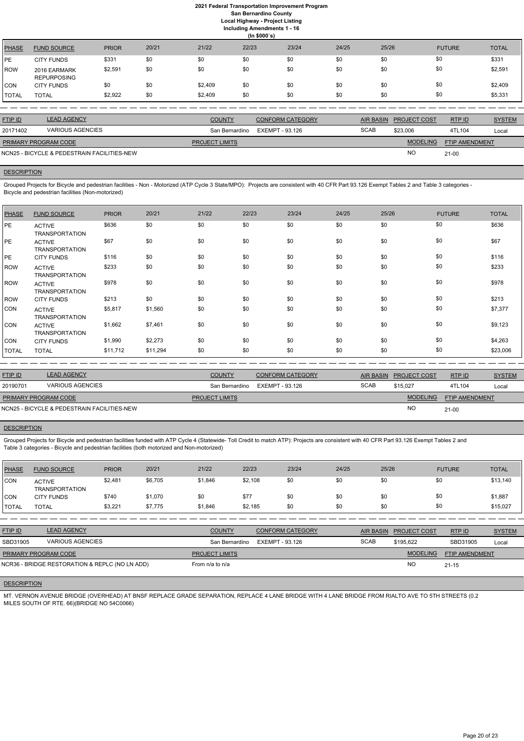# 2021 Federal Transportation Improvement Program
## San Bernardino County
### Local Highway - Project Listing
### Including Amendments 1 - 16
### (In $000`s)

| PHASE | FUND SOURCE | PRIOR | 20/21 | 21/22 | 22/23 | 23/24 | 24/25 | 25/26 | FUTURE | TOTAL |
|---|---|---|---|---|---|---|---|---|---|---|
| PE | CITY FUNDS | $331 | $0 | $0 | $0 | $0 | $0 | $0 | $0 | $331 |
| ROW | 2016 EARMARK REPURPOSING | $2,591 | $0 | $0 | $0 | $0 | $0 | $0 | $0 | $2,591 |
| CON | CITY FUNDS | $0 | $0 | $2,409 | $0 | $0 | $0 | $0 | $0 | $2,409 |
| TOTAL | TOTAL | $2,922 | $0 | $2,409 | $0 | $0 | $0 | $0 | $0 | $5,331 |

| FTIP ID | LEAD AGENCY | COUNTY | CONFORM CATEGORY | AIR BASIN | PROJECT COST | RTP ID | SYSTEM |
|---|---|---|---|---|---|---|---|
| 20171402 | VARIOUS AGENCIES | San Bernardino | EXEMPT - 93.126 | SCAB | $23,006 | 4TL104 | Local |

| PRIMARY PROGRAM CODE | PROJECT LIMITS | MODELING | FTIP AMENDMENT |
|---|---|---|---|
| NCN25 - BICYCLE & PEDESTRAIN FACILITIES-NEW | | NO | 21-00 |

**DESCRIPTION**

Grouped Projects for Bicycle and pedestrian facilities - Non - Motorized (ATP Cycle 3 State/MPO): Projects are consistent with 40 CFR Part 93.126 Exempt Tables 2 and Table 3 categories - Bicycle and pedestrian facilities (Non-motorized)

| PHASE | FUND SOURCE | PRIOR | 20/21 | 21/22 | 22/23 | 23/24 | 24/25 | 25/26 | FUTURE | TOTAL |
|---|---|---|---|---|---|---|---|---|---|---|
| PE | ACTIVE TRANSPORTATION | $636 | $0 | $0 | $0 | $0 | $0 | $0 | $0 | $636 |
| PE | ACTIVE TRANSPORTATION | $67 | $0 | $0 | $0 | $0 | $0 | $0 | $0 | $67 |
| PE | CITY FUNDS | $116 | $0 | $0 | $0 | $0 | $0 | $0 | $0 | $116 |
| ROW | ACTIVE TRANSPORTATION | $233 | $0 | $0 | $0 | $0 | $0 | $0 | $0 | $233 |
| ROW | ACTIVE TRANSPORTATION | $978 | $0 | $0 | $0 | $0 | $0 | $0 | $0 | $978 |
| ROW | CITY FUNDS | $213 | $0 | $0 | $0 | $0 | $0 | $0 | $0 | $213 |
| CON | ACTIVE TRANSPORTATION | $5,817 | $1,560 | $0 | $0 | $0 | $0 | $0 | $0 | $7,377 |
| CON | ACTIVE TRANSPORTATION | $1,662 | $7,461 | $0 | $0 | $0 | $0 | $0 | $0 | $9,123 |
| CON | CITY FUNDS | $1,990 | $2,273 | $0 | $0 | $0 | $0 | $0 | $0 | $4,263 |
| TOTAL | TOTAL | $11,712 | $11,294 | $0 | $0 | $0 | $0 | $0 | $0 | $23,006 |

| FTIP ID | LEAD AGENCY | COUNTY | CONFORM CATEGORY | AIR BASIN | PROJECT COST | RTP ID | SYSTEM |
|---|---|---|---|---|---|---|---|
| 20190701 | VARIOUS AGENCIES | San Bernardino | EXEMPT - 93.126 | SCAB | $15,027 | 4TL104 | Local |

| PRIMARY PROGRAM CODE | PROJECT LIMITS | MODELING | FTIP AMENDMENT |
|---|---|---|---|
| NCN25 - BICYCLE & PEDESTRAIN FACILITIES-NEW | | NO | 21-00 |

**DESCRIPTION**

Grouped Projects for Bicycle and pedestrian facilities funded with ATP Cycle 4 (Statewide- Toll Credit to match ATP): Projects are consistent with 40 CFR Part 93.126 Exempt Tables 2 and Table 3 categories - Bicycle and pedestrian facilities (both motorized and Non-motorized)

| PHASE | FUND SOURCE | PRIOR | 20/21 | 21/22 | 22/23 | 23/24 | 24/25 | 25/26 | FUTURE | TOTAL |
|---|---|---|---|---|---|---|---|---|---|---|
| CON | ACTIVE TRANSPORTATION | $2,481 | $6,705 | $1,846 | $2,108 | $0 | $0 | $0 | $0 | $13,140 |
| CON | CITY FUNDS | $740 | $1,070 | $0 | $77 | $0 | $0 | $0 | $0 | $1,887 |
| TOTAL | TOTAL | $3,221 | $7,775 | $1,846 | $2,185 | $0 | $0 | $0 | $0 | $15,027 |

| FTIP ID | LEAD AGENCY | COUNTY | CONFORM CATEGORY | AIR BASIN | PROJECT COST | RTP ID | SYSTEM |
|---|---|---|---|---|---|---|---|
| SBD31905 | VARIOUS AGENCIES | San Bernardino | EXEMPT - 93.126 | SCAB | $195,622 | SBD31905 | Local |

| PRIMARY PROGRAM CODE | PROJECT LIMITS | MODELING | FTIP AMENDMENT |
|---|---|---|---|
| NCR36 - BRIDGE RESTORATION & REPLC (NO LN ADD) | From n/a to n/a | NO | 21-15 |

**DESCRIPTION**

MT. VERNON AVENUE BRIDGE (OVERHEAD) AT BNSF REPLACE GRADE SEPARATION, REPLACE 4 LANE BRIDGE WITH 4 LANE BRIDGE FROM RIALTO AVE TO 5TH STREETS (0.2 MILES SOUTH OF RTE. 66)(BRIDGE NO 54C0066)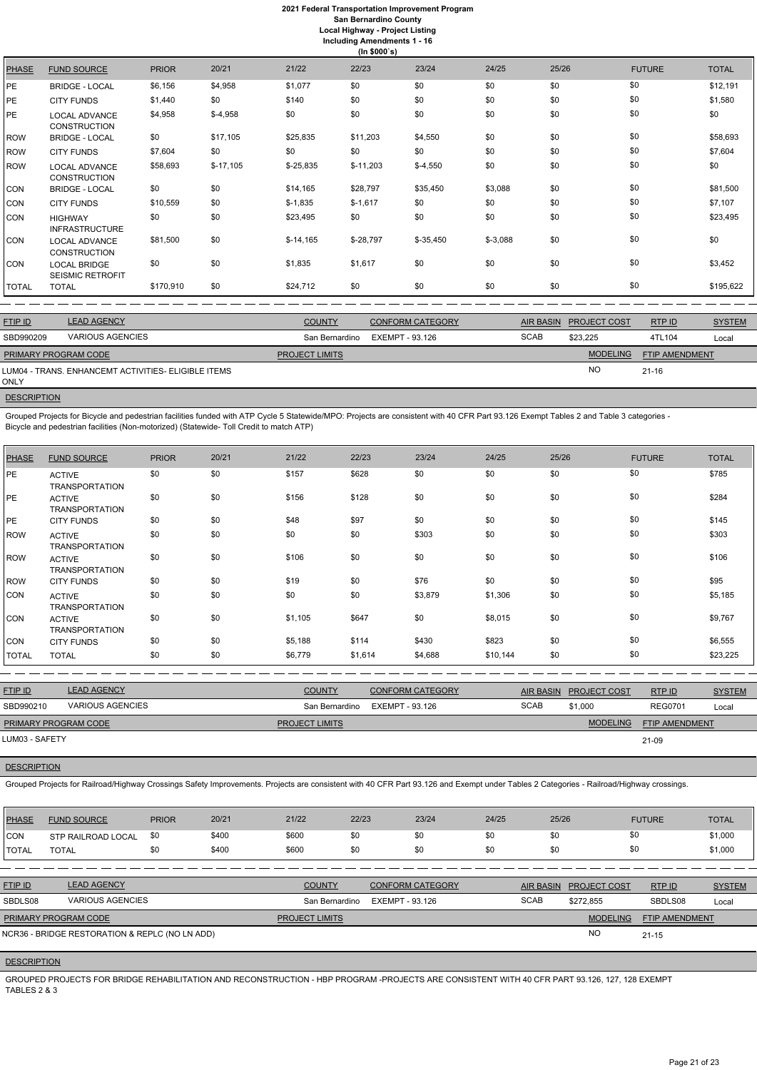# 2021 Federal Transportation Improvement Program
## San Bernardino County
### Local Highway - Project Listing
### Including Amendments 1 - 16
### (In $000`s)

| PHASE | FUND SOURCE | PRIOR | 20/21 | 21/22 | 22/23 | 23/24 | 24/25 | 25/26 | FUTURE | TOTAL |
|---|---|---|---|---|---|---|---|---|---|---|
| PE | BRIDGE - LOCAL | $6,156 | $4,958 | $1,077 | $0 | $0 | $0 | $0 | $0 | $12,191 |
| PE | CITY FUNDS | $1,440 | $0 | $140 | $0 | $0 | $0 | $0 | $0 | $1,580 |
| PE | LOCAL ADVANCE CONSTRUCTION | $4,958 | $-4,958 | $0 | $0 | $0 | $0 | $0 | $0 | $0 |
| ROW | BRIDGE - LOCAL | $0 | $17,105 | $25,835 | $11,203 | $4,550 | $0 | $0 | $0 | $58,693 |
| ROW | CITY FUNDS | $7,604 | $0 | $0 | $0 | $0 | $0 | $0 | $0 | $7,604 |
| ROW | LOCAL ADVANCE CONSTRUCTION | $58,693 | $-17,105 | $-25,835 | $-11,203 | $-4,550 | $0 | $0 | $0 | $0 |
| CON | BRIDGE - LOCAL | $0 | $0 | $14,165 | $28,797 | $35,450 | $3,088 | $0 | $0 | $81,500 |
| CON | CITY FUNDS | $10,559 | $0 | $-1,835 | $-1,617 | $0 | $0 | $0 | $0 | $7,107 |
| CON | HIGHWAY INFRASTRUCTURE | $0 | $0 | $23,495 | $0 | $0 | $0 | $0 | $0 | $23,495 |
| CON | LOCAL ADVANCE CONSTRUCTION | $81,500 | $0 | $-14,165 | $-28,797 | $-35,450 | $-3,088 | $0 | $0 | $0 |
| CON | LOCAL BRIDGE SEISMIC RETROFIT | $0 | $0 | $1,835 | $1,617 | $0 | $0 | $0 | $0 | $3,452 |
| TOTAL | TOTAL | $170,910 | $0 | $24,712 | $0 | $0 | $0 | $0 | $0 | $195,622 |

| FTIP ID | LEAD AGENCY | COUNTY | CONFORM CATEGORY | AIR BASIN | PROJECT COST | RTP ID | SYSTEM |
|---|---|---|---|---|---|---|---|
| SBD990209 | VARIOUS AGENCIES | San Bernardino | EXEMPT - 93.126 | SCAB | $23,225 | 4TL104 | Local |

| PRIMARY PROGRAM CODE | PROJECT LIMITS | MODELING | FTIP AMENDMENT |
|---|---|---|---|
| LUM04 - TRANS. ENHANCEMT ACTIVITIES- ELIGIBLE ITEMS ONLY | | NO | 21-16 |

**DESCRIPTION**

Grouped Projects for Bicycle and pedestrian facilities funded with ATP Cycle 5 Statewide/MPO: Projects are consistent with 40 CFR Part 93.126 Exempt Tables 2 and Table 3 categories - Bicycle and pedestrian facilities (Non-motorized) (Statewide- Toll Credit to match ATP)

| PHASE | FUND SOURCE | PRIOR | 20/21 | 21/22 | 22/23 | 23/24 | 24/25 | 25/26 | FUTURE | TOTAL |
|---|---|---|---|---|---|---|---|---|---|---|
| PE | ACTIVE TRANSPORTATION | $0 | $0 | $157 | $628 | $0 | $0 | $0 | $0 | $785 |
| PE | ACTIVE TRANSPORTATION | $0 | $0 | $156 | $128 | $0 | $0 | $0 | $0 | $284 |
| PE | CITY FUNDS | $0 | $0 | $48 | $97 | $0 | $0 | $0 | $0 | $145 |
| ROW | ACTIVE TRANSPORTATION | $0 | $0 | $0 | $0 | $303 | $0 | $0 | $0 | $303 |
| ROW | ACTIVE TRANSPORTATION | $0 | $0 | $106 | $0 | $0 | $0 | $0 | $0 | $106 |
| ROW | CITY FUNDS | $0 | $0 | $19 | $0 | $76 | $0 | $0 | $0 | $95 |
| CON | ACTIVE TRANSPORTATION | $0 | $0 | $0 | $0 | $3,879 | $1,306 | $0 | $0 | $5,185 |
| CON | ACTIVE TRANSPORTATION | $0 | $0 | $1,105 | $647 | $0 | $8,015 | $0 | $0 | $9,767 |
| CON | CITY FUNDS | $0 | $0 | $5,188 | $114 | $430 | $823 | $0 | $0 | $6,555 |
| TOTAL | TOTAL | $0 | $0 | $6,779 | $1,614 | $4,688 | $10,144 | $0 | $0 | $23,225 |

| FTIP ID | LEAD AGENCY | COUNTY | CONFORM CATEGORY | AIR BASIN | PROJECT COST | RTP ID | SYSTEM |
|---|---|---|---|---|---|---|---|
| SBD990210 | VARIOUS AGENCIES | San Bernardino | EXEMPT - 93.126 | SCAB | $1,000 | REG0701 | Local |

| PRIMARY PROGRAM CODE | PROJECT LIMITS | MODELING | FTIP AMENDMENT |
|---|---|---|---|
| LUM03 - SAFETY | | | 21-09 |

**DESCRIPTION**

Grouped Projects for Railroad/Highway Crossings Safety Improvements. Projects are consistent with 40 CFR Part 93.126 and Exempt under Tables 2 Categories - Railroad/Highway crossings.

| PHASE | FUND SOURCE | PRIOR | 20/21 | 21/22 | 22/23 | 23/24 | 24/25 | 25/26 | FUTURE | TOTAL |
|---|---|---|---|---|---|---|---|---|---|---|
| CON | STP RAILROAD LOCAL | $0 | $400 | $600 | $0 | $0 | $0 | $0 | $0 | $1,000 |
| TOTAL | TOTAL | $0 | $400 | $600 | $0 | $0 | $0 | $0 | $0 | $1,000 |

| FTIP ID | LEAD AGENCY | COUNTY | CONFORM CATEGORY | AIR BASIN | PROJECT COST | RTP ID | SYSTEM |
|---|---|---|---|---|---|---|---|
| SBDLS08 | VARIOUS AGENCIES | San Bernardino | EXEMPT - 93.126 | SCAB | $272,855 | SBDLS08 | Local |

| PRIMARY PROGRAM CODE | PROJECT LIMITS | MODELING | FTIP AMENDMENT |
|---|---|---|---|
| NCR36 - BRIDGE RESTORATION & REPLC (NO LN ADD) | | NO | 21-15 |

**DESCRIPTION**

GROUPED PROJECTS FOR BRIDGE REHABILITATION AND RECONSTRUCTION - HBP PROGRAM -PROJECTS ARE CONSISTENT WITH 40 CFR PART 93.126, 127, 128 EXEMPT TABLES 2 & 3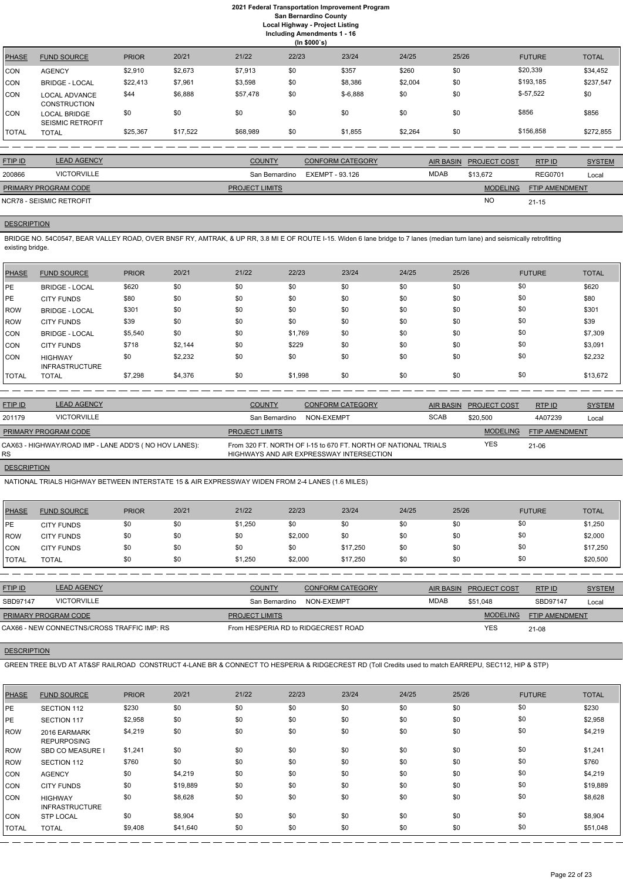# 2021 Federal Transportation Improvement Program
## San Bernardino County
### Local Highway - Project Listing
### Including Amendments 1 - 16
### (In $000`s)

| PHASE | FUND SOURCE | PRIOR | 20/21 | 21/22 | 22/23 | 23/24 | 24/25 | 25/26 | FUTURE | TOTAL |
|---|---|---|---|---|---|---|---|---|---|---|
| CON | AGENCY | $2,910 | $2,673 | $7,913 | $0 | $357 | $260 | $0 | $20,339 | $34,452 |
| CON | BRIDGE - LOCAL | $22,413 | $7,961 | $3,598 | $0 | $8,386 | $2,004 | $0 | $193,185 | $237,547 |
| CON | LOCAL ADVANCE CONSTRUCTION | $44 | $6,888 | $57,478 | $0 | $-6,888 | $0 | $0 | $-57,522 | $0 |
| CON | LOCAL BRIDGE SEISMIC RETROFIT | $0 | $0 | $0 | $0 | $0 | $0 | $0 | $856 | $856 |
| TOTAL | TOTAL | $25,367 | $17,522 | $68,989 | $0 | $1,855 | $2,264 | $0 | $156,858 | $272,855 |

| FTIP ID | LEAD AGENCY | COUNTY | CONFORM CATEGORY | AIR BASIN | PROJECT COST | RTP ID | SYSTEM |
|---|---|---|---|---|---|---|---|
| 200866 | VICTORVILLE | San Bernardino | EXEMPT - 93.126 | MDAB | $13,672 | REG0701 | Local |

| PRIMARY PROGRAM CODE | PROJECT LIMITS | MODELING | FTIP AMENDMENT |
|---|---|---|---|
| NCR78 - SEISMIC RETROFIT | | NO | 21-15 |

DESCRIPTION

BRIDGE NO. 54C0547, BEAR VALLEY ROAD, OVER BNSF RY, AMTRAK, & UP RR, 3.8 MI E OF ROUTE I-15. Widen 6 lane bridge to 7 lanes (median turn lane) and seismically retrofitting existing bridge.

| PHASE | FUND SOURCE | PRIOR | 20/21 | 21/22 | 22/23 | 23/24 | 24/25 | 25/26 | FUTURE | TOTAL |
|---|---|---|---|---|---|---|---|---|---|---|
| PE | BRIDGE - LOCAL | $620 | $0 | $0 | $0 | $0 | $0 | $0 | $0 | $620 |
| PE | CITY FUNDS | $80 | $0 | $0 | $0 | $0 | $0 | $0 | $0 | $80 |
| ROW | BRIDGE - LOCAL | $301 | $0 | $0 | $0 | $0 | $0 | $0 | $0 | $301 |
| ROW | CITY FUNDS | $39 | $0 | $0 | $0 | $0 | $0 | $0 | $0 | $39 |
| CON | BRIDGE - LOCAL | $5,540 | $0 | $0 | $1,769 | $0 | $0 | $0 | $0 | $7,309 |
| CON | CITY FUNDS | $718 | $2,144 | $0 | $229 | $0 | $0 | $0 | $0 | $3,091 |
| CON | HIGHWAY INFRASTRUCTURE | $0 | $2,232 | $0 | $0 | $0 | $0 | $0 | $0 | $2,232 |
| TOTAL | TOTAL | $7,298 | $4,376 | $0 | $1,998 | $0 | $0 | $0 | $0 | $13,672 |

| FTIP ID | LEAD AGENCY | COUNTY | CONFORM CATEGORY | AIR BASIN | PROJECT COST | RTP ID | SYSTEM |
|---|---|---|---|---|---|---|---|
| 201179 | VICTORVILLE | San Bernardino | NON-EXEMPT | SCAB | $20,500 | 4A07239 | Local |

| PRIMARY PROGRAM CODE | PROJECT LIMITS | MODELING | FTIP AMENDMENT |
|---|---|---|---|
| CAX63 - HIGHWAY/ROAD IMP - LANE ADD'S ( NO HOV LANES): RS | From 320 FT. NORTH OF I-15 to 670 FT. NORTH OF NATIONAL TRIALS HIGHWAYS AND AIR EXPRESSWAY INTERSECTION | YES | 21-06 |

DESCRIPTION

NATIONAL TRIALS HIGHWAY BETWEEN INTERSTATE 15 & AIR EXPRESSWAY WIDEN FROM 2-4 LANES (1.6 MILES)

| PHASE | FUND SOURCE | PRIOR | 20/21 | 21/22 | 22/23 | 23/24 | 24/25 | 25/26 | FUTURE | TOTAL |
|---|---|---|---|---|---|---|---|---|---|---|
| PE | CITY FUNDS | $0 | $0 | $1,250 | $0 | $0 | $0 | $0 | $0 | $1,250 |
| ROW | CITY FUNDS | $0 | $0 | $0 | $2,000 | $0 | $0 | $0 | $0 | $2,000 |
| CON | CITY FUNDS | $0 | $0 | $0 | $0 | $17,250 | $0 | $0 | $0 | $17,250 |
| TOTAL | TOTAL | $0 | $0 | $1,250 | $2,000 | $17,250 | $0 | $0 | $0 | $20,500 |

| FTIP ID | LEAD AGENCY | COUNTY | CONFORM CATEGORY | AIR BASIN | PROJECT COST | RTP ID | SYSTEM |
|---|---|---|---|---|---|---|---|
| SBD97147 | VICTORVILLE | San Bernardino | NON-EXEMPT | MDAB | $51,048 | SBD97147 | Local |

| PRIMARY PROGRAM CODE | PROJECT LIMITS | MODELING | FTIP AMENDMENT |
|---|---|---|---|
| CAX66 - NEW CONNECTNS/CROSS TRAFFIC IMP: RS | From HESPERIA RD to RIDGECREST ROAD | YES | 21-08 |

DESCRIPTION

GREEN TREE BLVD AT AT&SF RAILROAD CONSTRUCT 4-LANE BR & CONNECT TO HESPERIA & RIDGECREST RD (Toll Credits used to match EARREPU, SEC112, HIP & STP)

| PHASE | FUND SOURCE | PRIOR | 20/21 | 21/22 | 22/23 | 23/24 | 24/25 | 25/26 | FUTURE | TOTAL |
|---|---|---|---|---|---|---|---|---|---|---|
| PE | SECTION 112 | $230 | $0 | $0 | $0 | $0 | $0 | $0 | $0 | $230 |
| PE | SECTION 117 | $2,958 | $0 | $0 | $0 | $0 | $0 | $0 | $0 | $2,958 |
| ROW | 2016 EARMARK REPURPOSING | $4,219 | $0 | $0 | $0 | $0 | $0 | $0 | $0 | $4,219 |
| ROW | SBD CO MEASURE I | $1,241 | $0 | $0 | $0 | $0 | $0 | $0 | $0 | $1,241 |
| ROW | SECTION 112 | $760 | $0 | $0 | $0 | $0 | $0 | $0 | $0 | $760 |
| CON | AGENCY | $0 | $4,219 | $0 | $0 | $0 | $0 | $0 | $0 | $4,219 |
| CON | CITY FUNDS | $0 | $19,889 | $0 | $0 | $0 | $0 | $0 | $0 | $19,889 |
| CON | HIGHWAY INFRASTRUCTURE | $0 | $8,628 | $0 | $0 | $0 | $0 | $0 | $0 | $8,628 |
| CON | STP LOCAL | $0 | $8,904 | $0 | $0 | $0 | $0 | $0 | $0 | $8,904 |
| TOTAL | TOTAL | $9,408 | $41,640 | $0 | $0 | $0 | $0 | $0 | $0 | $51,048 |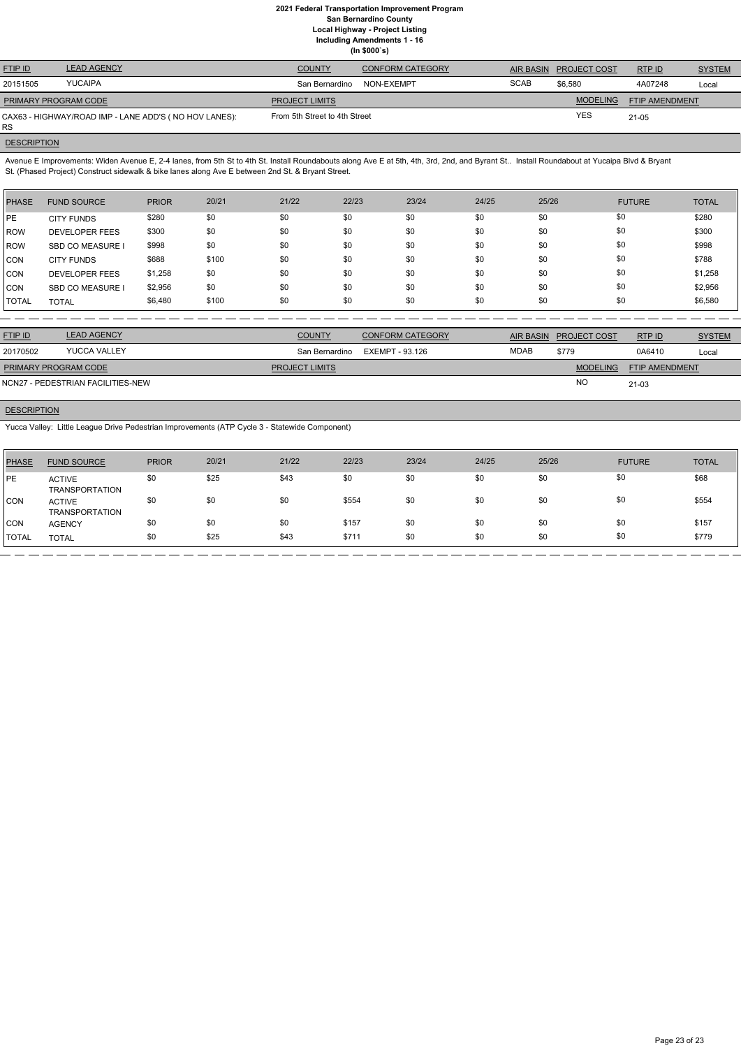**2021 Federal Transportation Improvement Program**
**San Bernardino County**
**Local Highway - Project Listing**
**Including Amendments 1 - 16**
**(In $000`s)**

| FTIP ID | LEAD AGENCY | COUNTY | CONFORM CATEGORY | AIR BASIN | PROJECT COST | RTP ID | SYSTEM |
|---|---|---|---|---|---|---|---|
| 20151505 | YUCAIPA | San Bernardino | NON-EXEMPT | SCAB | $6,580 | 4A07248 | Local |

| PRIMARY PROGRAM CODE | PROJECT LIMITS | MODELING | FTIP AMENDMENT |
|---|---|---|---|
| CAX63 - HIGHWAY/ROAD IMP - LANE ADD'S ( NO HOV LANES): RS | From 5th Street to 4th Street | YES | 21-05 |

**DESCRIPTION**

Avenue E Improvements: Widen Avenue E, 2-4 lanes, from 5th St to 4th St. Install Roundabouts along Ave E at 5th, 4th, 3rd, 2nd, and Byrant St.. Install Roundabout at Yucaipa Blvd & Bryant St. (Phased Project) Construct sidewalk & bike lanes along Ave E between 2nd St. & Bryant Street.

| PHASE | FUND SOURCE | PRIOR | 20/21 | 21/22 | 22/23 | 23/24 | 24/25 | 25/26 | FUTURE | TOTAL |
|---|---|---|---|---|---|---|---|---|---|---|
| PE | CITY FUNDS | $280 | $0 | $0 | $0 | $0 | $0 | $0 | $0 | $280 |
| ROW | DEVELOPER FEES | $300 | $0 | $0 | $0 | $0 | $0 | $0 | $0 | $300 |
| ROW | SBD CO MEASURE I | $998 | $0 | $0 | $0 | $0 | $0 | $0 | $0 | $998 |
| CON | CITY FUNDS | $688 | $100 | $0 | $0 | $0 | $0 | $0 | $0 | $788 |
| CON | DEVELOPER FEES | $1,258 | $0 | $0 | $0 | $0 | $0 | $0 | $0 | $1,258 |
| CON | SBD CO MEASURE I | $2,956 | $0 | $0 | $0 | $0 | $0 | $0 | $0 | $2,956 |
| TOTAL | TOTAL | $6,480 | $100 | $0 | $0 | $0 | $0 | $0 | $0 | $6,580 |

| FTIP ID | LEAD AGENCY | COUNTY | CONFORM CATEGORY | AIR BASIN | PROJECT COST | RTP ID | SYSTEM |
|---|---|---|---|---|---|---|---|
| 20170502 | YUCCA VALLEY | San Bernardino | EXEMPT - 93.126 | MDAB | $779 | 0A6410 | Local |

| PRIMARY PROGRAM CODE | PROJECT LIMITS | MODELING | FTIP AMENDMENT |
|---|---|---|---|
| NCN27 - PEDESTRIAN FACILITIES-NEW | | NO | 21-03 |

**DESCRIPTION**

Yucca Valley: Little League Drive Pedestrian Improvements (ATP Cycle 3 - Statewide Component)

| PHASE | FUND SOURCE | PRIOR | 20/21 | 21/22 | 22/23 | 23/24 | 24/25 | 25/26 | FUTURE | TOTAL |
|---|---|---|---|---|---|---|---|---|---|---|
| PE | ACTIVE TRANSPORTATION | $0 | $25 | $43 | $0 | $0 | $0 | $0 | $0 | $68 |
| CON | ACTIVE TRANSPORTATION | $0 | $0 | $0 | $554 | $0 | $0 | $0 | $0 | $554 |
| CON | AGENCY | $0 | $0 | $0 | $157 | $0 | $0 | $0 | $0 | $157 |
| TOTAL | TOTAL | $0 | $25 | $43 | $711 | $0 | $0 | $0 | $0 | $779 |